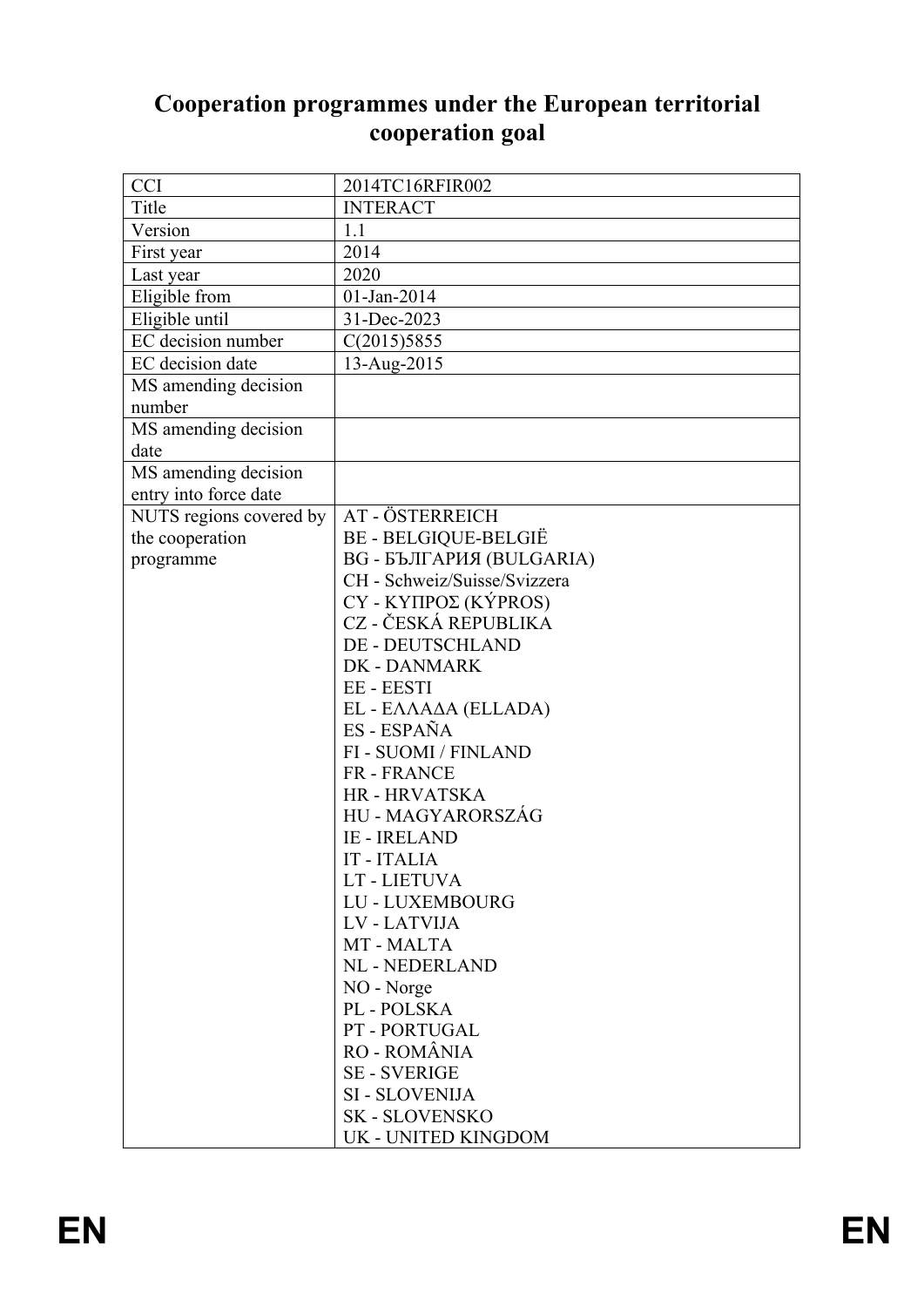# Cooperation programmes under the European territorial cooperation goal

| CCI | 2014TC16RFIR002 |
|---|---|
| Title | INTERACT |
| Version | 1.1 |
| First year | 2014 |
| Last year | 2020 |
| Eligible from | 01-Jan-2014 |
| Eligible until | 31-Dec-2023 |
| EC decision number | C(2015)5855 |
| EC decision date | 13-Aug-2015 |
| MS amending decision number | |
| MS amending decision date | |
| MS amending decision entry into force date | |
| NUTS regions covered by the cooperation programme | AT - ÖSTERREICH<br>BE - BELGIQUE-BELGIË<br>BG - БЪЛГАРИЯ (BULGARIA)<br>CH - Schweiz/Suisse/Svizzera<br>CY - ΚΥΠΡΟΣ (KÝPROS)<br>CZ - ČESKÁ REPUBLIKA<br>DE - DEUTSCHLAND<br>DK - DANMARK<br>EE - EESTI<br>EL - ΕΛΛΑΔΑ (ELLADA)<br>ES - ESPAÑA<br>FI - SUOMI / FINLAND<br>FR - FRANCE<br>HR - HRVATSKA<br>HU - MAGYARORSZÁG<br>IE - IRELAND<br>IT - ITALIA<br>LT - LIETUVA<br>LU - LUXEMBOURG<br>LV - LATVIJA<br>MT - MALTA<br>NL - NEDERLAND<br>NO - Norge<br>PL - POLSKA<br>PT - PORTUGAL<br>RO - ROMÂNIA<br>SE - SVERIGE<br>SI - SLOVENIJA<br>SK - SLOVENSKO<br>UK - UNITED KINGDOM |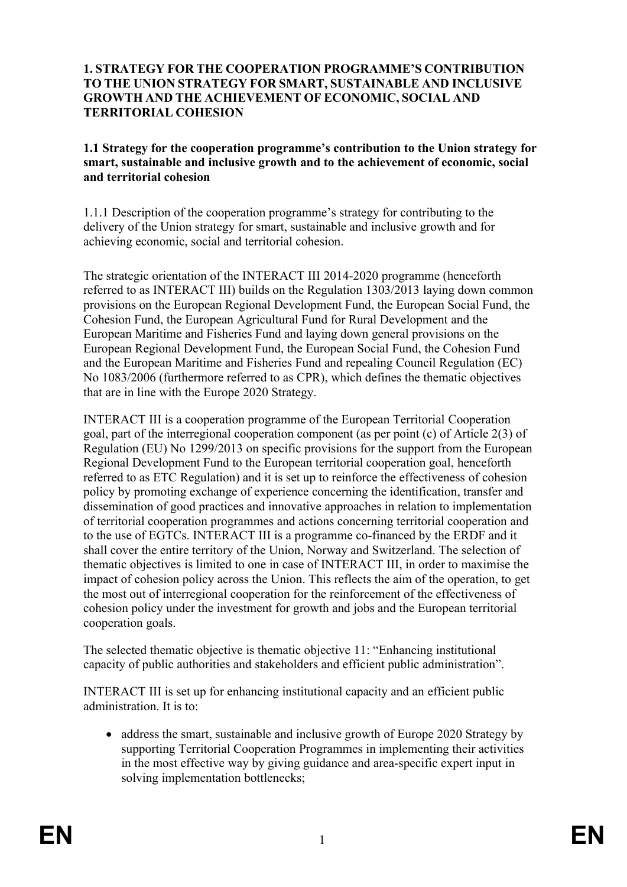# 1. STRATEGY FOR THE COOPERATION PROGRAMME'S CONTRIBUTION TO THE UNION STRATEGY FOR SMART, SUSTAINABLE AND INCLUSIVE GROWTH AND THE ACHIEVEMENT OF ECONOMIC, SOCIAL AND TERRITORIAL COHESION

## 1.1 Strategy for the cooperation programme's contribution to the Union strategy for smart, sustainable and inclusive growth and to the achievement of economic, social and territorial cohesion

1.1.1 Description of the cooperation programme's strategy for contributing to the delivery of the Union strategy for smart, sustainable and inclusive growth and for achieving economic, social and territorial cohesion.

The strategic orientation of the INTERACT III 2014-2020 programme (henceforth referred to as INTERACT III) builds on the Regulation 1303/2013 laying down common provisions on the European Regional Development Fund, the European Social Fund, the Cohesion Fund, the European Agricultural Fund for Rural Development and the European Maritime and Fisheries Fund and laying down general provisions on the European Regional Development Fund, the European Social Fund, the Cohesion Fund and the European Maritime and Fisheries Fund and repealing Council Regulation (EC) No 1083/2006 (furthermore referred to as CPR), which defines the thematic objectives that are in line with the Europe 2020 Strategy.

INTERACT III is a cooperation programme of the European Territorial Cooperation goal, part of the interregional cooperation component (as per point (c) of Article 2(3) of Regulation (EU) No 1299/2013 on specific provisions for the support from the European Regional Development Fund to the European territorial cooperation goal, henceforth referred to as ETC Regulation) and it is set up to reinforce the effectiveness of cohesion policy by promoting exchange of experience concerning the identification, transfer and dissemination of good practices and innovative approaches in relation to implementation of territorial cooperation programmes and actions concerning territorial cooperation and to the use of EGTCs. INTERACT III is a programme co-financed by the ERDF and it shall cover the entire territory of the Union, Norway and Switzerland. The selection of thematic objectives is limited to one in case of INTERACT III, in order to maximise the impact of cohesion policy across the Union. This reflects the aim of the operation, to get the most out of interregional cooperation for the reinforcement of the effectiveness of cohesion policy under the investment for growth and jobs and the European territorial cooperation goals.

The selected thematic objective is thematic objective 11: "Enhancing institutional capacity of public authorities and stakeholders and efficient public administration".

INTERACT III is set up for enhancing institutional capacity and an efficient public administration. It is to:

- address the smart, sustainable and inclusive growth of Europe 2020 Strategy by supporting Territorial Cooperation Programmes in implementing their activities in the most effective way by giving guidance and area-specific expert input in solving implementation bottlenecks;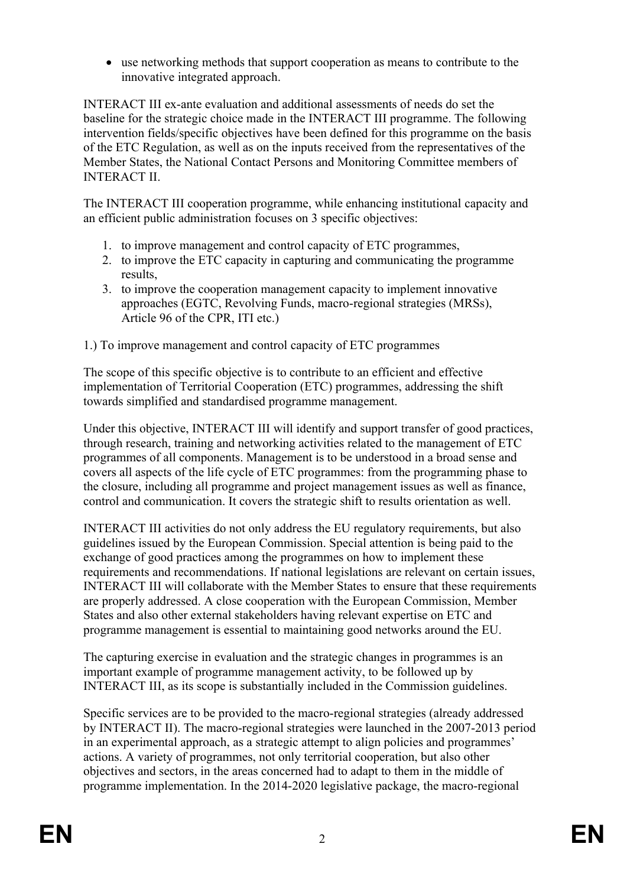- use networking methods that support cooperation as means to contribute to the innovative integrated approach.

INTERACT III ex-ante evaluation and additional assessments of needs do set the baseline for the strategic choice made in the INTERACT III programme. The following intervention fields/specific objectives have been defined for this programme on the basis of the ETC Regulation, as well as on the inputs received from the representatives of the Member States, the National Contact Persons and Monitoring Committee members of INTERACT II.

The INTERACT III cooperation programme, while enhancing institutional capacity and an efficient public administration focuses on 3 specific objectives:

1. to improve management and control capacity of ETC programmes,
2. to improve the ETC capacity in capturing and communicating the programme results,
3. to improve the cooperation management capacity to implement innovative approaches (EGTC, Revolving Funds, macro-regional strategies (MRSs), Article 96 of the CPR, ITI etc.)

1.) To improve management and control capacity of ETC programmes

The scope of this specific objective is to contribute to an efficient and effective implementation of Territorial Cooperation (ETC) programmes, addressing the shift towards simplified and standardised programme management.

Under this objective, INTERACT III will identify and support transfer of good practices, through research, training and networking activities related to the management of ETC programmes of all components. Management is to be understood in a broad sense and covers all aspects of the life cycle of ETC programmes: from the programming phase to the closure, including all programme and project management issues as well as finance, control and communication. It covers the strategic shift to results orientation as well.

INTERACT III activities do not only address the EU regulatory requirements, but also guidelines issued by the European Commission. Special attention is being paid to the exchange of good practices among the programmes on how to implement these requirements and recommendations. If national legislations are relevant on certain issues, INTERACT III will collaborate with the Member States to ensure that these requirements are properly addressed. A close cooperation with the European Commission, Member States and also other external stakeholders having relevant expertise on ETC and programme management is essential to maintaining good networks around the EU.

The capturing exercise in evaluation and the strategic changes in programmes is an important example of programme management activity, to be followed up by INTERACT III, as its scope is substantially included in the Commission guidelines.

Specific services are to be provided to the macro-regional strategies (already addressed by INTERACT II). The macro-regional strategies were launched in the 2007-2013 period in an experimental approach, as a strategic attempt to align policies and programmes' actions. A variety of programmes, not only territorial cooperation, but also other objectives and sectors, in the areas concerned had to adapt to them in the middle of programme implementation. In the 2014-2020 legislative package, the macro-regional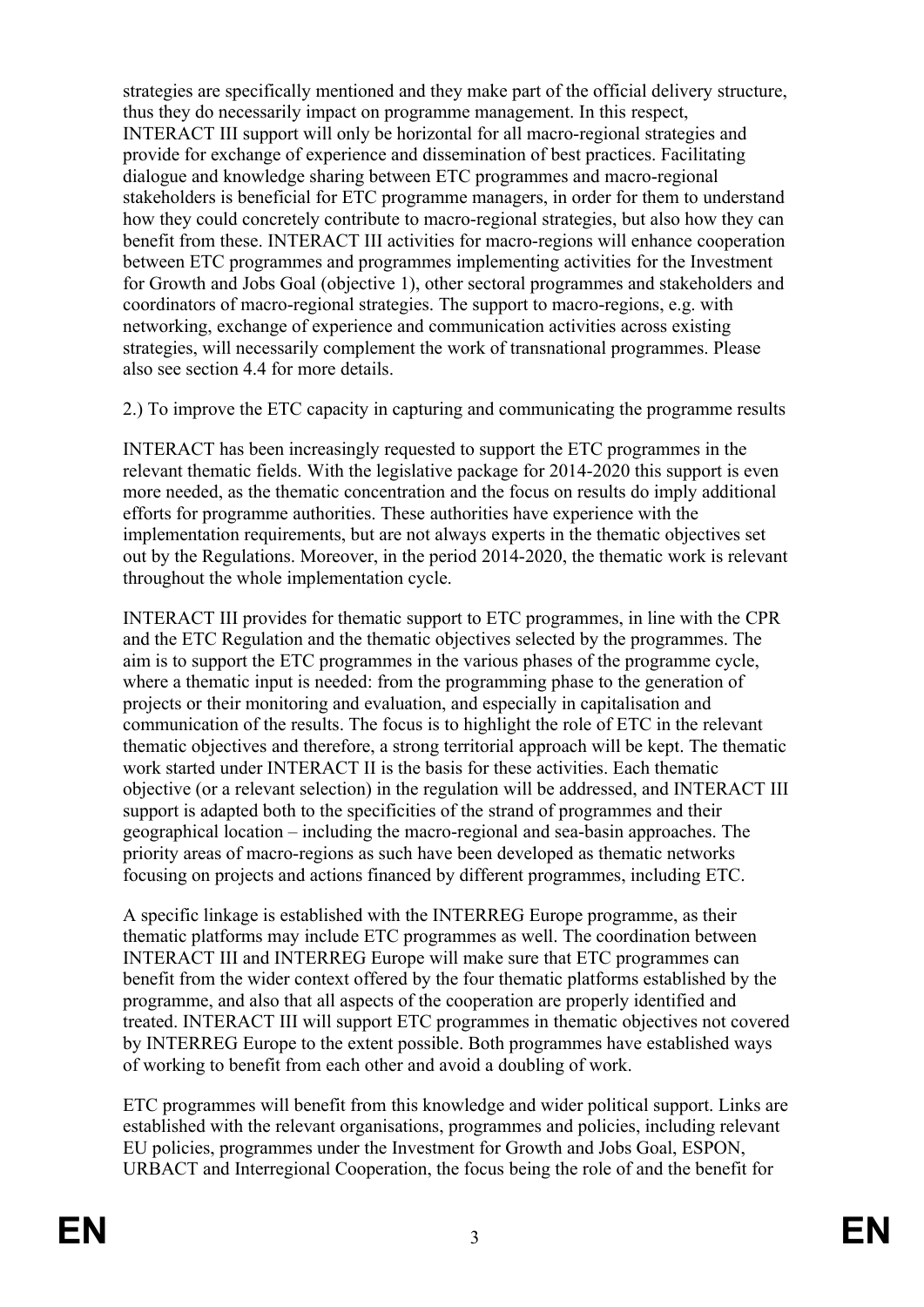strategies are specifically mentioned and they make part of the official delivery structure, thus they do necessarily impact on programme management. In this respect, INTERACT III support will only be horizontal for all macro-regional strategies and provide for exchange of experience and dissemination of best practices. Facilitating dialogue and knowledge sharing between ETC programmes and macro-regional stakeholders is beneficial for ETC programme managers, in order for them to understand how they could concretely contribute to macro-regional strategies, but also how they can benefit from these. INTERACT III activities for macro-regions will enhance cooperation between ETC programmes and programmes implementing activities for the Investment for Growth and Jobs Goal (objective 1), other sectoral programmes and stakeholders and coordinators of macro-regional strategies. The support to macro-regions, e.g. with networking, exchange of experience and communication activities across existing strategies, will necessarily complement the work of transnational programmes. Please also see section 4.4 for more details.

2.) To improve the ETC capacity in capturing and communicating the programme results

INTERACT has been increasingly requested to support the ETC programmes in the relevant thematic fields. With the legislative package for 2014-2020 this support is even more needed, as the thematic concentration and the focus on results do imply additional efforts for programme authorities. These authorities have experience with the implementation requirements, but are not always experts in the thematic objectives set out by the Regulations. Moreover, in the period 2014-2020, the thematic work is relevant throughout the whole implementation cycle.

INTERACT III provides for thematic support to ETC programmes, in line with the CPR and the ETC Regulation and the thematic objectives selected by the programmes. The aim is to support the ETC programmes in the various phases of the programme cycle, where a thematic input is needed: from the programming phase to the generation of projects or their monitoring and evaluation, and especially in capitalisation and communication of the results. The focus is to highlight the role of ETC in the relevant thematic objectives and therefore, a strong territorial approach will be kept. The thematic work started under INTERACT II is the basis for these activities. Each thematic objective (or a relevant selection) in the regulation will be addressed, and INTERACT III support is adapted both to the specificities of the strand of programmes and their geographical location – including the macro-regional and sea-basin approaches. The priority areas of macro-regions as such have been developed as thematic networks focusing on projects and actions financed by different programmes, including ETC.

A specific linkage is established with the INTERREG Europe programme, as their thematic platforms may include ETC programmes as well. The coordination between INTERACT III and INTERREG Europe will make sure that ETC programmes can benefit from the wider context offered by the four thematic platforms established by the programme, and also that all aspects of the cooperation are properly identified and treated. INTERACT III will support ETC programmes in thematic objectives not covered by INTERREG Europe to the extent possible. Both programmes have established ways of working to benefit from each other and avoid a doubling of work.

ETC programmes will benefit from this knowledge and wider political support. Links are established with the relevant organisations, programmes and policies, including relevant EU policies, programmes under the Investment for Growth and Jobs Goal, ESPON, URBACT and Interregional Cooperation, the focus being the role of and the benefit for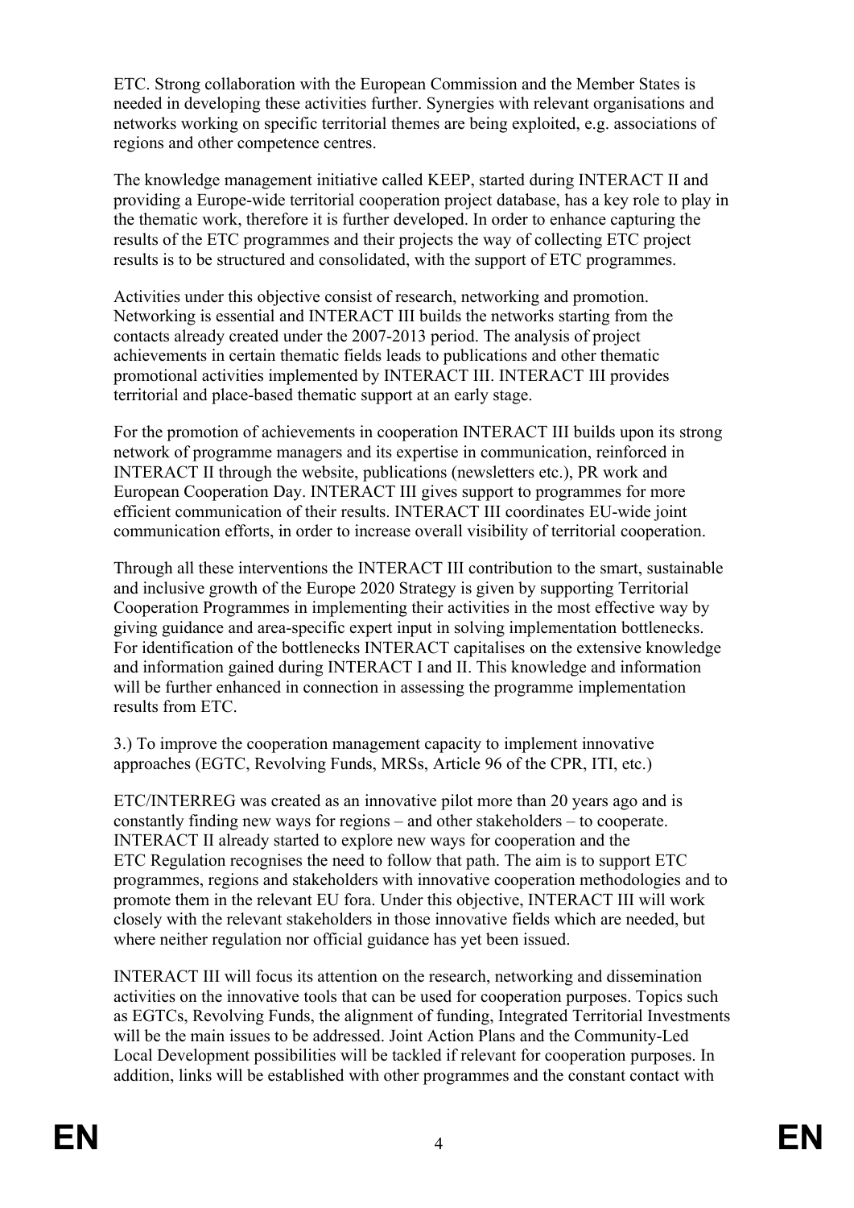ETC. Strong collaboration with the European Commission and the Member States is needed in developing these activities further. Synergies with relevant organisations and networks working on specific territorial themes are being exploited, e.g. associations of regions and other competence centres.

The knowledge management initiative called KEEP, started during INTERACT II and providing a Europe-wide territorial cooperation project database, has a key role to play in the thematic work, therefore it is further developed. In order to enhance capturing the results of the ETC programmes and their projects the way of collecting ETC project results is to be structured and consolidated, with the support of ETC programmes.

Activities under this objective consist of research, networking and promotion. Networking is essential and INTERACT III builds the networks starting from the contacts already created under the 2007-2013 period. The analysis of project achievements in certain thematic fields leads to publications and other thematic promotional activities implemented by INTERACT III. INTERACT III provides territorial and place-based thematic support at an early stage.

For the promotion of achievements in cooperation INTERACT III builds upon its strong network of programme managers and its expertise in communication, reinforced in INTERACT II through the website, publications (newsletters etc.), PR work and European Cooperation Day. INTERACT III gives support to programmes for more efficient communication of their results. INTERACT III coordinates EU-wide joint communication efforts, in order to increase overall visibility of territorial cooperation.

Through all these interventions the INTERACT III contribution to the smart, sustainable and inclusive growth of the Europe 2020 Strategy is given by supporting Territorial Cooperation Programmes in implementing their activities in the most effective way by giving guidance and area-specific expert input in solving implementation bottlenecks. For identification of the bottlenecks INTERACT capitalises on the extensive knowledge and information gained during INTERACT I and II. This knowledge and information will be further enhanced in connection in assessing the programme implementation results from ETC.

3.) To improve the cooperation management capacity to implement innovative approaches (EGTC, Revolving Funds, MRSs, Article 96 of the CPR, ITI, etc.)

ETC/INTERREG was created as an innovative pilot more than 20 years ago and is constantly finding new ways for regions – and other stakeholders – to cooperate. INTERACT II already started to explore new ways for cooperation and the ETC Regulation recognises the need to follow that path. The aim is to support ETC programmes, regions and stakeholders with innovative cooperation methodologies and to promote them in the relevant EU fora. Under this objective, INTERACT III will work closely with the relevant stakeholders in those innovative fields which are needed, but where neither regulation nor official guidance has yet been issued.

INTERACT III will focus its attention on the research, networking and dissemination activities on the innovative tools that can be used for cooperation purposes. Topics such as EGTCs, Revolving Funds, the alignment of funding, Integrated Territorial Investments will be the main issues to be addressed. Joint Action Plans and the Community-Led Local Development possibilities will be tackled if relevant for cooperation purposes. In addition, links will be established with other programmes and the constant contact with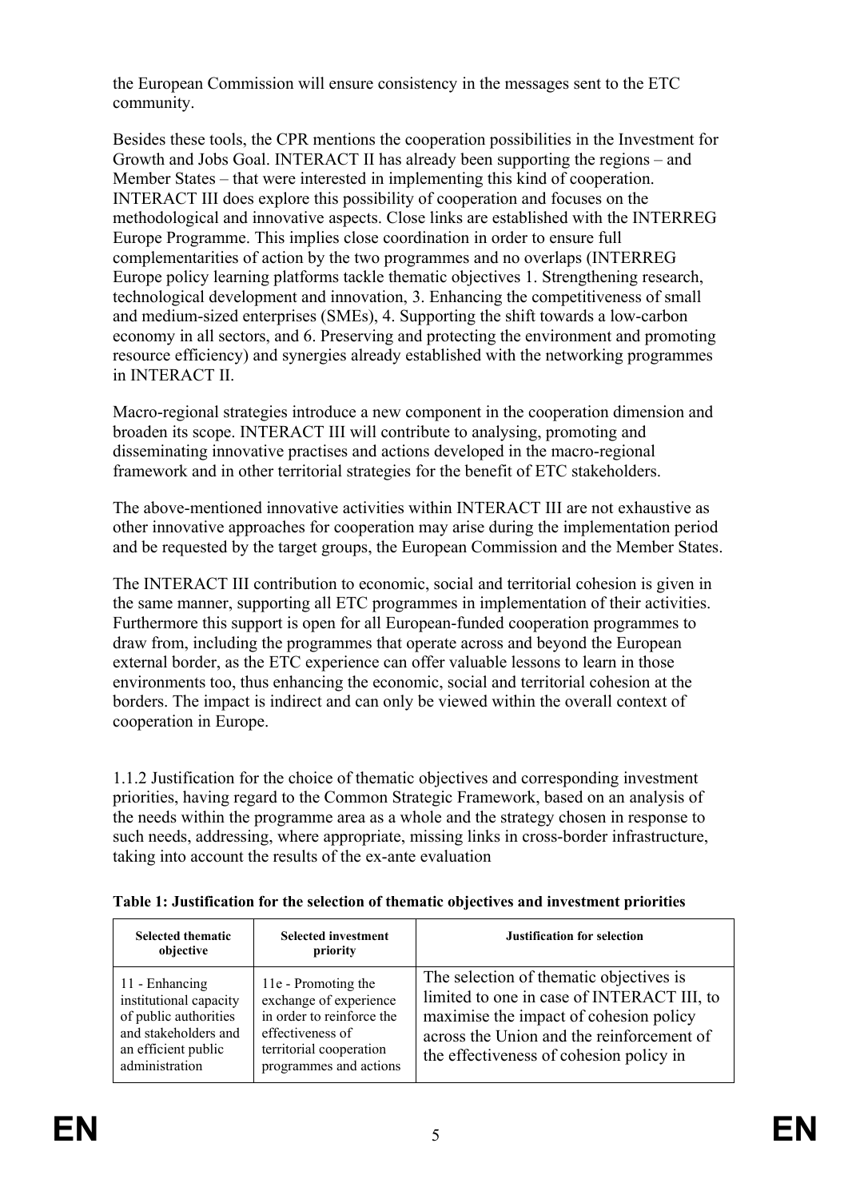the European Commission will ensure consistency in the messages sent to the ETC community.

Besides these tools, the CPR mentions the cooperation possibilities in the Investment for Growth and Jobs Goal. INTERACT II has already been supporting the regions – and Member States – that were interested in implementing this kind of cooperation. INTERACT III does explore this possibility of cooperation and focuses on the methodological and innovative aspects. Close links are established with the INTERREG Europe Programme. This implies close coordination in order to ensure full complementarities of action by the two programmes and no overlaps (INTERREG Europe policy learning platforms tackle thematic objectives 1. Strengthening research, technological development and innovation, 3. Enhancing the competitiveness of small and medium-sized enterprises (SMEs), 4. Supporting the shift towards a low-carbon economy in all sectors, and 6. Preserving and protecting the environment and promoting resource efficiency) and synergies already established with the networking programmes in INTERACT II.

Macro-regional strategies introduce a new component in the cooperation dimension and broaden its scope. INTERACT III will contribute to analysing, promoting and disseminating innovative practises and actions developed in the macro-regional framework and in other territorial strategies for the benefit of ETC stakeholders.

The above-mentioned innovative activities within INTERACT III are not exhaustive as other innovative approaches for cooperation may arise during the implementation period and be requested by the target groups, the European Commission and the Member States.

The INTERACT III contribution to economic, social and territorial cohesion is given in the same manner, supporting all ETC programmes in implementation of their activities. Furthermore this support is open for all European-funded cooperation programmes to draw from, including the programmes that operate across and beyond the European external border, as the ETC experience can offer valuable lessons to learn in those environments too, thus enhancing the economic, social and territorial cohesion at the borders. The impact is indirect and can only be viewed within the overall context of cooperation in Europe.

1.1.2 Justification for the choice of thematic objectives and corresponding investment priorities, having regard to the Common Strategic Framework, based on an analysis of the needs within the programme area as a whole and the strategy chosen in response to such needs, addressing, where appropriate, missing links in cross-border infrastructure, taking into account the results of the ex-ante evaluation

**Table 1: Justification for the selection of thematic objectives and investment priorities**

| Selected thematic objective | Selected investment priority | Justification for selection |
|---|---|---|
| 11 - Enhancing institutional capacity of public authorities and stakeholders and an efficient public administration | 11e - Promoting the exchange of experience in order to reinforce the effectiveness of territorial cooperation programmes and actions | The selection of thematic objectives is limited to one in case of INTERACT III, to maximise the impact of cohesion policy across the Union and the reinforcement of the effectiveness of cohesion policy in |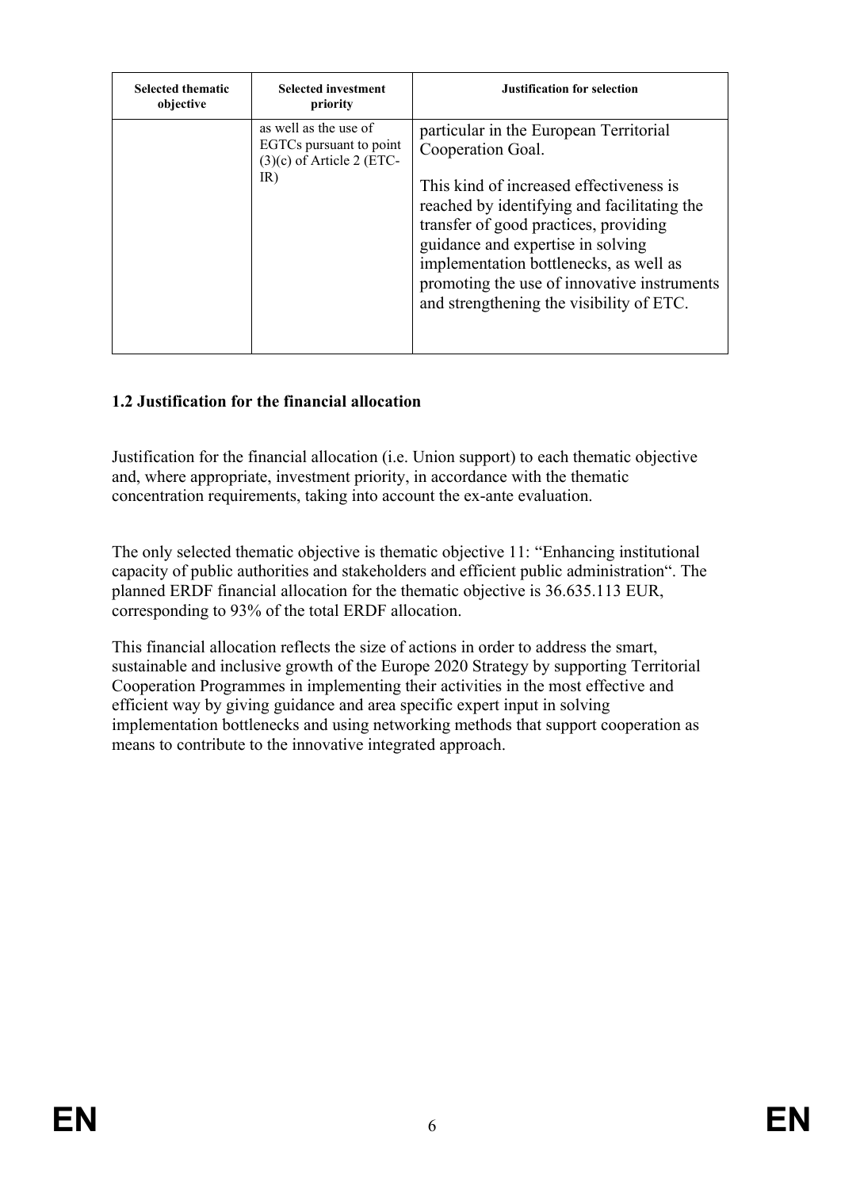| Selected thematic objective | Selected investment priority | Justification for selection |
| --- | --- | --- |
| | as well as the use of EGTCs pursuant to point (3)(c) of Article 2 (ETC-IR) | particular in the European Territorial Cooperation Goal.<br><br>This kind of increased effectiveness is reached by identifying and facilitating the transfer of good practices, providing guidance and expertise in solving implementation bottlenecks, as well as promoting the use of innovative instruments and strengthening the visibility of ETC. |

### 1.2 Justification for the financial allocation

Justification for the financial allocation (i.e. Union support) to each thematic objective and, where appropriate, investment priority, in accordance with the thematic concentration requirements, taking into account the ex-ante evaluation.

The only selected thematic objective is thematic objective 11: "Enhancing institutional capacity of public authorities and stakeholders and efficient public administration". The planned ERDF financial allocation for the thematic objective is 36.635.113 EUR, corresponding to 93% of the total ERDF allocation.

This financial allocation reflects the size of actions in order to address the smart, sustainable and inclusive growth of the Europe 2020 Strategy by supporting Territorial Cooperation Programmes in implementing their activities in the most effective and efficient way by giving guidance and area specific expert input in solving implementation bottlenecks and using networking methods that support cooperation as means to contribute to the innovative integrated approach.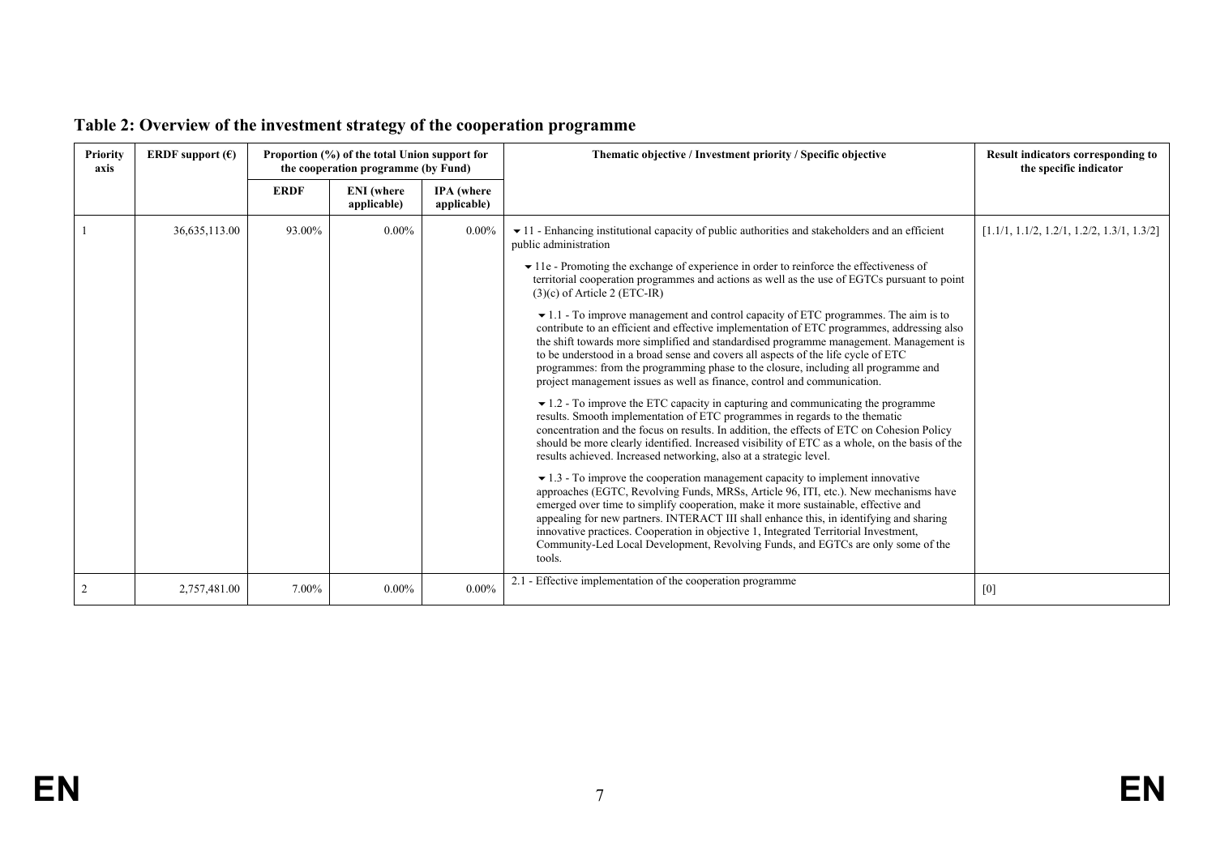## Table 2: Overview of the investment strategy of the cooperation programme

| Priority axis | ERDF support (€) | Proportion (%) of the total Union support for the cooperation programme (by Fund) | | | Thematic objective / Investment priority / Specific objective | Result indicators corresponding to the specific indicator |
|---|---|---|---|---|---|---|
| | | ERDF | ENI (where applicable) | IPA (where applicable) | | |
| 1 | 36,635,113.00 | 93.00% | 0.00% | 0.00% | ▾ 11 - Enhancing institutional capacity of public authorities and stakeholders and an efficient public administration<br><br>▾ 11e - Promoting the exchange of experience in order to reinforce the effectiveness of territorial cooperation programmes and actions as well as the use of EGTCs pursuant to point (3)(c) of Article 2 (ETC-IR)<br><br>▾ 1.1 - To improve management and control capacity of ETC programmes. The aim is to contribute to an efficient and effective implementation of ETC programmes, addressing also the shift towards more simplified and standardised programme management. Management is to be understood in a broad sense and covers all aspects of the life cycle of ETC programmes: from the programming phase to the closure, including all programme and project management issues as well as finance, control and communication.<br><br>▾ 1.2 - To improve the ETC capacity in capturing and communicating the programme results. Smooth implementation of ETC programmes in regards to the thematic concentration and the focus on results. In addition, the effects of ETC on Cohesion Policy should be more clearly identified. Increased visibility of ETC as a whole, on the basis of the results achieved. Increased networking, also at a strategic level.<br><br>▾ 1.3 - To improve the cooperation management capacity to implement innovative approaches (EGTC, Revolving Funds, MRSs, Article 96, ITI, etc.). New mechanisms have emerged over time to simplify cooperation, make it more sustainable, effective and appealing for new partners. INTERACT III shall enhance this, in identifying and sharing innovative practices. Cooperation in objective 1, Integrated Territorial Investment, Community-Led Local Development, Revolving Funds, and EGTCs are only some of the tools. | [1.1/1, 1.1/2, 1.2/1, 1.2/2, 1.3/1, 1.3/2] |
| 2 | 2,757,481.00 | 7.00% | 0.00% | 0.00% | 2.1 - Effective implementation of the cooperation programme | [0] |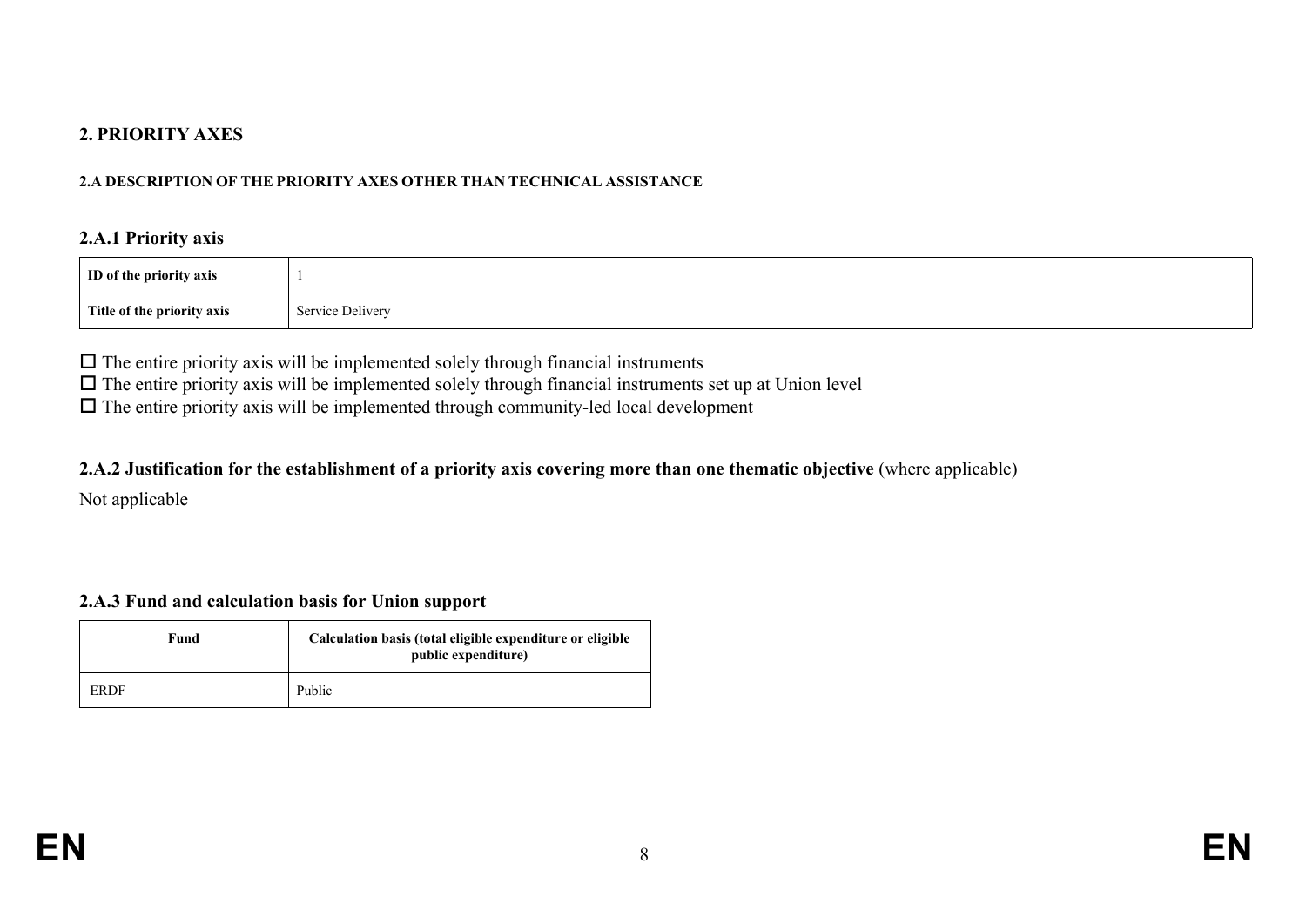## 2. PRIORITY AXES

#### 2.A DESCRIPTION OF THE PRIORITY AXES OTHER THAN TECHNICAL ASSISTANCE

### 2.A.1 Priority axis

| **ID of the priority axis** | 1 |
|---|---|
| **Title of the priority axis** | Service Delivery |

☐ The entire priority axis will be implemented solely through financial instruments
☐ The entire priority axis will be implemented solely through financial instruments set up at Union level
☐ The entire priority axis will be implemented through community-led local development

### 2.A.2 Justification for the establishment of a priority axis covering more than one thematic objective (where applicable)

Not applicable

### 2.A.3 Fund and calculation basis for Union support

| Fund | Calculation basis (total eligible expenditure or eligible public expenditure) |
|---|---|
| ERDF | Public |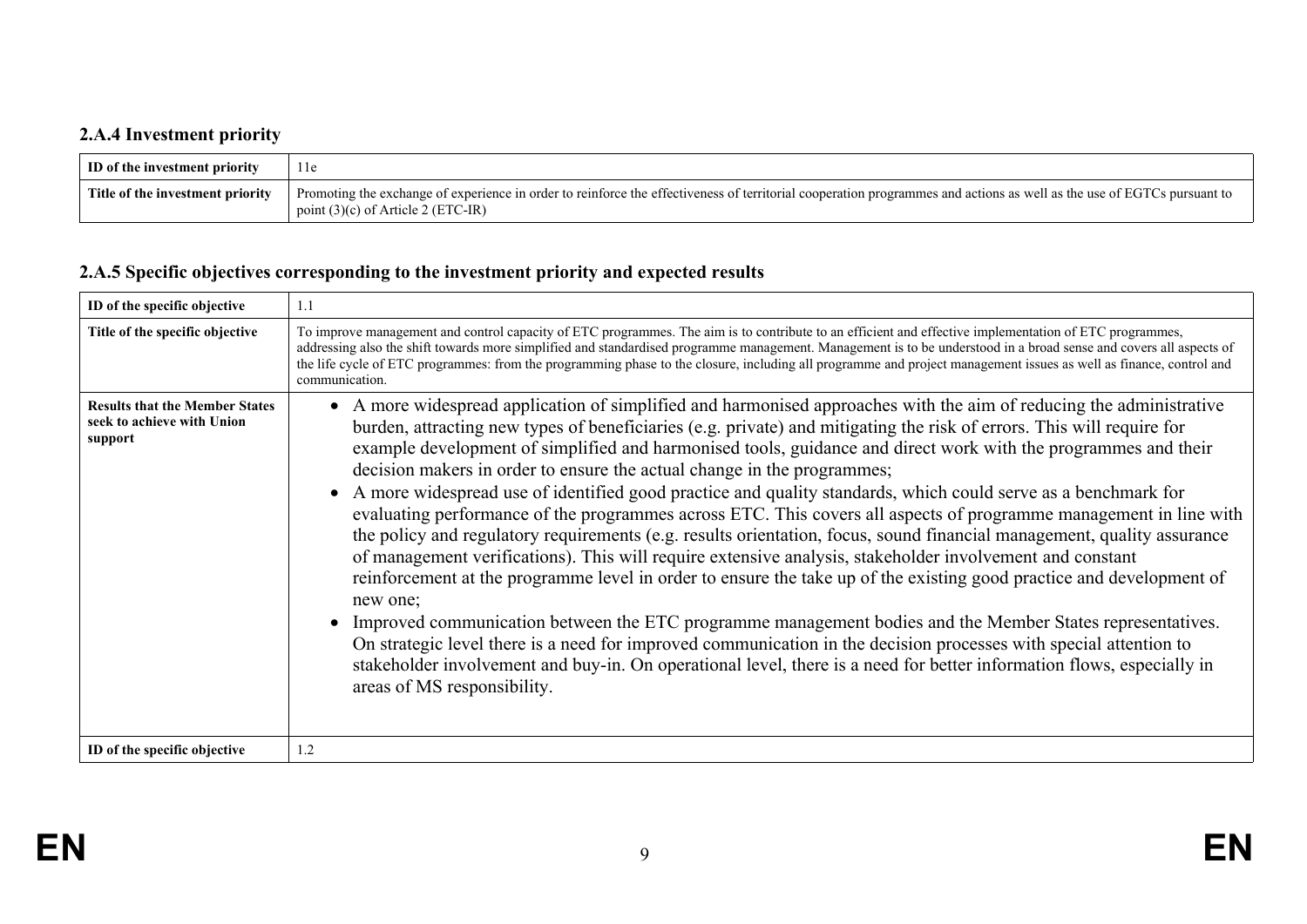### 2.A.4 Investment priority

| ID of the investment priority | 11e |
|---|---|
| Title of the investment priority | Promoting the exchange of experience in order to reinforce the effectiveness of territorial cooperation programmes and actions as well as the use of EGTCs pursuant to point (3)(c) of Article 2 (ETC-IR) |

### 2.A.5 Specific objectives corresponding to the investment priority and expected results

| ID of the specific objective | 1.1 |
|---|---|
| Title of the specific objective | To improve management and control capacity of ETC programmes. The aim is to contribute to an efficient and effective implementation of ETC programmes, addressing also the shift towards more simplified and standardised programme management. Management is to be understood in a broad sense and covers all aspects of the life cycle of ETC programmes: from the programming phase to the closure, including all programme and project management issues as well as finance, control and communication. |
| Results that the Member States seek to achieve with Union support | • A more widespread application of simplified and harmonised approaches with the aim of reducing the administrative burden, attracting new types of beneficiaries (e.g. private) and mitigating the risk of errors. This will require for example development of simplified and harmonised tools, guidance and direct work with the programmes and their decision makers in order to ensure the actual change in the programmes;<br>• A more widespread use of identified good practice and quality standards, which could serve as a benchmark for evaluating performance of the programmes across ETC. This covers all aspects of programme management in line with the policy and regulatory requirements (e.g. results orientation, focus, sound financial management, quality assurance of management verifications). This will require extensive analysis, stakeholder involvement and constant reinforcement at the programme level in order to ensure the take up of the existing good practice and development of new one;<br>• Improved communication between the ETC programme management bodies and the Member States representatives. On strategic level there is a need for improved communication in the decision processes with special attention to stakeholder involvement and buy-in. On operational level, there is a need for better information flows, especially in areas of MS responsibility. |
| ID of the specific objective | 1.2 |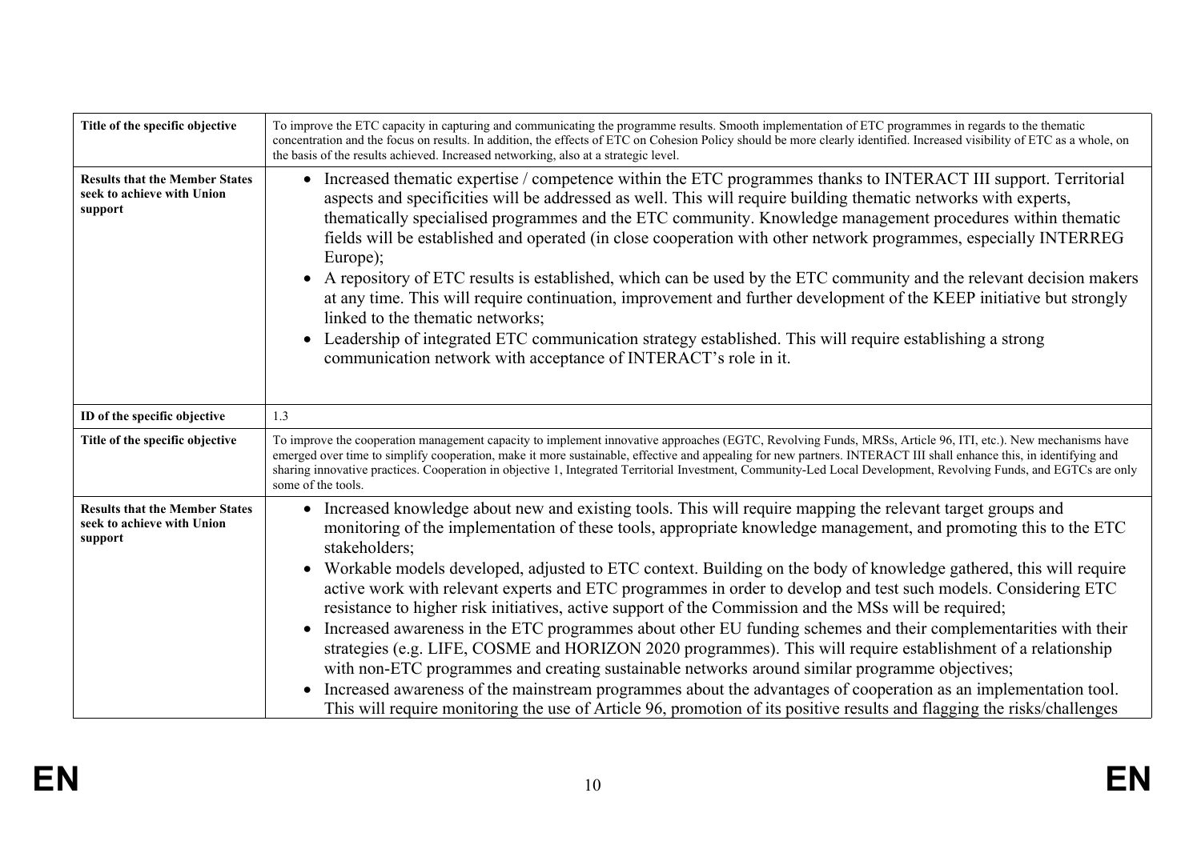| | |
|---|---|
| **Title of the specific objective** | To improve the ETC capacity in capturing and communicating the programme results. Smooth implementation of ETC programmes in regards to the thematic concentration and the focus on results. In addition, the effects of ETC on Cohesion Policy should be more clearly identified. Increased visibility of ETC as a whole, on the basis of the results achieved. Increased networking, also at a strategic level. |
| **Results that the Member States seek to achieve with Union support** | • Increased thematic expertise / competence within the ETC programmes thanks to INTERACT III support. Territorial aspects and specificities will be addressed as well. This will require building thematic networks with experts, thematically specialised programmes and the ETC community. Knowledge management procedures within thematic fields will be established and operated (in close cooperation with other network programmes, especially INTERREG Europe);<br>• A repository of ETC results is established, which can be used by the ETC community and the relevant decision makers at any time. This will require continuation, improvement and further development of the KEEP initiative but strongly linked to the thematic networks;<br>• Leadership of integrated ETC communication strategy established. This will require establishing a strong communication network with acceptance of INTERACT's role in it. |
| **ID of the specific objective** | 1.3 |
| **Title of the specific objective** | To improve the cooperation management capacity to implement innovative approaches (EGTC, Revolving Funds, MRSs, Article 96, ITI, etc.). New mechanisms have emerged over time to simplify cooperation, make it more sustainable, effective and appealing for new partners. INTERACT III shall enhance this, in identifying and sharing innovative practices. Cooperation in objective 1, Integrated Territorial Investment, Community-Led Local Development, Revolving Funds, and EGTCs are only some of the tools. |
| **Results that the Member States seek to achieve with Union support** | • Increased knowledge about new and existing tools. This will require mapping the relevant target groups and monitoring of the implementation of these tools, appropriate knowledge management, and promoting this to the ETC stakeholders;<br>• Workable models developed, adjusted to ETC context. Building on the body of knowledge gathered, this will require active work with relevant experts and ETC programmes in order to develop and test such models. Considering ETC resistance to higher risk initiatives, active support of the Commission and the MSs will be required;<br>• Increased awareness in the ETC programmes about other EU funding schemes and their complementarities with their strategies (e.g. LIFE, COSME and HORIZON 2020 programmes). This will require establishment of a relationship with non-ETC programmes and creating sustainable networks around similar programme objectives;<br>• Increased awareness of the mainstream programmes about the advantages of cooperation as an implementation tool. This will require monitoring the use of Article 96, promotion of its positive results and flagging the risks/challenges |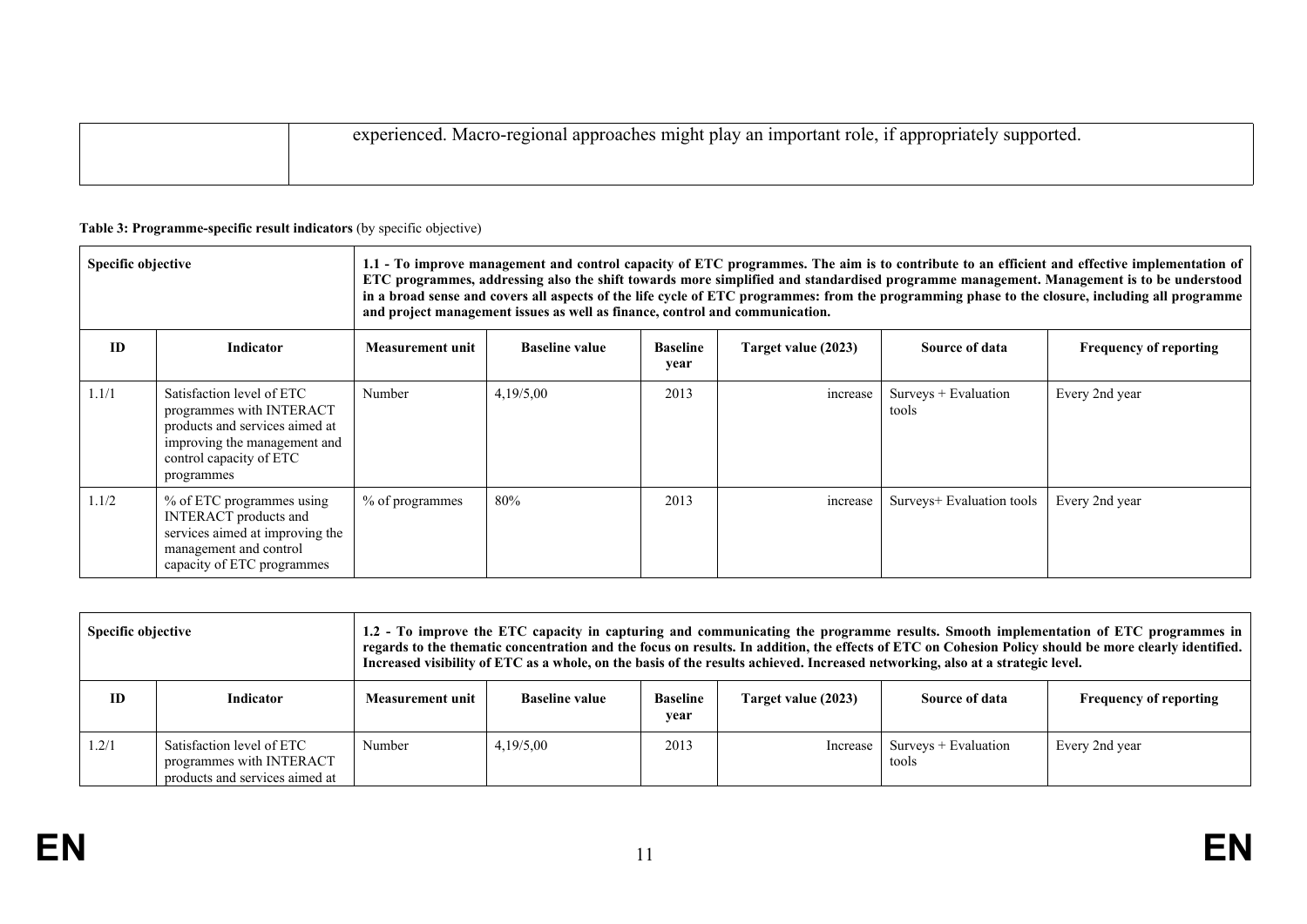| | experienced. Macro-regional approaches might play an important role, if appropriately supported. |
|---|---|

**Table 3: Programme-specific result indicators** (by specific objective)

| Specific objective | | **1.1 - To improve management and control capacity of ETC programmes. The aim is to contribute to an efficient and effective implementation of ETC programmes, addressing also the shift towards more simplified and standardised programme management. Management is to be understood in a broad sense and covers all aspects of the life cycle of ETC programmes: from the programming phase to the closure, including all programme and project management issues as well as finance, control and communication.** | | | | | |
|---|---|---|---|---|---|---|---|
| **ID** | **Indicator** | **Measurement unit** | **Baseline value** | **Baseline year** | **Target value (2023)** | **Source of data** | **Frequency of reporting** |
| 1.1/1 | Satisfaction level of ETC programmes with INTERACT products and services aimed at improving the management and control capacity of ETC programmes | Number | 4,19/5,00 | 2013 | increase | Surveys + Evaluation tools | Every 2nd year |
| 1.1/2 | % of ETC programmes using INTERACT products and services aimed at improving the management and control capacity of ETC programmes | % of programmes | 80% | 2013 | increase | Surveys+ Evaluation tools | Every 2nd year |

| Specific objective | | **1.2 - To improve the ETC capacity in capturing and communicating the programme results. Smooth implementation of ETC programmes in regards to the thematic concentration and the focus on results. In addition, the effects of ETC on Cohesion Policy should be more clearly identified. Increased visibility of ETC as a whole, on the basis of the results achieved. Increased networking, also at a strategic level.** | | | | | |
|---|---|---|---|---|---|---|---|
| **ID** | **Indicator** | **Measurement unit** | **Baseline value** | **Baseline year** | **Target value (2023)** | **Source of data** | **Frequency of reporting** |
| 1.2/1 | Satisfaction level of ETC programmes with INTERACT products and services aimed at | Number | 4,19/5,00 | 2013 | Increase | Surveys + Evaluation tools | Every 2nd year |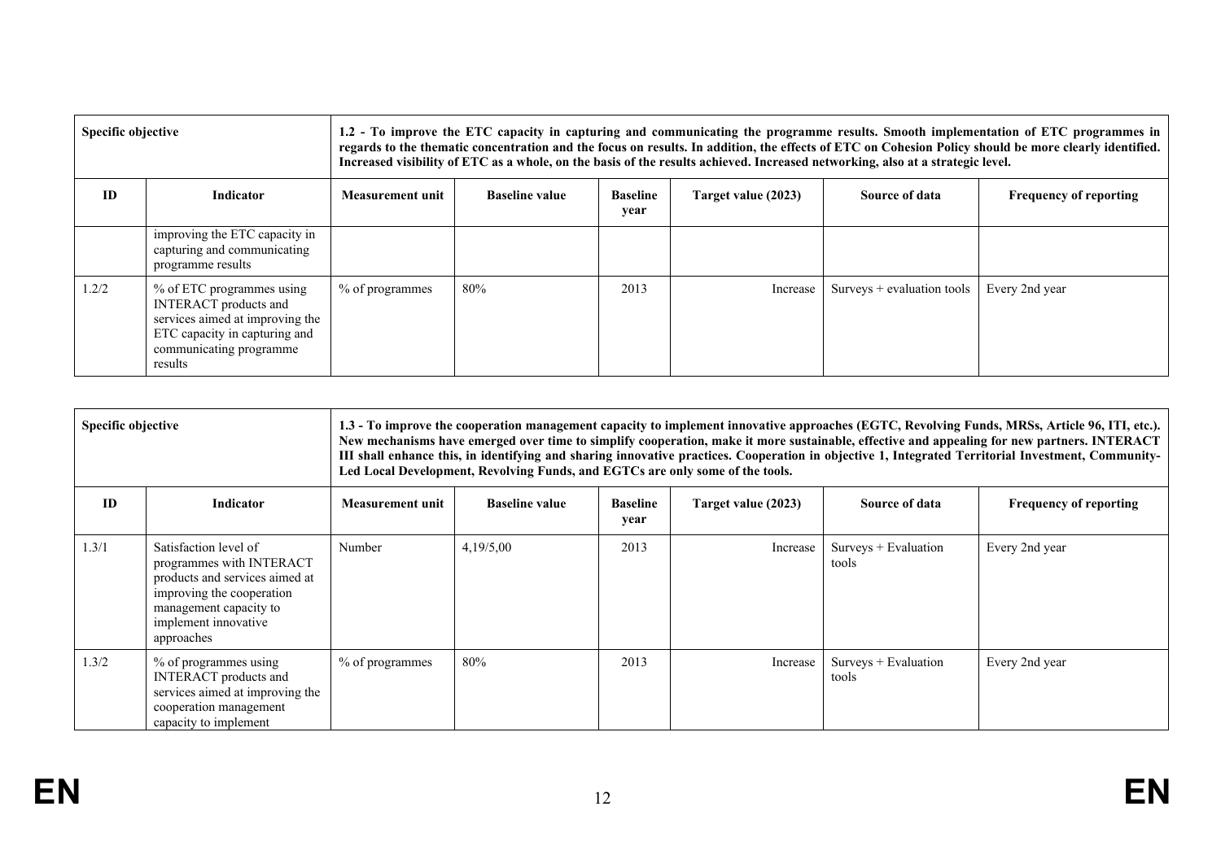| Specific objective | | 1.2 - To improve the ETC capacity in capturing and communicating the programme results. Smooth implementation of ETC programmes in regards to the thematic concentration and the focus on results. In addition, the effects of ETC on Cohesion Policy should be more clearly identified. Increased visibility of ETC as a whole, on the basis of the results achieved. Increased networking, also at a strategic level. | | | | | |
|---|---|---|---|---|---|---|---|
| **ID** | **Indicator** | **Measurement unit** | **Baseline value** | **Baseline year** | **Target value (2023)** | **Source of data** | **Frequency of reporting** |
| | improving the ETC capacity in capturing and communicating programme results | | | | | | |
| 1.2/2 | % of ETC programmes using INTERACT products and services aimed at improving the ETC capacity in capturing and communicating programme results | % of programmes | 80% | 2013 | Increase | Surveys + evaluation tools | Every 2nd year |

| Specific objective | | 1.3 - To improve the cooperation management capacity to implement innovative approaches (EGTC, Revolving Funds, MRSs, Article 96, ITI, etc.). New mechanisms have emerged over time to simplify cooperation, make it more sustainable, effective and appealing for new partners. INTERACT III shall enhance this, in identifying and sharing innovative practices. Cooperation in objective 1, Integrated Territorial Investment, Community-Led Local Development, Revolving Funds, and EGTCs are only some of the tools. | | | | | |
|---|---|---|---|---|---|---|---|
| **ID** | **Indicator** | **Measurement unit** | **Baseline value** | **Baseline year** | **Target value (2023)** | **Source of data** | **Frequency of reporting** |
| 1.3/1 | Satisfaction level of programmes with INTERACT products and services aimed at improving the cooperation management capacity to implement innovative approaches | Number | 4,19/5,00 | 2013 | Increase | Surveys + Evaluation tools | Every 2nd year |
| 1.3/2 | % of programmes using INTERACT products and services aimed at improving the cooperation management capacity to implement | % of programmes | 80% | 2013 | Increase | Surveys + Evaluation tools | Every 2nd year |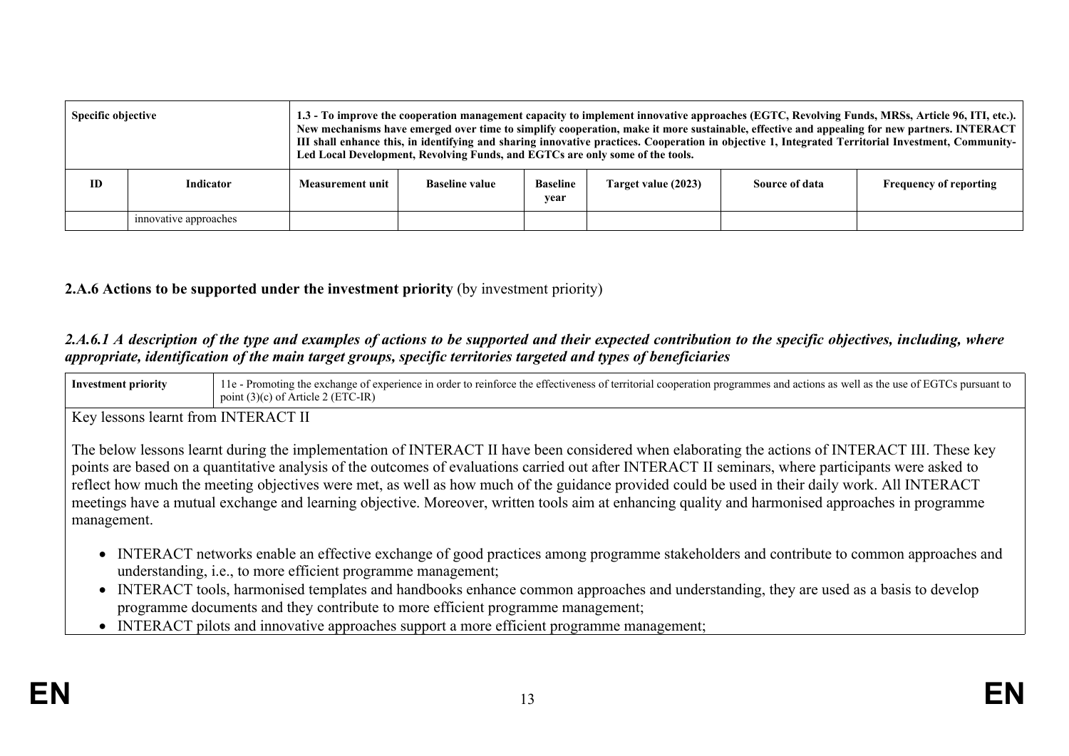| Specific objective | | **1.3 - To improve the cooperation management capacity to implement innovative approaches (EGTC, Revolving Funds, MRSs, Article 96, ITI, etc.). New mechanisms have emerged over time to simplify cooperation, make it more sustainable, effective and appealing for new partners. INTERACT III shall enhance this, in identifying and sharing innovative practices. Cooperation in objective 1, Integrated Territorial Investment, Community-Led Local Development, Revolving Funds, and EGTCs are only some of the tools.** | | | | | |
|---|---|---|---|---|---|---|---|
| **ID** | **Indicator** | **Measurement unit** | **Baseline value** | **Baseline year** | **Target value (2023)** | **Source of data** | **Frequency of reporting** |
| | innovative approaches | | | | | | |

**2.A.6 Actions to be supported under the investment priority** (by investment priority)

***2.A.6.1 A description of the type and examples of actions to be supported and their expected contribution to the specific objectives, including, where appropriate, identification of the main target groups, specific territories targeted and types of beneficiaries***

| **Investment priority** | 11e - Promoting the exchange of experience in order to reinforce the effectiveness of territorial cooperation programmes and actions as well as the use of EGTCs pursuant to point (3)(c) of Article 2 (ETC-IR) |
|---|---|

Key lessons learnt from INTERACT II

The below lessons learnt during the implementation of INTERACT II have been considered when elaborating the actions of INTERACT III. These key points are based on a quantitative analysis of the outcomes of evaluations carried out after INTERACT II seminars, where participants were asked to reflect how much the meeting objectives were met, as well as how much of the guidance provided could be used in their daily work. All INTERACT meetings have a mutual exchange and learning objective. Moreover, written tools aim at enhancing quality and harmonised approaches in programme management.

- INTERACT networks enable an effective exchange of good practices among programme stakeholders and contribute to common approaches and understanding, i.e., to more efficient programme management;
- INTERACT tools, harmonised templates and handbooks enhance common approaches and understanding, they are used as a basis to develop programme documents and they contribute to more efficient programme management;
- INTERACT pilots and innovative approaches support a more efficient programme management;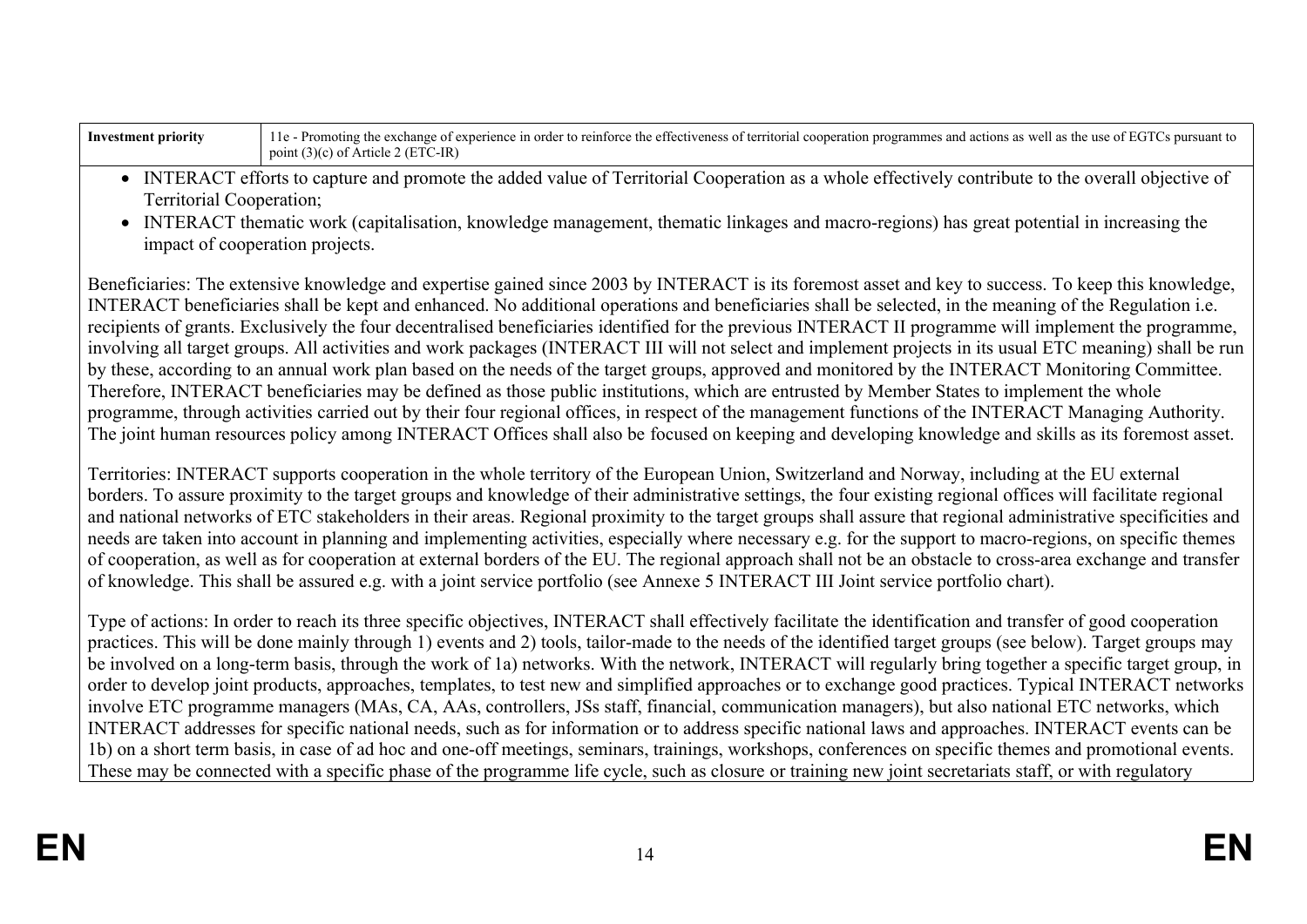| Investment priority | 11e - Promoting the exchange of experience in order to reinforce the effectiveness of territorial cooperation programmes and actions as well as the use of EGTCs pursuant to point (3)(c) of Article 2 (ETC-IR) |
|---|---|

- INTERACT efforts to capture and promote the added value of Territorial Cooperation as a whole effectively contribute to the overall objective of Territorial Cooperation;
- INTERACT thematic work (capitalisation, knowledge management, thematic linkages and macro-regions) has great potential in increasing the impact of cooperation projects.

Beneficiaries: The extensive knowledge and expertise gained since 2003 by INTERACT is its foremost asset and key to success. To keep this knowledge, INTERACT beneficiaries shall be kept and enhanced. No additional operations and beneficiaries shall be selected, in the meaning of the Regulation i.e. recipients of grants. Exclusively the four decentralised beneficiaries identified for the previous INTERACT II programme will implement the programme, involving all target groups. All activities and work packages (INTERACT III will not select and implement projects in its usual ETC meaning) shall be run by these, according to an annual work plan based on the needs of the target groups, approved and monitored by the INTERACT Monitoring Committee. Therefore, INTERACT beneficiaries may be defined as those public institutions, which are entrusted by Member States to implement the whole programme, through activities carried out by their four regional offices, in respect of the management functions of the INTERACT Managing Authority. The joint human resources policy among INTERACT Offices shall also be focused on keeping and developing knowledge and skills as its foremost asset.

Territories: INTERACT supports cooperation in the whole territory of the European Union, Switzerland and Norway, including at the EU external borders. To assure proximity to the target groups and knowledge of their administrative settings, the four existing regional offices will facilitate regional and national networks of ETC stakeholders in their areas. Regional proximity to the target groups shall assure that regional administrative specificities and needs are taken into account in planning and implementing activities, especially where necessary e.g. for the support to macro-regions, on specific themes of cooperation, as well as for cooperation at external borders of the EU. The regional approach shall not be an obstacle to cross-area exchange and transfer of knowledge. This shall be assured e.g. with a joint service portfolio (see Annexe 5 INTERACT III Joint service portfolio chart).

Type of actions: In order to reach its three specific objectives, INTERACT shall effectively facilitate the identification and transfer of good cooperation practices. This will be done mainly through 1) events and 2) tools, tailor-made to the needs of the identified target groups (see below). Target groups may be involved on a long-term basis, through the work of 1a) networks. With the network, INTERACT will regularly bring together a specific target group, in order to develop joint products, approaches, templates, to test new and simplified approaches or to exchange good practices. Typical INTERACT networks involve ETC programme managers (MAs, CA, AAs, controllers, JSs staff, financial, communication managers), but also national ETC networks, which INTERACT addresses for specific national needs, such as for information or to address specific national laws and approaches. INTERACT events can be 1b) on a short term basis, in case of ad hoc and one-off meetings, seminars, trainings, workshops, conferences on specific themes and promotional events. These may be connected with a specific phase of the programme life cycle, such as closure or training new joint secretariats staff, or with regulatory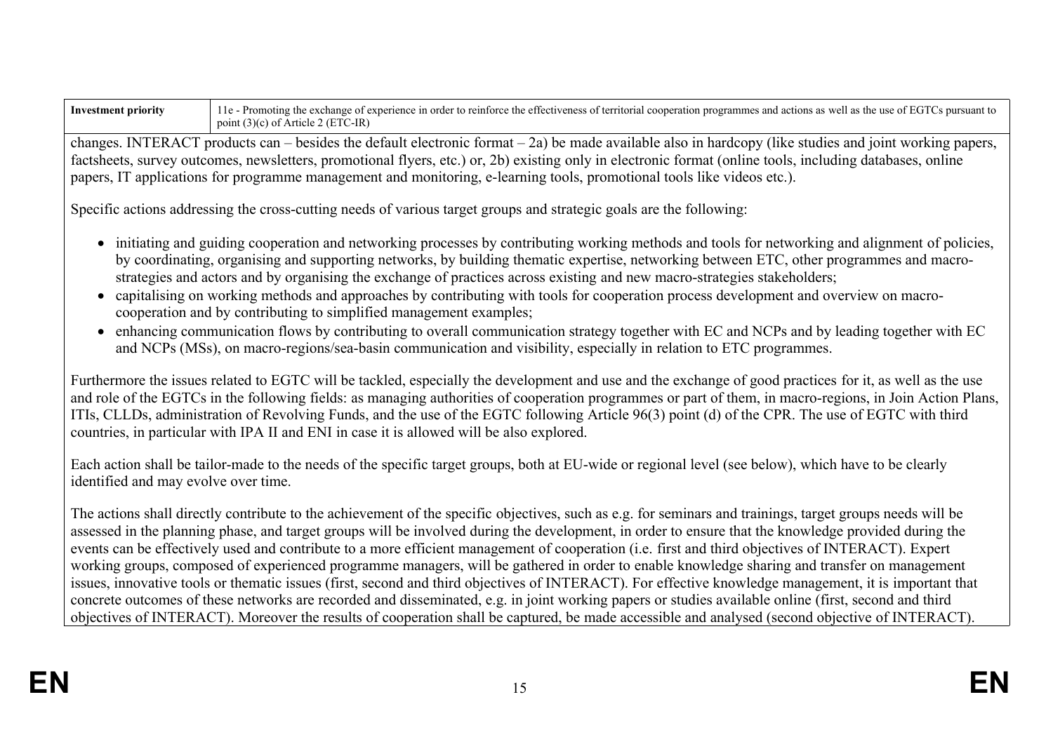| Investment priority | 11e - Promoting the exchange of experience in order to reinforce the effectiveness of territorial cooperation programmes and actions as well as the use of EGTCs pursuant to point (3)(c) of Article 2 (ETC-IR) |
|---|---|

changes. INTERACT products can – besides the default electronic format – 2a) be made available also in hardcopy (like studies and joint working papers, factsheets, survey outcomes, newsletters, promotional flyers, etc.) or, 2b) existing only in electronic format (online tools, including databases, online papers, IT applications for programme management and monitoring, e-learning tools, promotional tools like videos etc.).

Specific actions addressing the cross-cutting needs of various target groups and strategic goals are the following:

- initiating and guiding cooperation and networking processes by contributing working methods and tools for networking and alignment of policies, by coordinating, organising and supporting networks, by building thematic expertise, networking between ETC, other programmes and macro-strategies and actors and by organising the exchange of practices across existing and new macro-strategies stakeholders;
- capitalising on working methods and approaches by contributing with tools for cooperation process development and overview on macro-cooperation and by contributing to simplified management examples;
- enhancing communication flows by contributing to overall communication strategy together with EC and NCPs and by leading together with EC and NCPs (MSs), on macro-regions/sea-basin communication and visibility, especially in relation to ETC programmes.

Furthermore the issues related to EGTC will be tackled, especially the development and use and the exchange of good practices for it, as well as the use and role of the EGTCs in the following fields: as managing authorities of cooperation programmes or part of them, in macro-regions, in Join Action Plans, ITIs, CLLDs, administration of Revolving Funds, and the use of the EGTC following Article 96(3) point (d) of the CPR. The use of EGTC with third countries, in particular with IPA II and ENI in case it is allowed will be also explored.

Each action shall be tailor-made to the needs of the specific target groups, both at EU-wide or regional level (see below), which have to be clearly identified and may evolve over time.

The actions shall directly contribute to the achievement of the specific objectives, such as e.g. for seminars and trainings, target groups needs will be assessed in the planning phase, and target groups will be involved during the development, in order to ensure that the knowledge provided during the events can be effectively used and contribute to a more efficient management of cooperation (i.e. first and third objectives of INTERACT). Expert working groups, composed of experienced programme managers, will be gathered in order to enable knowledge sharing and transfer on management issues, innovative tools or thematic issues (first, second and third objectives of INTERACT). For effective knowledge management, it is important that concrete outcomes of these networks are recorded and disseminated, e.g. in joint working papers or studies available online (first, second and third objectives of INTERACT). Moreover the results of cooperation shall be captured, be made accessible and analysed (second objective of INTERACT).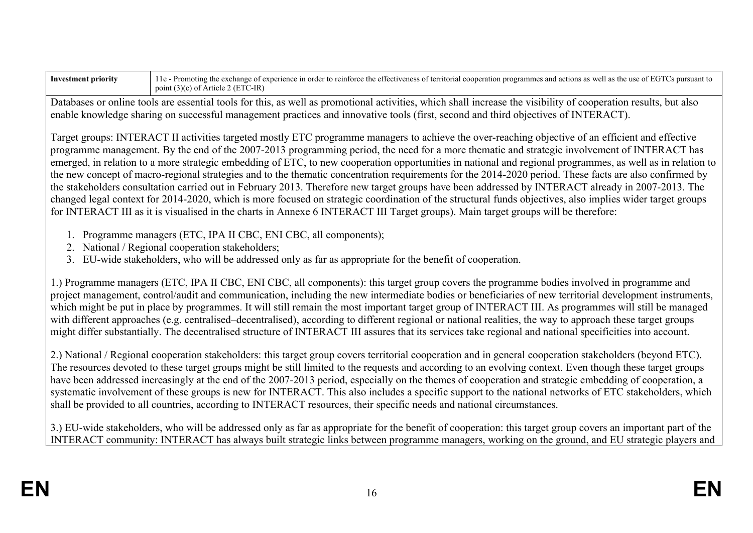| Investment priority | 11e - Promoting the exchange of experience in order to reinforce the effectiveness of territorial cooperation programmes and actions as well as the use of EGTCs pursuant to point (3)(c) of Article 2 (ETC-IR) |
|---|---|

Databases or online tools are essential tools for this, as well as promotional activities, which shall increase the visibility of cooperation results, but also enable knowledge sharing on successful management practices and innovative tools (first, second and third objectives of INTERACT).

Target groups: INTERACT II activities targeted mostly ETC programme managers to achieve the over-reaching objective of an efficient and effective programme management. By the end of the 2007-2013 programming period, the need for a more thematic and strategic involvement of INTERACT has emerged, in relation to a more strategic embedding of ETC, to new cooperation opportunities in national and regional programmes, as well as in relation to the new concept of macro-regional strategies and to the thematic concentration requirements for the 2014-2020 period. These facts are also confirmed by the stakeholders consultation carried out in February 2013. Therefore new target groups have been addressed by INTERACT already in 2007-2013. The changed legal context for 2014-2020, which is more focused on strategic coordination of the structural funds objectives, also implies wider target groups for INTERACT III as it is visualised in the charts in Annexe 6 INTERACT III Target groups). Main target groups will be therefore:

1. Programme managers (ETC, IPA II CBC, ENI CBC, all components);
2. National / Regional cooperation stakeholders;
3. EU-wide stakeholders, who will be addressed only as far as appropriate for the benefit of cooperation.

1.) Programme managers (ETC, IPA II CBC, ENI CBC, all components): this target group covers the programme bodies involved in programme and project management, control/audit and communication, including the new intermediate bodies or beneficiaries of new territorial development instruments, which might be put in place by programmes. It will still remain the most important target group of INTERACT III. As programmes will still be managed with different approaches (e.g. centralised–decentralised), according to different regional or national realities, the way to approach these target groups might differ substantially. The decentralised structure of INTERACT III assures that its services take regional and national specificities into account.

2.) National / Regional cooperation stakeholders: this target group covers territorial cooperation and in general cooperation stakeholders (beyond ETC). The resources devoted to these target groups might be still limited to the requests and according to an evolving context. Even though these target groups have been addressed increasingly at the end of the 2007-2013 period, especially on the themes of cooperation and strategic embedding of cooperation, a systematic involvement of these groups is new for INTERACT. This also includes a specific support to the national networks of ETC stakeholders, which shall be provided to all countries, according to INTERACT resources, their specific needs and national circumstances.

3.) EU-wide stakeholders, who will be addressed only as far as appropriate for the benefit of cooperation: this target group covers an important part of the INTERACT community: INTERACT has always built strategic links between programme managers, working on the ground, and EU strategic players and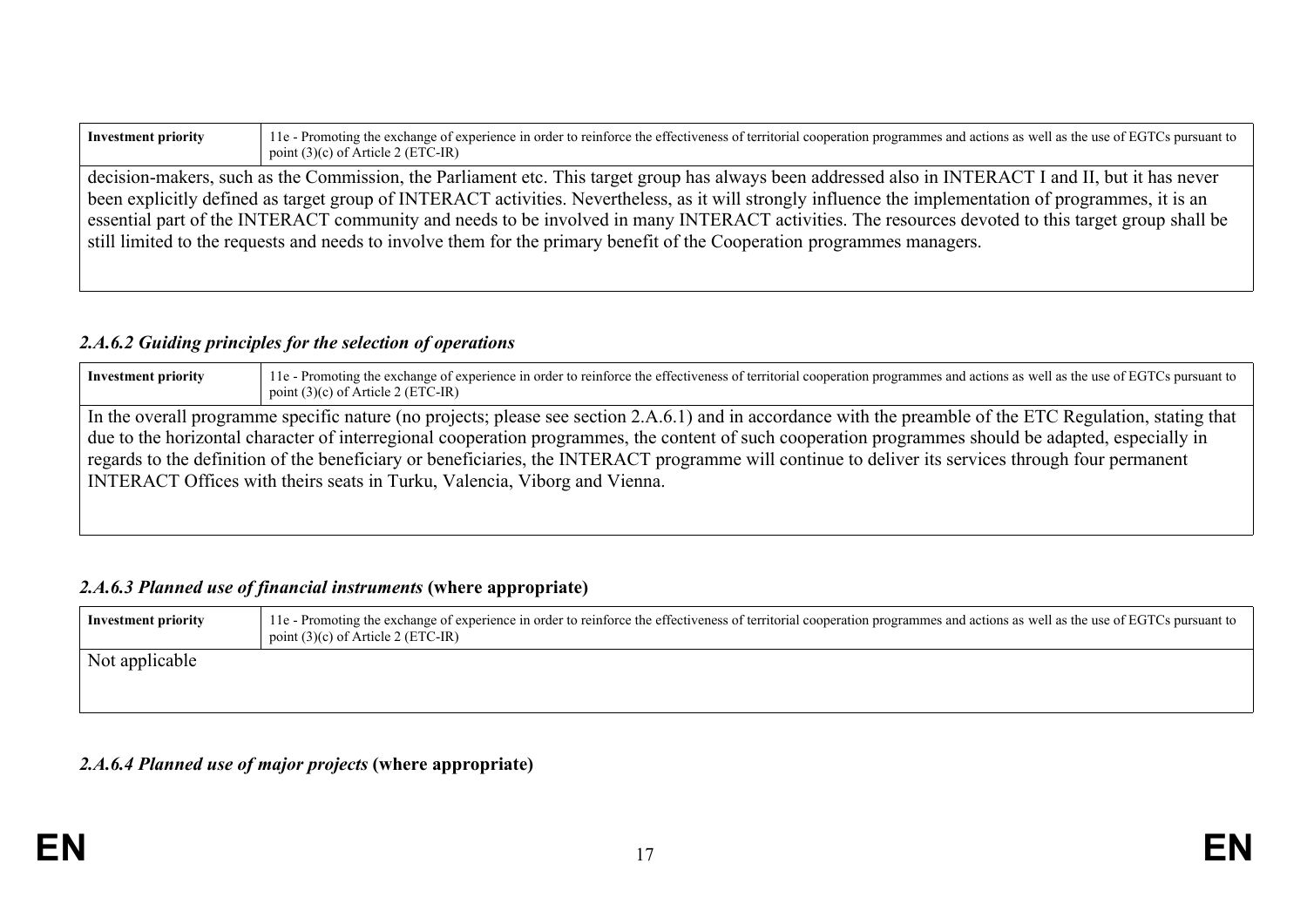| Investment priority | 11e - Promoting the exchange of experience in order to reinforce the effectiveness of territorial cooperation programmes and actions as well as the use of EGTCs pursuant to point (3)(c) of Article 2 (ETC-IR) |
|---|---|
| decision-makers, such as the Commission, the Parliament etc. This target group has always been addressed also in INTERACT I and II, but it has never been explicitly defined as target group of INTERACT activities. Nevertheless, as it will strongly influence the implementation of programmes, it is an essential part of the INTERACT community and needs to be involved in many INTERACT activities. The resources devoted to this target group shall be still limited to the requests and needs to involve them for the primary benefit of the Cooperation programmes managers. | |

### *2.A.6.2 Guiding principles for the selection of operations*

| Investment priority | 11e - Promoting the exchange of experience in order to reinforce the effectiveness of territorial cooperation programmes and actions as well as the use of EGTCs pursuant to point (3)(c) of Article 2 (ETC-IR) |
|---|---|
| In the overall programme specific nature (no projects; please see section 2.A.6.1) and in accordance with the preamble of the ETC Regulation, stating that due to the horizontal character of interregional cooperation programmes, the content of such cooperation programmes should be adapted, especially in regards to the definition of the beneficiary or beneficiaries, the INTERACT programme will continue to deliver its services through four permanent INTERACT Offices with theirs seats in Turku, Valencia, Viborg and Vienna. | |

### *2.A.6.3 Planned use of financial instruments* (where appropriate)

| Investment priority | 11e - Promoting the exchange of experience in order to reinforce the effectiveness of territorial cooperation programmes and actions as well as the use of EGTCs pursuant to point (3)(c) of Article 2 (ETC-IR) |
|---|---|
| Not applicable | |

### *2.A.6.4 Planned use of major projects* (where appropriate)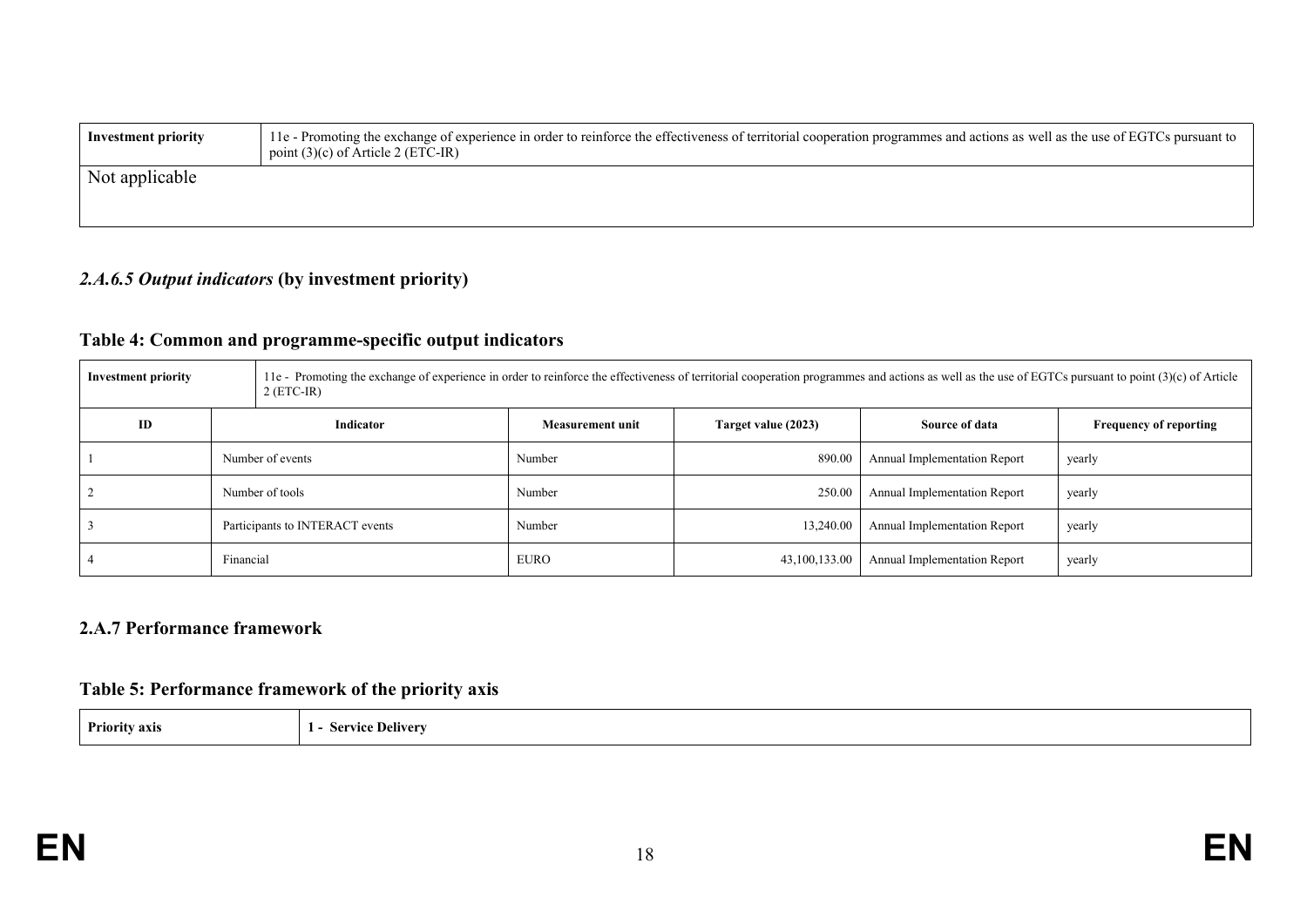| Investment priority | 11e - Promoting the exchange of experience in order to reinforce the effectiveness of territorial cooperation programmes and actions as well as the use of EGTCs pursuant to point (3)(c) of Article 2 (ETC-IR) |
|---|---|
| Not applicable | |

### *2.A.6.5 Output indicators* (by investment priority)

### Table 4: Common and programme-specific output indicators

| Investment priority | 11e - Promoting the exchange of experience in order to reinforce the effectiveness of territorial cooperation programmes and actions as well as the use of EGTCs pursuant to point (3)(c) of Article 2 (ETC-IR) | | | | |
|---|---|---|---|---|---|
| **ID** | **Indicator** | **Measurement unit** | **Target value (2023)** | **Source of data** | **Frequency of reporting** |
| 1 | Number of events | Number | 890.00 | Annual Implementation Report | yearly |
| 2 | Number of tools | Number | 250.00 | Annual Implementation Report | yearly |
| 3 | Participants to INTERACT events | Number | 13,240.00 | Annual Implementation Report | yearly |
| 4 | Financial | EURO | 43,100,133.00 | Annual Implementation Report | yearly |

### 2.A.7 Performance framework

### Table 5: Performance framework of the priority axis

| Priority axis | 1 - Service Delivery |
|---|---|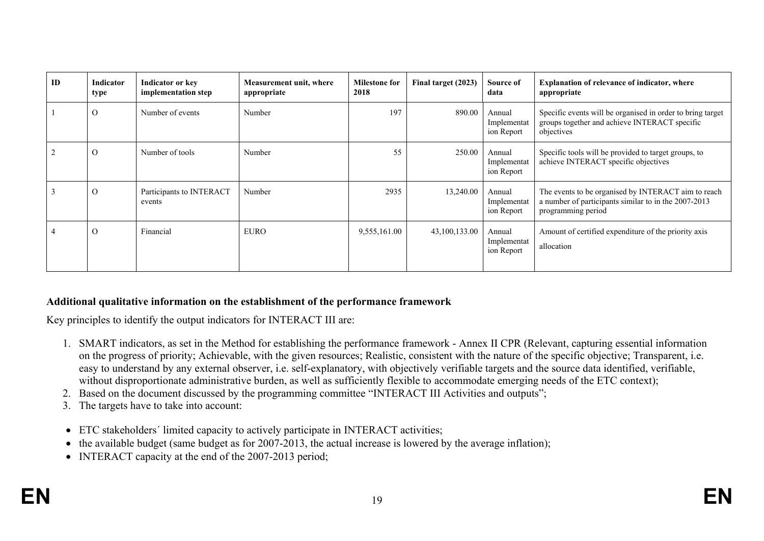| ID | Indicator type | Indicator or key implementation step | Measurement unit, where appropriate | Milestone for 2018 | Final target (2023) | Source of data | Explanation of relevance of indicator, where appropriate |
|---|---|---|---|---|---|---|---|
| 1 | O | Number of events | Number | 197 | 890.00 | Annual Implementation Report | Specific events will be organised in order to bring target groups together and achieve INTERACT specific objectives |
| 2 | O | Number of tools | Number | 55 | 250.00 | Annual Implementation Report | Specific tools will be provided to target groups, to achieve INTERACT specific objectives |
| 3 | O | Participants to INTERACT events | Number | 2935 | 13,240.00 | Annual Implementation Report | The events to be organised by INTERACT aim to reach a number of participants similar to in the 2007-2013 programming period |
| 4 | O | Financial | EURO | 9,555,161.00 | 43,100,133.00 | Annual Implementation Report | Amount of certified expenditure of the priority axis allocation |

**Additional qualitative information on the establishment of the performance framework**

Key principles to identify the output indicators for INTERACT III are:

1. SMART indicators, as set in the Method for establishing the performance framework - Annex II CPR (Relevant, capturing essential information on the progress of priority; Achievable, with the given resources; Realistic, consistent with the nature of the specific objective; Transparent, i.e. easy to understand by any external observer, i.e. self-explanatory, with objectively verifiable targets and the source data identified, verifiable, without disproportionate administrative burden, as well as sufficiently flexible to accommodate emerging needs of the ETC context);
2. Based on the document discussed by the programming committee "INTERACT III Activities and outputs";
3. The targets have to take into account:

- ETC stakeholders´ limited capacity to actively participate in INTERACT activities;
- the available budget (same budget as for 2007-2013, the actual increase is lowered by the average inflation);
- INTERACT capacity at the end of the 2007-2013 period;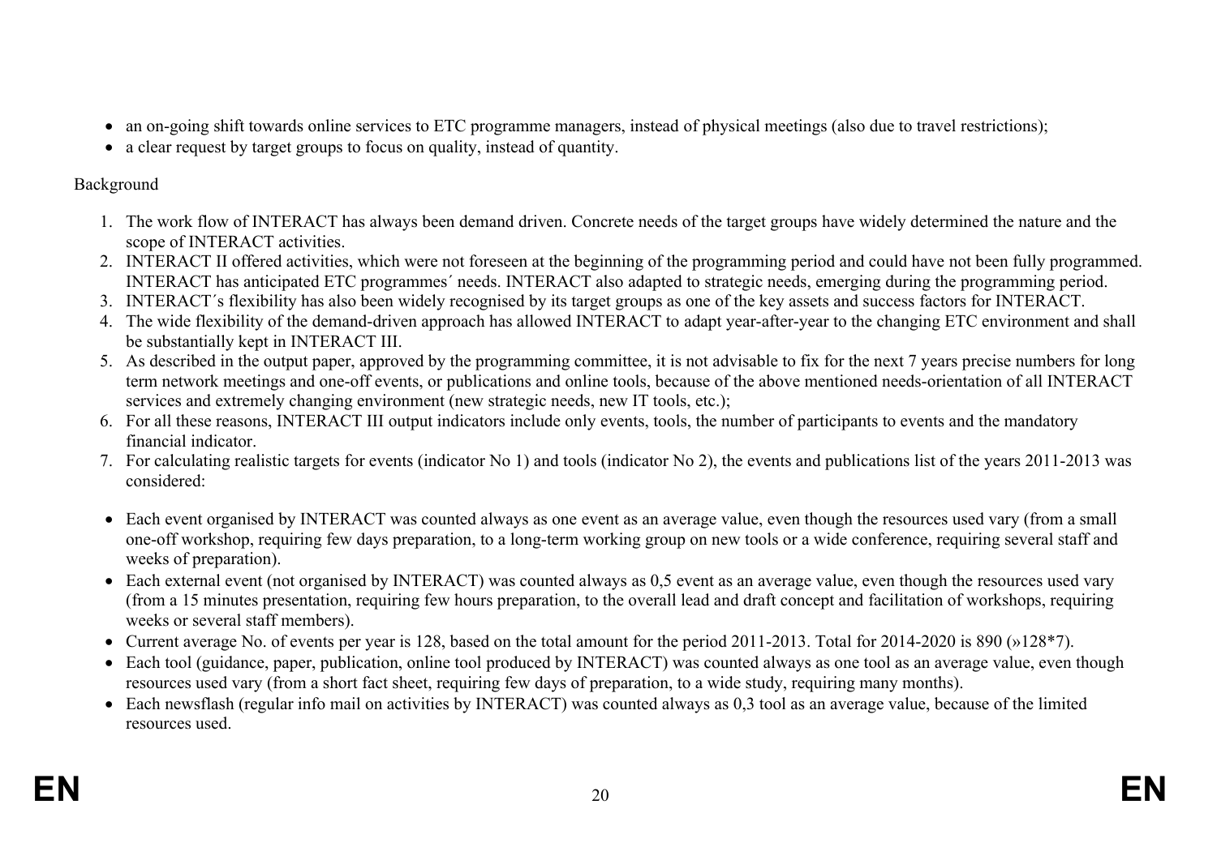- an on-going shift towards online services to ETC programme managers, instead of physical meetings (also due to travel restrictions);
- a clear request by target groups to focus on quality, instead of quantity.

Background

1. The work flow of INTERACT has always been demand driven. Concrete needs of the target groups have widely determined the nature and the scope of INTERACT activities.
2. INTERACT II offered activities, which were not foreseen at the beginning of the programming period and could have not been fully programmed. INTERACT has anticipated ETC programmes´ needs. INTERACT also adapted to strategic needs, emerging during the programming period.
3. INTERACT´s flexibility has also been widely recognised by its target groups as one of the key assets and success factors for INTERACT.
4. The wide flexibility of the demand-driven approach has allowed INTERACT to adapt year-after-year to the changing ETC environment and shall be substantially kept in INTERACT III.
5. As described in the output paper, approved by the programming committee, it is not advisable to fix for the next 7 years precise numbers for long term network meetings and one-off events, or publications and online tools, because of the above mentioned needs-orientation of all INTERACT services and extremely changing environment (new strategic needs, new IT tools, etc.);
6. For all these reasons, INTERACT III output indicators include only events, tools, the number of participants to events and the mandatory financial indicator.
7. For calculating realistic targets for events (indicator No 1) and tools (indicator No 2), the events and publications list of the years 2011-2013 was considered:

- Each event organised by INTERACT was counted always as one event as an average value, even though the resources used vary (from a small one-off workshop, requiring few days preparation, to a long-term working group on new tools or a wide conference, requiring several staff and weeks of preparation).
- Each external event (not organised by INTERACT) was counted always as 0,5 event as an average value, even though the resources used vary (from a 15 minutes presentation, requiring few hours preparation, to the overall lead and draft concept and facilitation of workshops, requiring weeks or several staff members).
- Current average No. of events per year is 128, based on the total amount for the period 2011-2013. Total for 2014-2020 is 890 (»128*7).
- Each tool (guidance, paper, publication, online tool produced by INTERACT) was counted always as one tool as an average value, even though resources used vary (from a short fact sheet, requiring few days of preparation, to a wide study, requiring many months).
- Each newsflash (regular info mail on activities by INTERACT) was counted always as 0,3 tool as an average value, because of the limited resources used.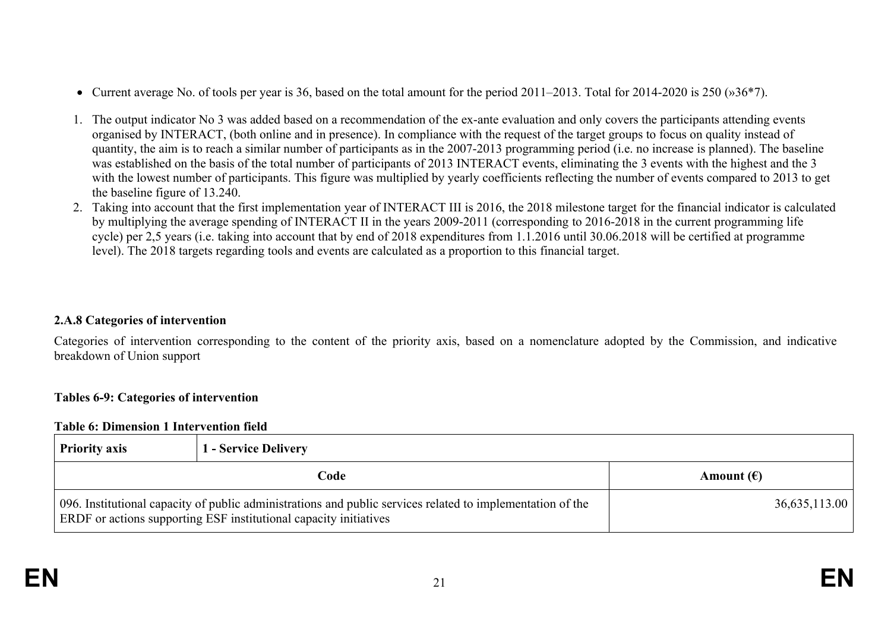- Current average No. of tools per year is 36, based on the total amount for the period 2011–2013. Total for 2014-2020 is 250 (»36*7).

1. The output indicator No 3 was added based on a recommendation of the ex-ante evaluation and only covers the participants attending events organised by INTERACT, (both online and in presence). In compliance with the request of the target groups to focus on quality instead of quantity, the aim is to reach a similar number of participants as in the 2007-2013 programming period (i.e. no increase is planned). The baseline was established on the basis of the total number of participants of 2013 INTERACT events, eliminating the 3 events with the highest and the 3 with the lowest number of participants. This figure was multiplied by yearly coefficients reflecting the number of events compared to 2013 to get the baseline figure of 13.240.
2. Taking into account that the first implementation year of INTERACT III is 2016, the 2018 milestone target for the financial indicator is calculated by multiplying the average spending of INTERACT II in the years 2009-2011 (corresponding to 2016-2018 in the current programming life cycle) per 2,5 years (i.e. taking into account that by end of 2018 expenditures from 1.1.2016 until 30.06.2018 will be certified at programme level). The 2018 targets regarding tools and events are calculated as a proportion to this financial target.

### 2.A.8 Categories of intervention

Categories of intervention corresponding to the content of the priority axis, based on a nomenclature adopted by the Commission, and indicative breakdown of Union support

**Tables 6-9: Categories of intervention**

**Table 6: Dimension 1 Intervention field**

| **Priority axis** | **1 - Service Delivery** |
|---|---|
| **Code** | **Amount (€)** |
| 096. Institutional capacity of public administrations and public services related to implementation of the ERDF or actions supporting ESF institutional capacity initiatives | 36,635,113.00 |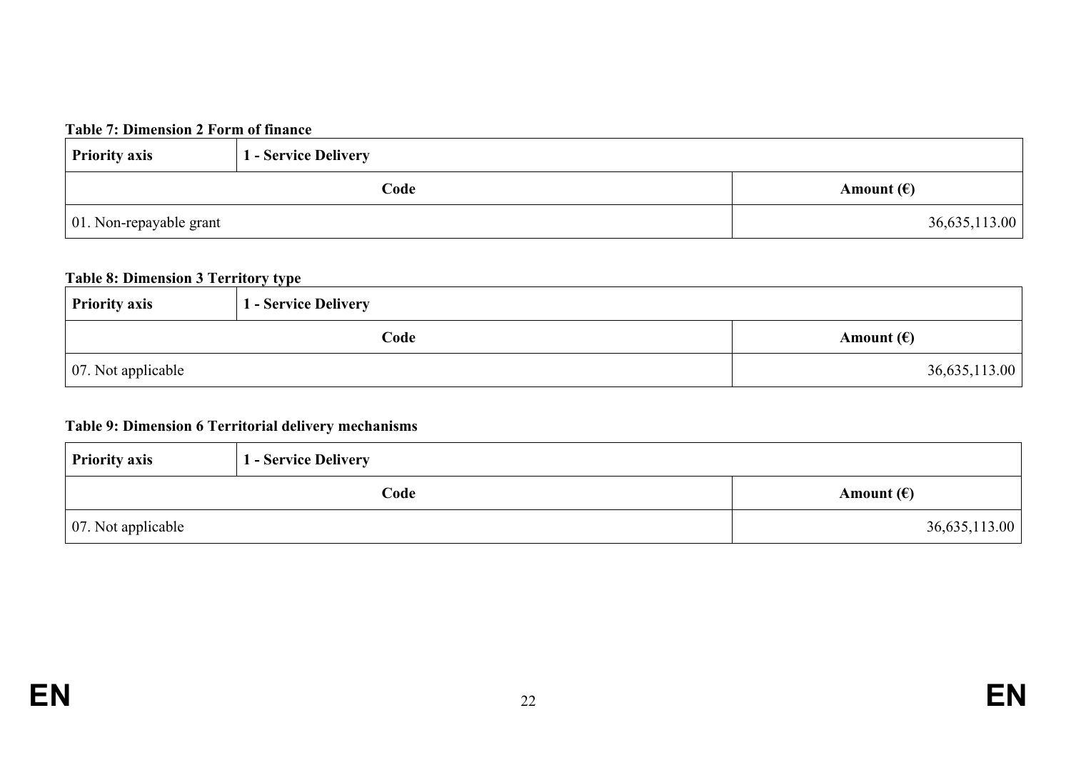**Table 7: Dimension 2 Form of finance**

| **Priority axis** | **1 - Service Delivery** |
|---|---|
| **Code** | **Amount (€)** |
| 01. Non-repayable grant | 36,635,113.00 |

**Table 8: Dimension 3 Territory type**

| **Priority axis** | **1 - Service Delivery** |
|---|---|
| **Code** | **Amount (€)** |
| 07. Not applicable | 36,635,113.00 |

**Table 9: Dimension 6 Territorial delivery mechanisms**

| **Priority axis** | **1 - Service Delivery** |
|---|---|
| **Code** | **Amount (€)** |
| 07. Not applicable | 36,635,113.00 |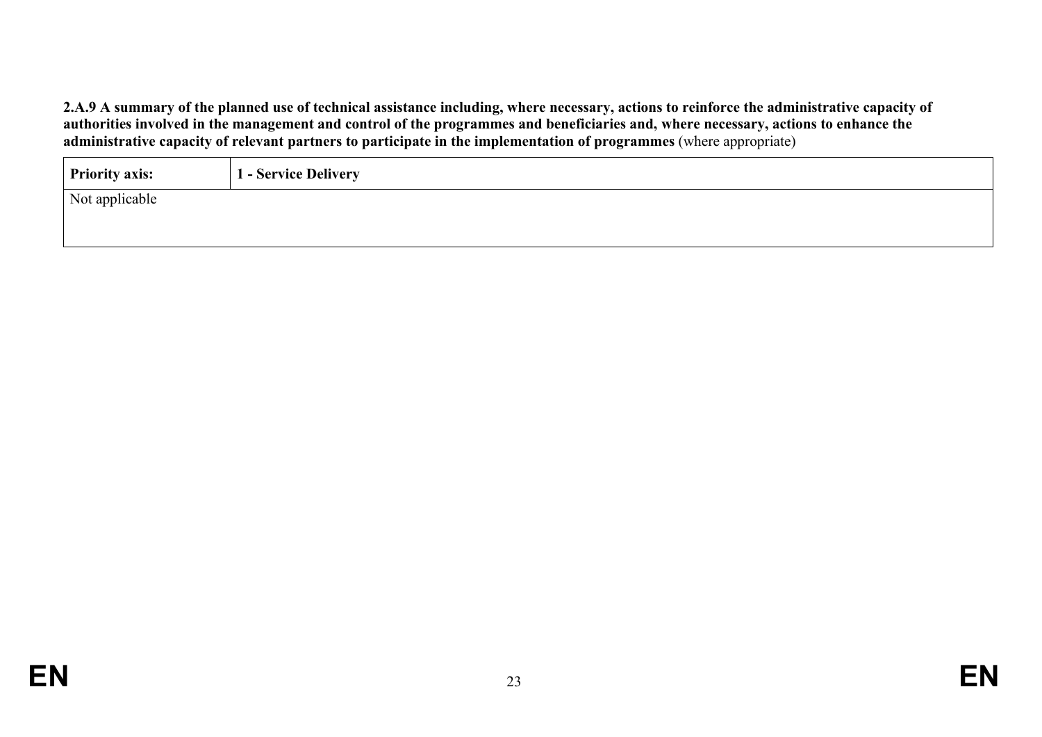**2.A.9 A summary of the planned use of technical assistance including, where necessary, actions to reinforce the administrative capacity of authorities involved in the management and control of the programmes and beneficiaries and, where necessary, actions to enhance the administrative capacity of relevant partners to participate in the implementation of programmes** (where appropriate)

| **Priority axis:** | **1 - Service Delivery** |
| --- | --- |
| Not applicable | |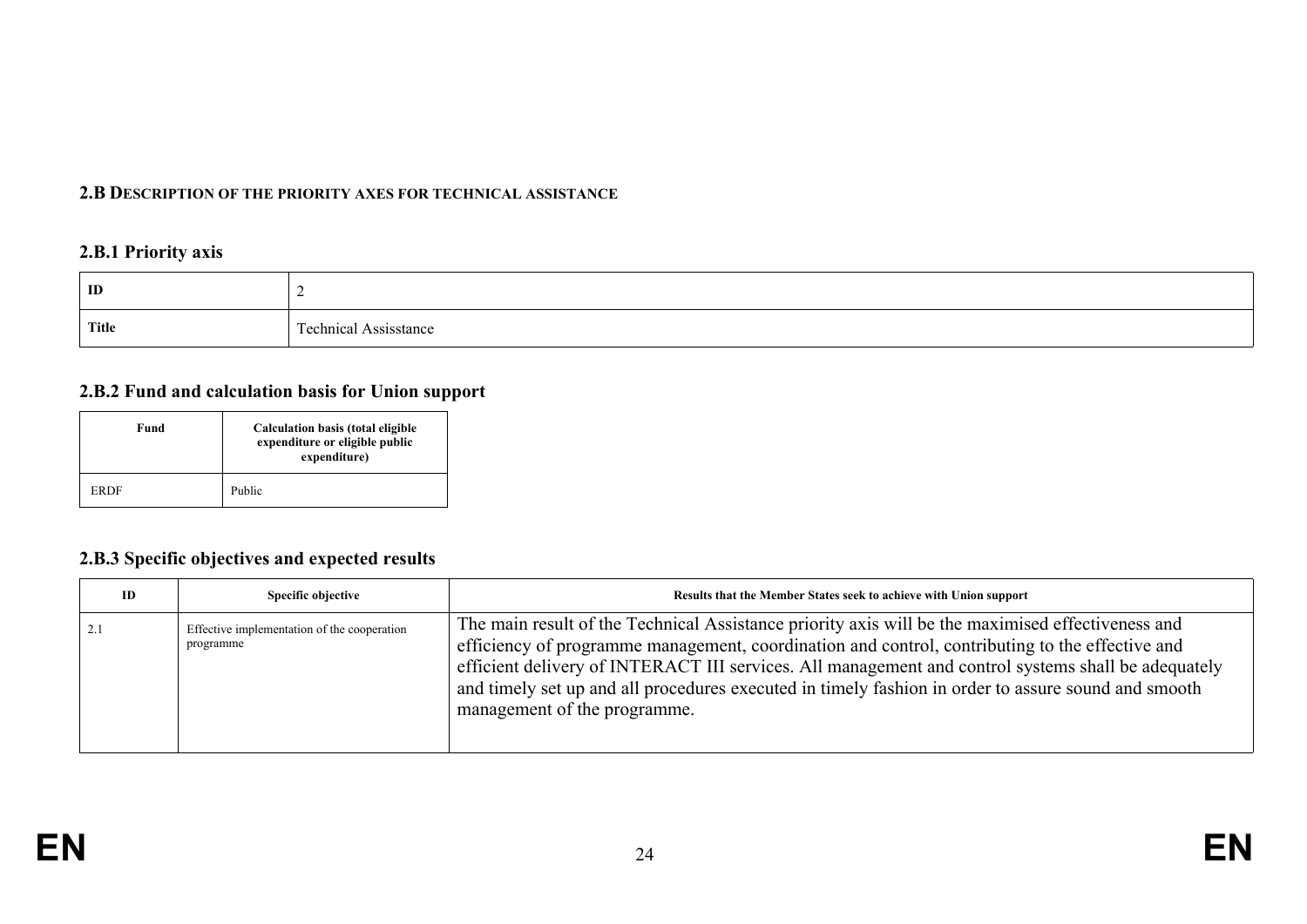## 2.B Description of the priority axes for technical assistance

### 2.B.1 Priority axis

| ID | 2 |
|---|---|
| Title | Technical Assisstance |

### 2.B.2 Fund and calculation basis for Union support

| Fund | Calculation basis (total eligible expenditure or eligible public expenditure) |
|---|---|
| ERDF | Public |

### 2.B.3 Specific objectives and expected results

| ID | Specific objective | Results that the Member States seek to achieve with Union support |
|---|---|---|
| 2.1 | Effective implementation of the cooperation programme | The main result of the Technical Assistance priority axis will be the maximised effectiveness and efficiency of programme management, coordination and control, contributing to the effective and efficient delivery of INTERACT III services. All management and control systems shall be adequately and timely set up and all procedures executed in timely fashion in order to assure sound and smooth management of the programme. |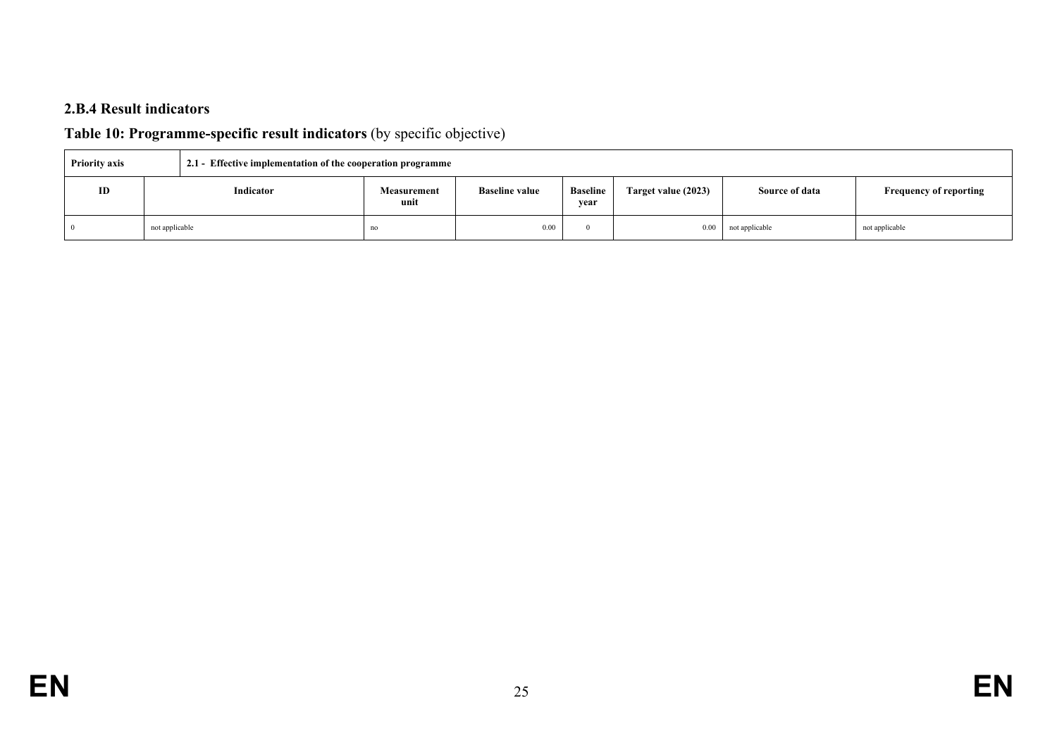### 2.B.4 Result indicators

**Table 10: Programme-specific result indicators** (by specific objective)

| Priority axis | 2.1 - Effective implementation of the cooperation programme | | | | | | |
|---|---|---|---|---|---|---|---|
| **ID** | **Indicator** | **Measurement unit** | **Baseline value** | **Baseline year** | **Target value (2023)** | **Source of data** | **Frequency of reporting** |
| 0 | not applicable | no | 0.00 | 0 | 0.00 | not applicable | not applicable |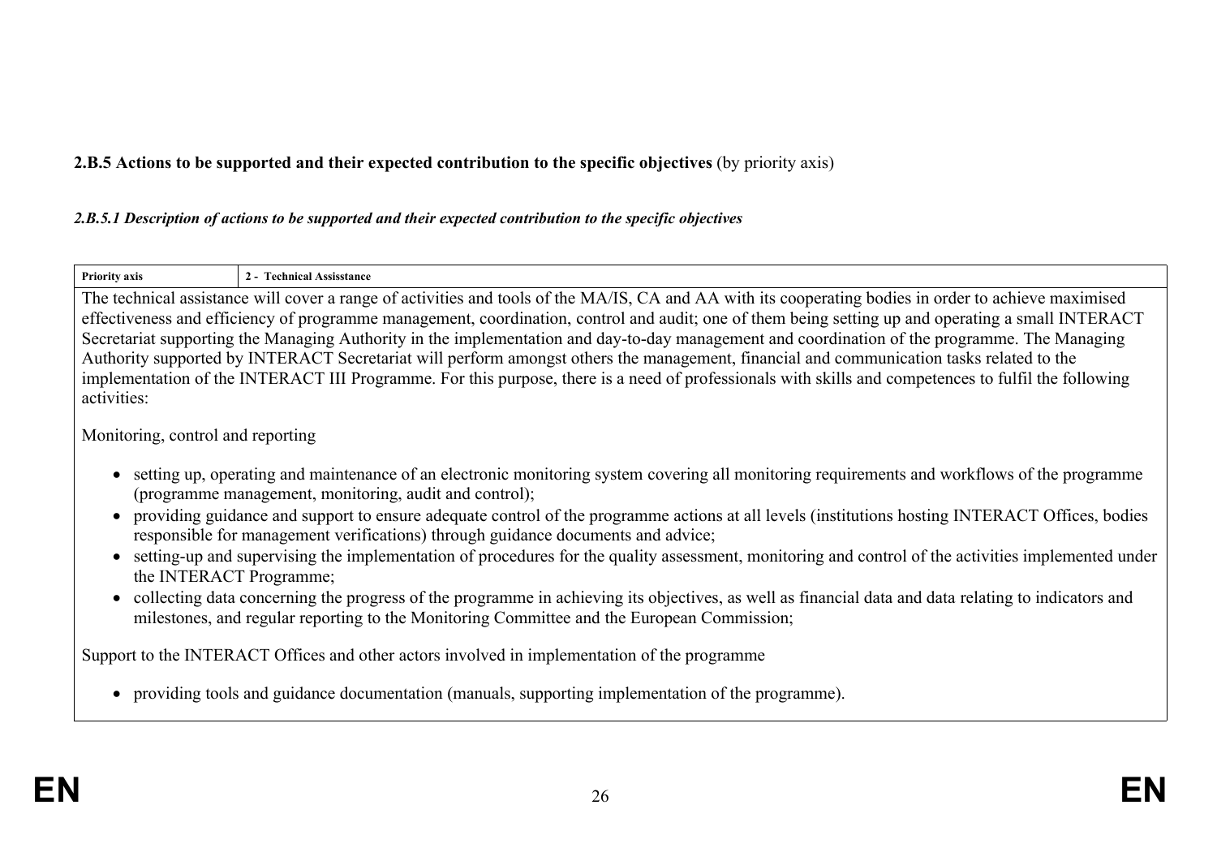**2.B.5 Actions to be supported and their expected contribution to the specific objectives** (by priority axis)

***2.B.5.1 Description of actions to be supported and their expected contribution to the specific objectives***

| Priority axis | 2 - Technical Assisstance |
|---|---|

The technical assistance will cover a range of activities and tools of the MA/IS, CA and AA with its cooperating bodies in order to achieve maximised effectiveness and efficiency of programme management, coordination, control and audit; one of them being setting up and operating a small INTERACT Secretariat supporting the Managing Authority in the implementation and day-to-day management and coordination of the programme. The Managing Authority supported by INTERACT Secretariat will perform amongst others the management, financial and communication tasks related to the implementation of the INTERACT III Programme. For this purpose, there is a need of professionals with skills and competences to fulfil the following activities:

Monitoring, control and reporting

- setting up, operating and maintenance of an electronic monitoring system covering all monitoring requirements and workflows of the programme (programme management, monitoring, audit and control);
- providing guidance and support to ensure adequate control of the programme actions at all levels (institutions hosting INTERACT Offices, bodies responsible for management verifications) through guidance documents and advice;
- setting-up and supervising the implementation of procedures for the quality assessment, monitoring and control of the activities implemented under the INTERACT Programme;
- collecting data concerning the progress of the programme in achieving its objectives, as well as financial data and data relating to indicators and milestones, and regular reporting to the Monitoring Committee and the European Commission;

Support to the INTERACT Offices and other actors involved in implementation of the programme

- providing tools and guidance documentation (manuals, supporting implementation of the programme).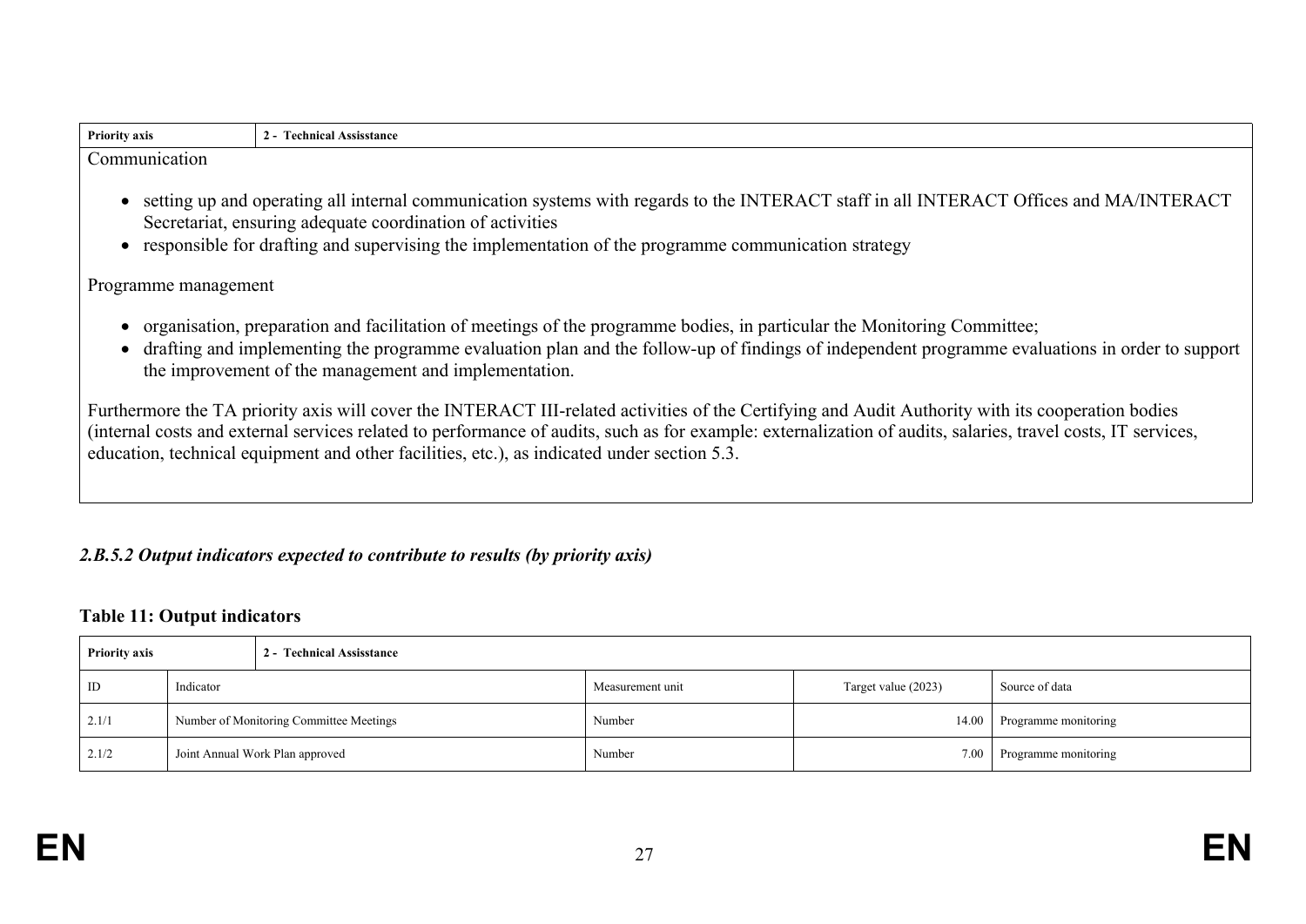| Priority axis | 2 - Technical Assisstance |
|---|---|

Communication

- setting up and operating all internal communication systems with regards to the INTERACT staff in all INTERACT Offices and MA/INTERACT Secretariat, ensuring adequate coordination of activities
- responsible for drafting and supervising the implementation of the programme communication strategy

Programme management

- organisation, preparation and facilitation of meetings of the programme bodies, in particular the Monitoring Committee;
- drafting and implementing the programme evaluation plan and the follow-up of findings of independent programme evaluations in order to support the improvement of the management and implementation.

Furthermore the TA priority axis will cover the INTERACT III-related activities of the Certifying and Audit Authority with its cooperation bodies (internal costs and external services related to performance of audits, such as for example: externalization of audits, salaries, travel costs, IT services, education, technical equipment and other facilities, etc.), as indicated under section 5.3.

### *2.B.5.2 Output indicators expected to contribute to results (by priority axis)*

**Table 11: Output indicators**

| Priority axis | 2 - Technical Assisstance | | | |
|---|---|---|---|---|
| ID | Indicator | Measurement unit | Target value (2023) | Source of data |
| 2.1/1 | Number of Monitoring Committee Meetings | Number | 14.00 | Programme monitoring |
| 2.1/2 | Joint Annual Work Plan approved | Number | 7.00 | Programme monitoring |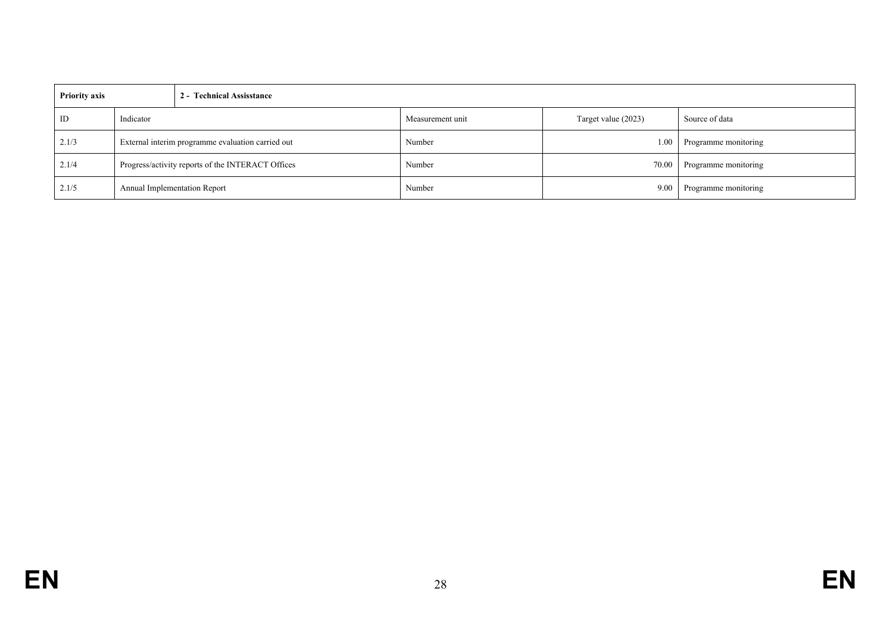| Priority axis | 2 - Technical Assisstance | | | |
|---|---|---|---|---|
| ID | Indicator | Measurement unit | Target value (2023) | Source of data |
| 2.1/3 | External interim programme evaluation carried out | Number | 1.00 | Programme monitoring |
| 2.1/4 | Progress/activity reports of the INTERACT Offices | Number | 70.00 | Programme monitoring |
| 2.1/5 | Annual Implementation Report | Number | 9.00 | Programme monitoring |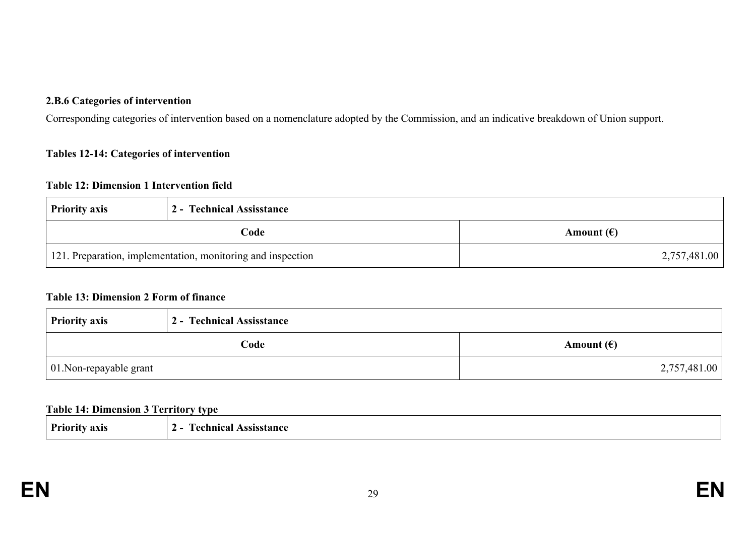#### 2.B.6 Categories of intervention

Corresponding categories of intervention based on a nomenclature adopted by the Commission, and an indicative breakdown of Union support.

**Tables 12-14: Categories of intervention**

**Table 12: Dimension 1 Intervention field**

| Priority axis | 2 - Technical Assisstance |
|---|---|
| **Code** | **Amount (€)** |
| 121. Preparation, implementation, monitoring and inspection | 2,757,481.00 |

**Table 13: Dimension 2 Form of finance**

| Priority axis | 2 - Technical Assisstance |
|---|---|
| **Code** | **Amount (€)** |
| 01.Non-repayable grant | 2,757,481.00 |

**Table 14: Dimension 3 Territory type**

| Priority axis | 2 - Technical Assisstance |
|---|---|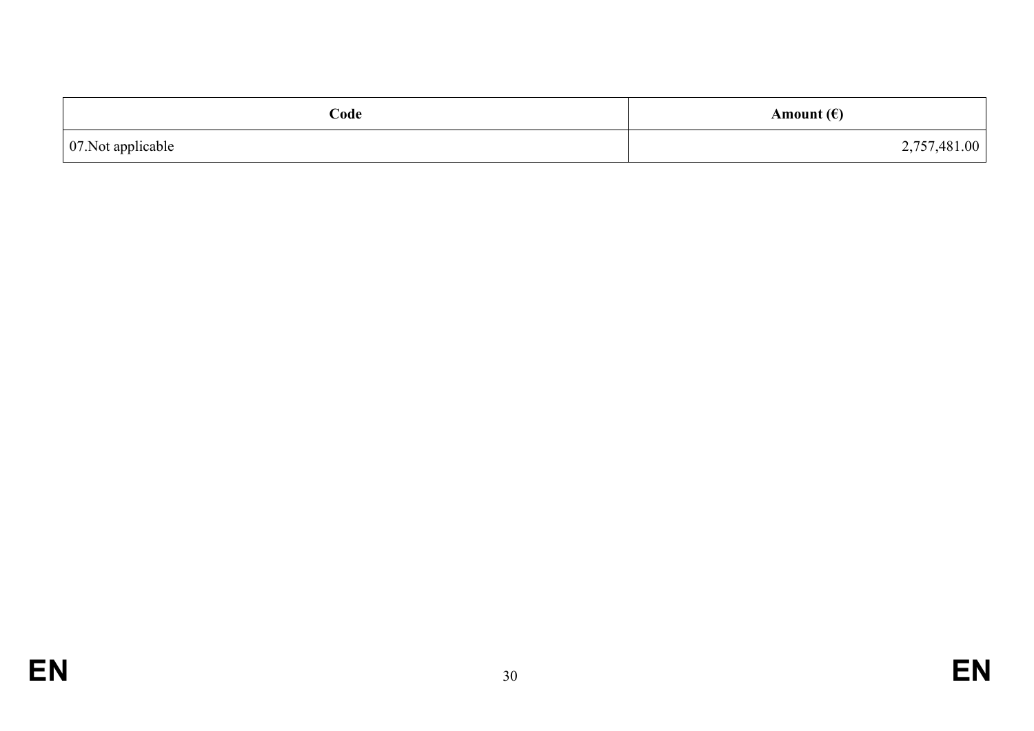| Code | Amount (€) |
|---|---|
| 07.Not applicable | 2,757,481.00 |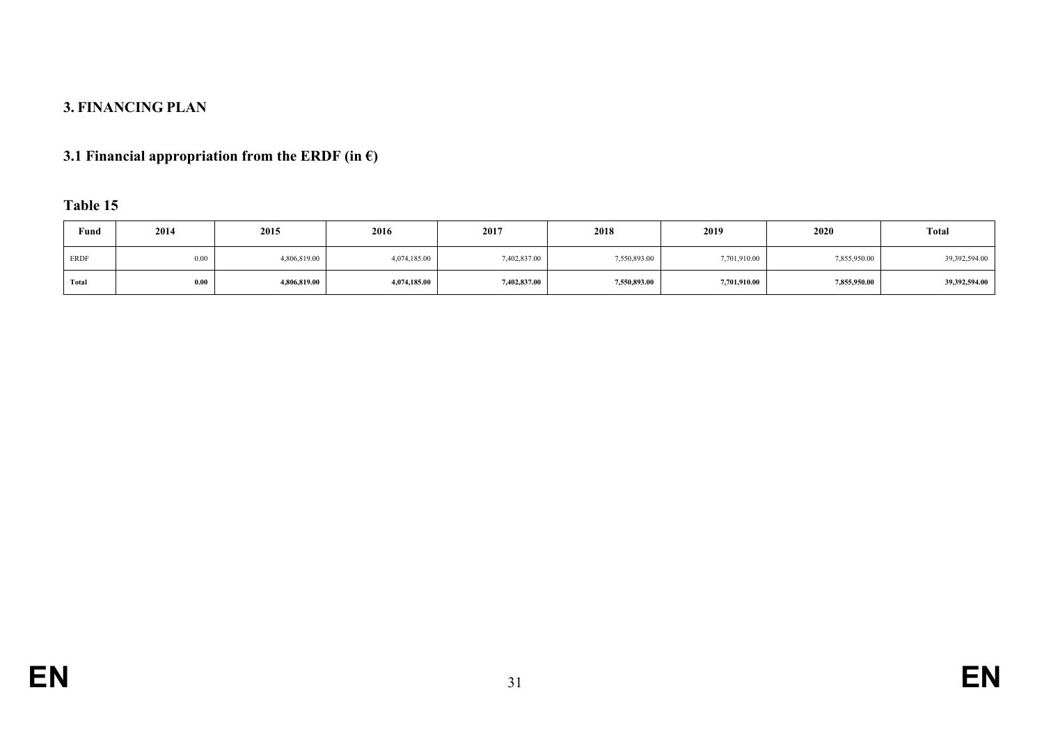## 3. FINANCING PLAN

### 3.1 Financial appropriation from the ERDF (in €)

**Table 15**

| Fund | 2014 | 2015 | 2016 | 2017 | 2018 | 2019 | 2020 | Total |
|---|---|---|---|---|---|---|---|---|
| ERDF | 0.00 | 4,806,819.00 | 4,074,185.00 | 7,402,837.00 | 7,550,893.00 | 7,701,910.00 | 7,855,950.00 | 39,392,594.00 |
| **Total** | **0.00** | **4,806,819.00** | **4,074,185.00** | **7,402,837.00** | **7,550,893.00** | **7,701,910.00** | **7,855,950.00** | **39,392,594.00** |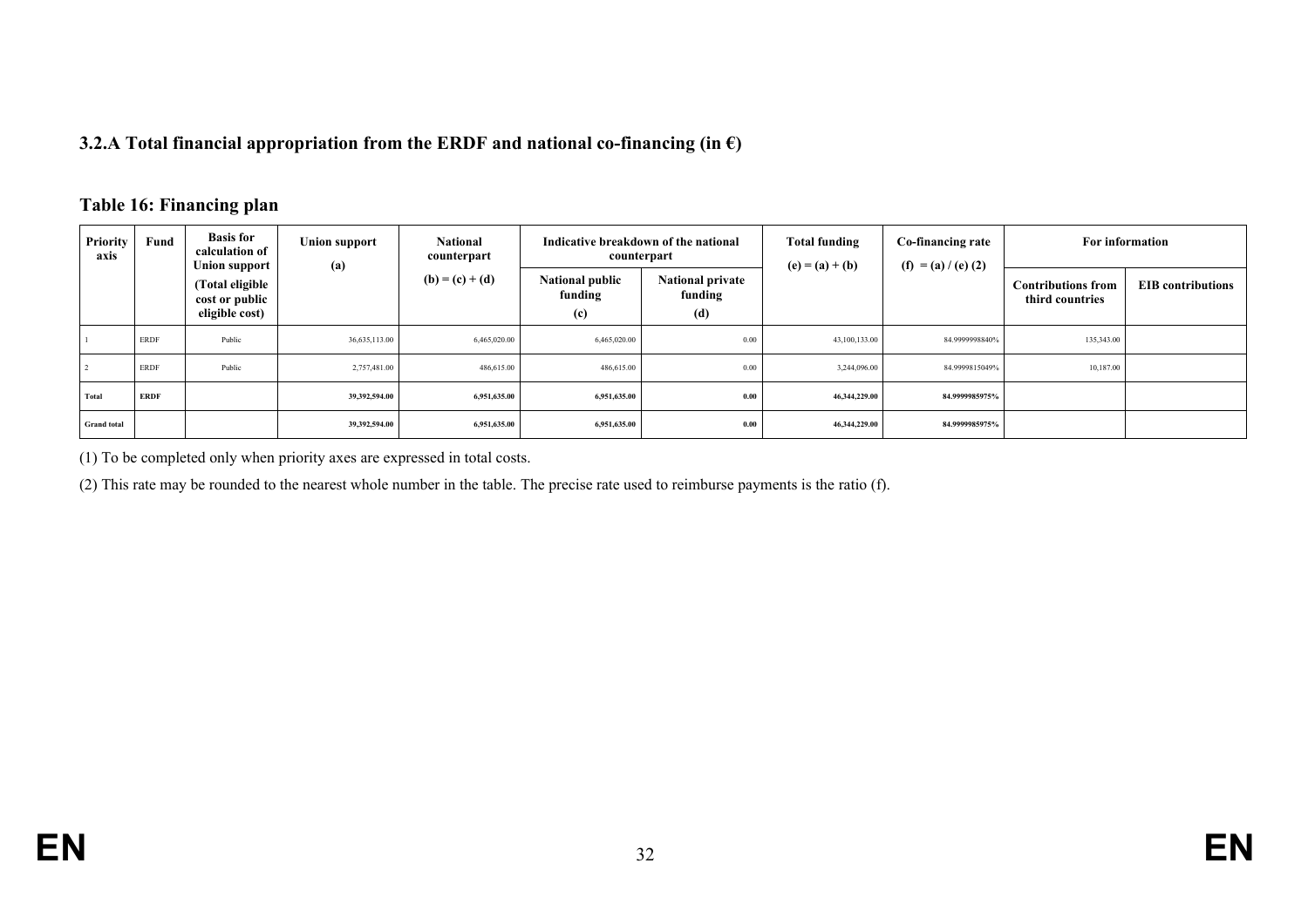### 3.2.A Total financial appropriation from the ERDF and national co-financing (in €)

**Table 16: Financing plan**

| Priority axis | Fund | Basis for calculation of Union support (Total eligible cost or public eligible cost) | Union support (a) | National counterpart (b) = (c) + (d) | Indicative breakdown of the national counterpart | | Total funding (e) = (a) + (b) | Co-financing rate (f) = (a) / (e) (2) | For information | |
|---|---|---|---|---|---|---|---|---|---|---|
| | | | | | National public funding (c) | National private funding (d) | | | Contributions from third countries | EIB contributions |
| 1 | ERDF | Public | 36,635,113.00 | 6,465,020.00 | 6,465,020.00 | 0.00 | 43,100,133.00 | 84.9999998840% | 135,343.00 | |
| 2 | ERDF | Public | 2,757,481.00 | 486,615.00 | 486,615.00 | 0.00 | 3,244,096.00 | 84.9999815049% | 10,187.00 | |
| **Total** | **ERDF** | | **39,392,594.00** | **6,951,635.00** | **6,951,635.00** | **0.00** | **46,344,229.00** | **84.9999985975%** | | |
| **Grand total** | | | **39,392,594.00** | **6,951,635.00** | **6,951,635.00** | **0.00** | **46,344,229.00** | **84.9999985975%** | | |

(1) To be completed only when priority axes are expressed in total costs.

(2) This rate may be rounded to the nearest whole number in the table. The precise rate used to reimburse payments is the ratio (f).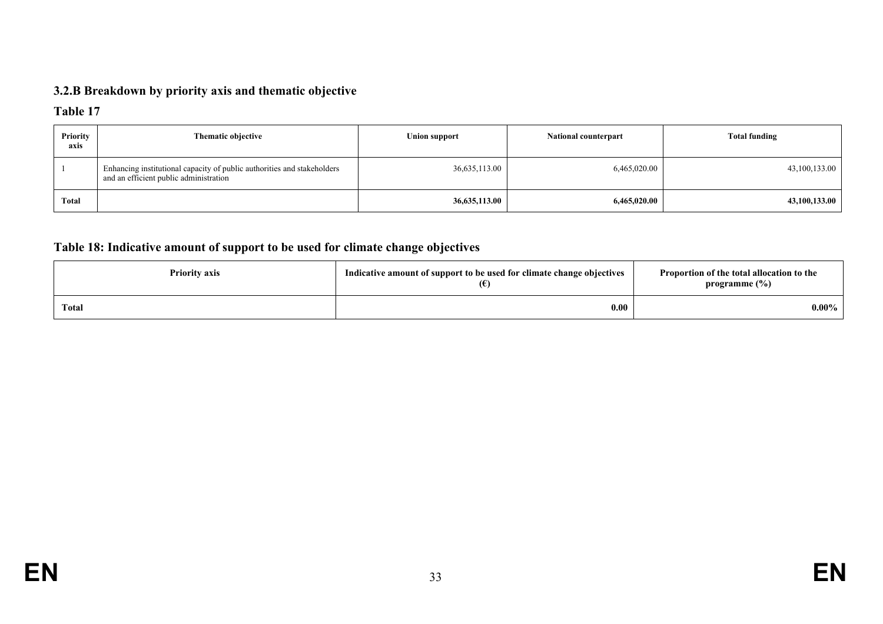### 3.2.B Breakdown by priority axis and thematic objective

**Table 17**

| Priority axis | Thematic objective | Union support | National counterpart | Total funding |
|---|---|---|---|---|
| 1 | Enhancing institutional capacity of public authorities and stakeholders and an efficient public administration | 36,635,113.00 | 6,465,020.00 | 43,100,133.00 |
| **Total** | | **36,635,113.00** | **6,465,020.00** | **43,100,133.00** |

### Table 18: Indicative amount of support to be used for climate change objectives

| Priority axis | Indicative amount of support to be used for climate change objectives (€) | Proportion of the total allocation to the programme (%) |
|---|---|---|
| **Total** | **0.00** | **0.00%** |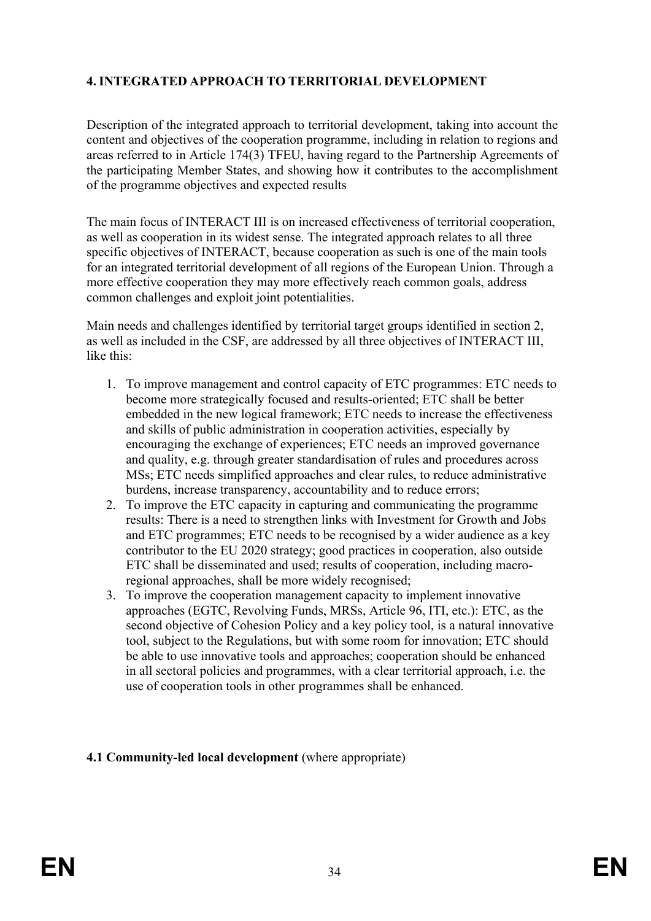## 4. INTEGRATED APPROACH TO TERRITORIAL DEVELOPMENT

Description of the integrated approach to territorial development, taking into account the content and objectives of the cooperation programme, including in relation to regions and areas referred to in Article 174(3) TFEU, having regard to the Partnership Agreements of the participating Member States, and showing how it contributes to the accomplishment of the programme objectives and expected results

The main focus of INTERACT III is on increased effectiveness of territorial cooperation, as well as cooperation in its widest sense. The integrated approach relates to all three specific objectives of INTERACT, because cooperation as such is one of the main tools for an integrated territorial development of all regions of the European Union. Through a more effective cooperation they may more effectively reach common goals, address common challenges and exploit joint potentialities.

Main needs and challenges identified by territorial target groups identified in section 2, as well as included in the CSF, are addressed by all three objectives of INTERACT III, like this:

1. To improve management and control capacity of ETC programmes: ETC needs to become more strategically focused and results-oriented; ETC shall be better embedded in the new logical framework; ETC needs to increase the effectiveness and skills of public administration in cooperation activities, especially by encouraging the exchange of experiences; ETC needs an improved governance and quality, e.g. through greater standardisation of rules and procedures across MSs; ETC needs simplified approaches and clear rules, to reduce administrative burdens, increase transparency, accountability and to reduce errors;
2. To improve the ETC capacity in capturing and communicating the programme results: There is a need to strengthen links with Investment for Growth and Jobs and ETC programmes; ETC needs to be recognised by a wider audience as a key contributor to the EU 2020 strategy; good practices in cooperation, also outside ETC shall be disseminated and used; results of cooperation, including macro-regional approaches, shall be more widely recognised;
3. To improve the cooperation management capacity to implement innovative approaches (EGTC, Revolving Funds, MRSs, Article 96, ITI, etc.): ETC, as the second objective of Cohesion Policy and a key policy tool, is a natural innovative tool, subject to the Regulations, but with some room for innovation; ETC should be able to use innovative tools and approaches; cooperation should be enhanced in all sectoral policies and programmes, with a clear territorial approach, i.e. the use of cooperation tools in other programmes shall be enhanced.

### 4.1 Community-led local development (where appropriate)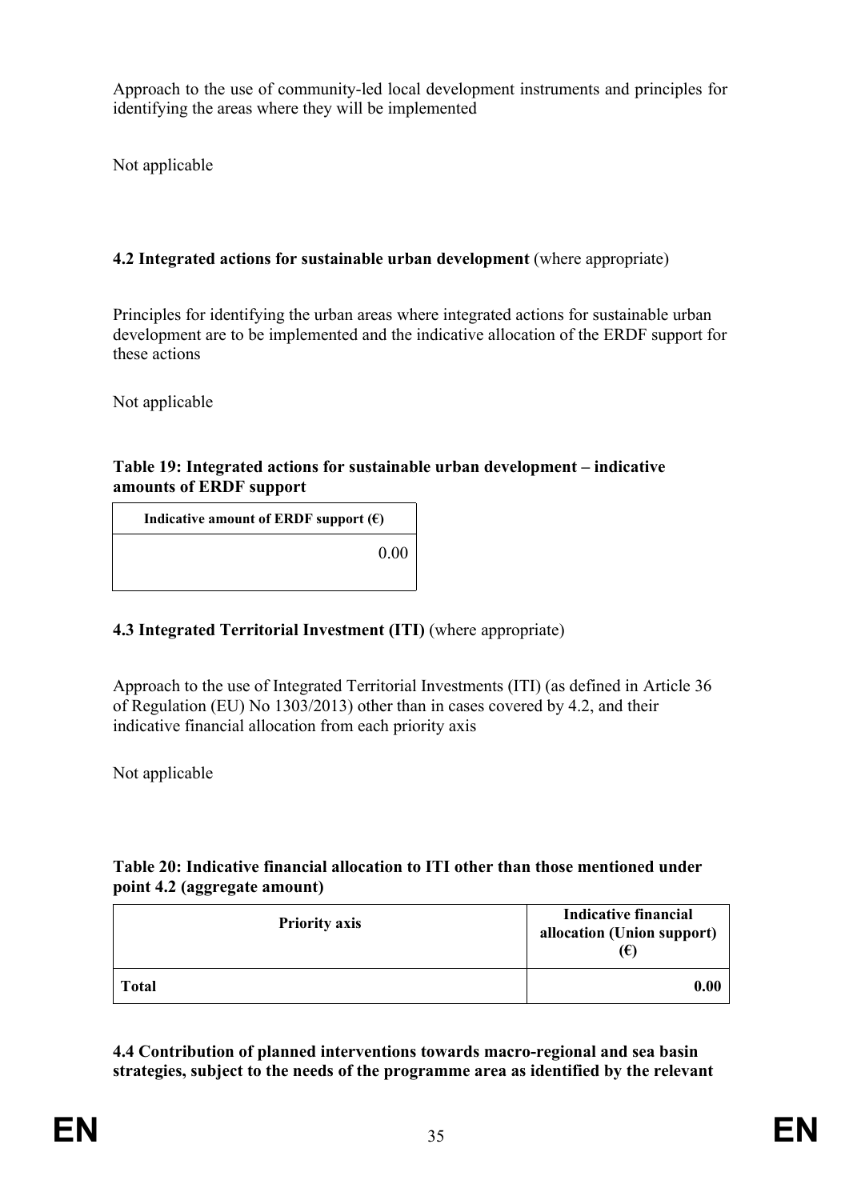Approach to the use of community-led local development instruments and principles for identifying the areas where they will be implemented

Not applicable

### 4.2 Integrated actions for sustainable urban development (where appropriate)

Principles for identifying the urban areas where integrated actions for sustainable urban development are to be implemented and the indicative allocation of the ERDF support for these actions

Not applicable

**Table 19: Integrated actions for sustainable urban development – indicative amounts of ERDF support**

| Indicative amount of ERDF support (€) |
|---:|
| 0.00 |

### 4.3 Integrated Territorial Investment (ITI) (where appropriate)

Approach to the use of Integrated Territorial Investments (ITI) (as defined in Article 36 of Regulation (EU) No 1303/2013) other than in cases covered by 4.2, and their indicative financial allocation from each priority axis

Not applicable

**Table 20: Indicative financial allocation to ITI other than those mentioned under point 4.2 (aggregate amount)**

| Priority axis | Indicative financial allocation (Union support) (€) |
|---|---:|
| **Total** | **0.00** |

### 4.4 Contribution of planned interventions towards macro-regional and sea basin strategies, subject to the needs of the programme area as identified by the relevant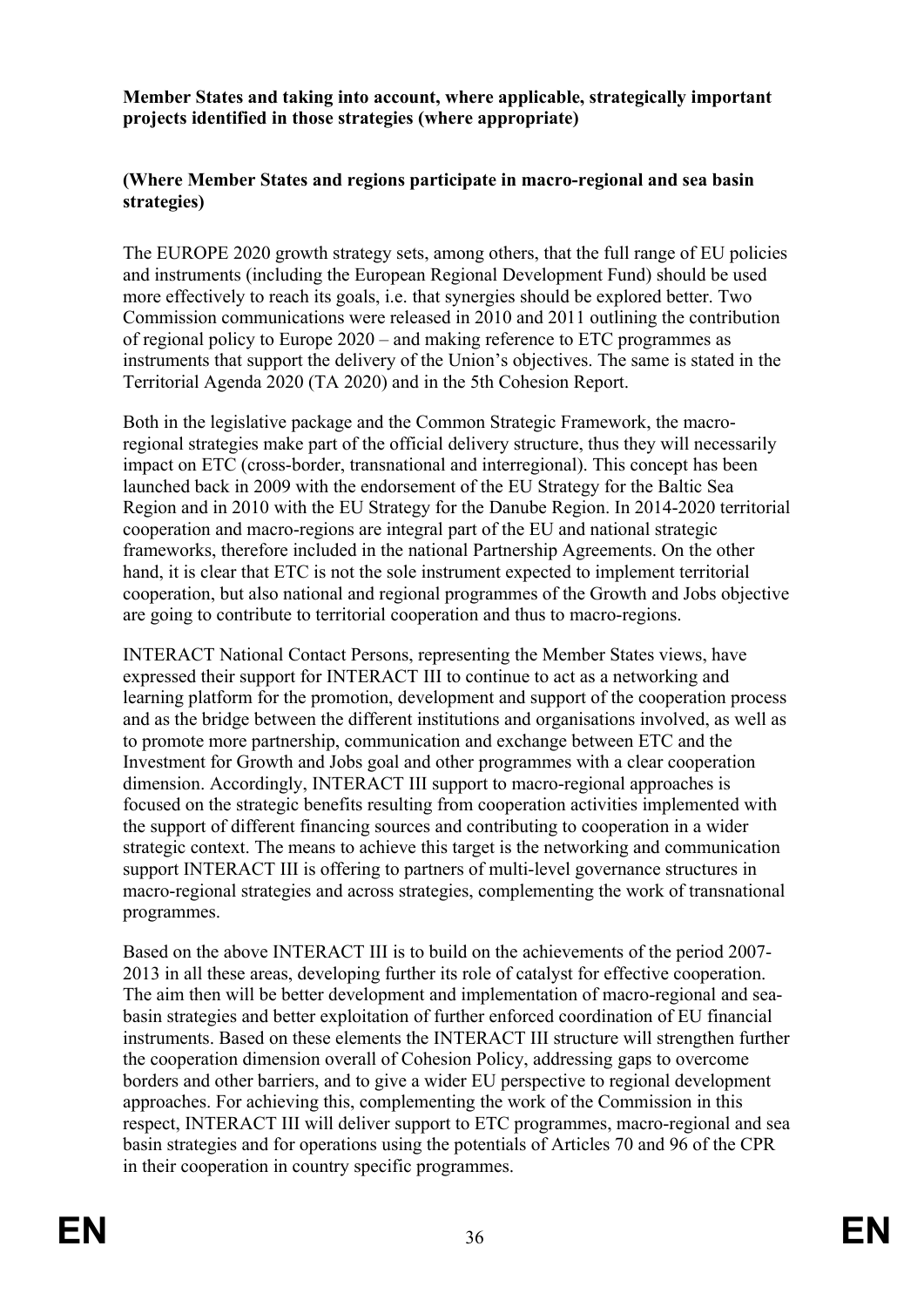**Member States and taking into account, where applicable, strategically important projects identified in those strategies (where appropriate)**

**(Where Member States and regions participate in macro-regional and sea basin strategies)**

The EUROPE 2020 growth strategy sets, among others, that the full range of EU policies and instruments (including the European Regional Development Fund) should be used more effectively to reach its goals, i.e. that synergies should be explored better. Two Commission communications were released in 2010 and 2011 outlining the contribution of regional policy to Europe 2020 – and making reference to ETC programmes as instruments that support the delivery of the Union's objectives. The same is stated in the Territorial Agenda 2020 (TA 2020) and in the 5th Cohesion Report.

Both in the legislative package and the Common Strategic Framework, the macro-regional strategies make part of the official delivery structure, thus they will necessarily impact on ETC (cross-border, transnational and interregional). This concept has been launched back in 2009 with the endorsement of the EU Strategy for the Baltic Sea Region and in 2010 with the EU Strategy for the Danube Region. In 2014-2020 territorial cooperation and macro-regions are integral part of the EU and national strategic frameworks, therefore included in the national Partnership Agreements. On the other hand, it is clear that ETC is not the sole instrument expected to implement territorial cooperation, but also national and regional programmes of the Growth and Jobs objective are going to contribute to territorial cooperation and thus to macro-regions.

INTERACT National Contact Persons, representing the Member States views, have expressed their support for INTERACT III to continue to act as a networking and learning platform for the promotion, development and support of the cooperation process and as the bridge between the different institutions and organisations involved, as well as to promote more partnership, communication and exchange between ETC and the Investment for Growth and Jobs goal and other programmes with a clear cooperation dimension. Accordingly, INTERACT III support to macro-regional approaches is focused on the strategic benefits resulting from cooperation activities implemented with the support of different financing sources and contributing to cooperation in a wider strategic context. The means to achieve this target is the networking and communication support INTERACT III is offering to partners of multi-level governance structures in macro-regional strategies and across strategies, complementing the work of transnational programmes.

Based on the above INTERACT III is to build on the achievements of the period 2007-2013 in all these areas, developing further its role of catalyst for effective cooperation. The aim then will be better development and implementation of macro-regional and sea-basin strategies and better exploitation of further enforced coordination of EU financial instruments. Based on these elements the INTERACT III structure will strengthen further the cooperation dimension overall of Cohesion Policy, addressing gaps to overcome borders and other barriers, and to give a wider EU perspective to regional development approaches. For achieving this, complementing the work of the Commission in this respect, INTERACT III will deliver support to ETC programmes, macro-regional and sea basin strategies and for operations using the potentials of Articles 70 and 96 of the CPR in their cooperation in country specific programmes.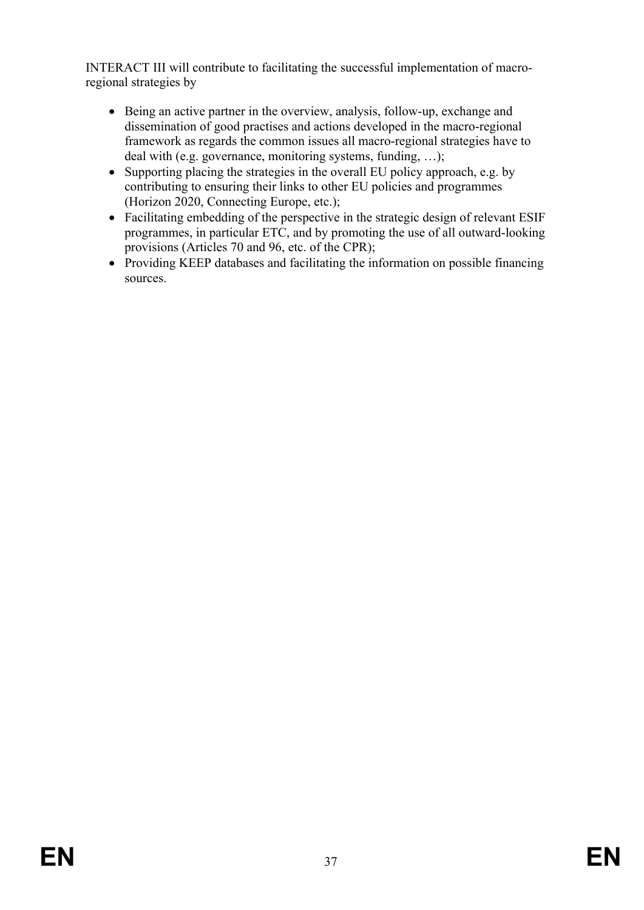INTERACT III will contribute to facilitating the successful implementation of macro-regional strategies by

- Being an active partner in the overview, analysis, follow-up, exchange and dissemination of good practises and actions developed in the macro-regional framework as regards the common issues all macro-regional strategies have to deal with (e.g. governance, monitoring systems, funding, …);
- Supporting placing the strategies in the overall EU policy approach, e.g. by contributing to ensuring their links to other EU policies and programmes (Horizon 2020, Connecting Europe, etc.);
- Facilitating embedding of the perspective in the strategic design of relevant ESIF programmes, in particular ETC, and by promoting the use of all outward-looking provisions (Articles 70 and 96, etc. of the CPR);
- Providing KEEP databases and facilitating the information on possible financing sources.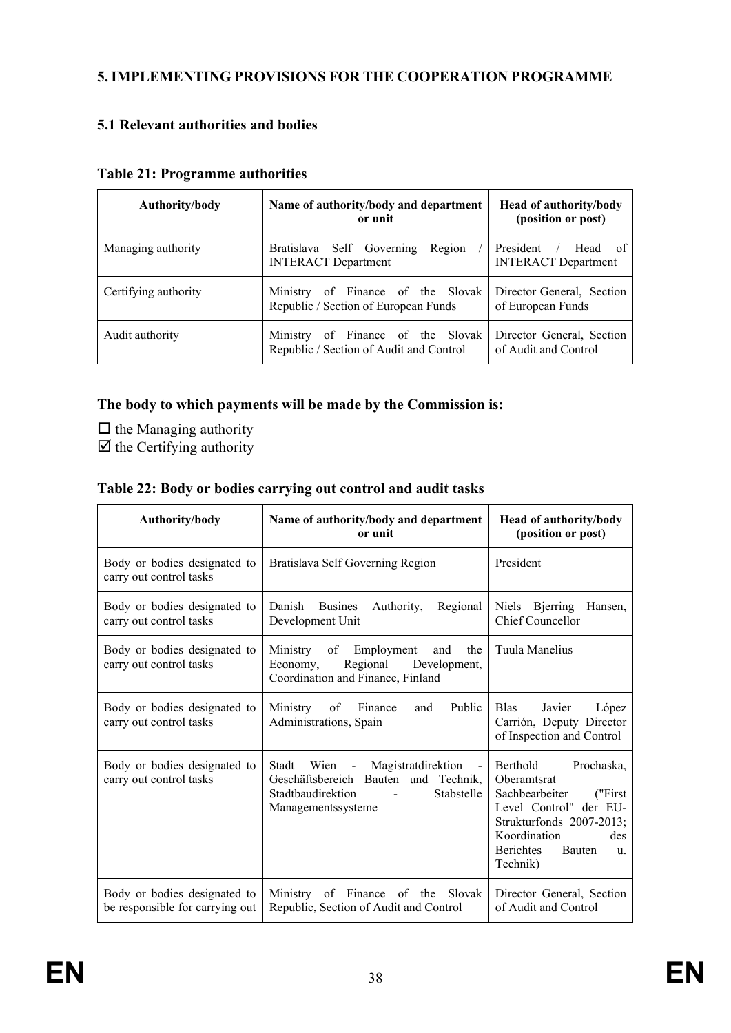## 5. IMPLEMENTING PROVISIONS FOR THE COOPERATION PROGRAMME

### 5.1 Relevant authorities and bodies

**Table 21: Programme authorities**

| Authority/body | Name of authority/body and department or unit | Head of authority/body (position or post) |
|---|---|---|
| Managing authority | Bratislava Self Governing Region / INTERACT Department | President / Head of INTERACT Department |
| Certifying authority | Ministry of Finance of the Slovak Republic / Section of European Funds | Director General, Section of European Funds |
| Audit authority | Ministry of Finance of the Slovak Republic / Section of Audit and Control | Director General, Section of Audit and Control |

**The body to which payments will be made by the Commission is:**

☐ the Managing authority
☑ the Certifying authority

**Table 22: Body or bodies carrying out control and audit tasks**

| Authority/body | Name of authority/body and department or unit | Head of authority/body (position or post) |
|---|---|---|
| Body or bodies designated to carry out control tasks | Bratislava Self Governing Region | President |
| Body or bodies designated to carry out control tasks | Danish Busines Authority, Regional Development Unit | Niels Bjerring Hansen, Chief Councellor |
| Body or bodies designated to carry out control tasks | Ministry of Employment and the Economy, Regional Development, Coordination and Finance, Finland | Tuula Manelius |
| Body or bodies designated to carry out control tasks | Ministry of Finance and Public Administrations, Spain | Blas Javier López Carrión, Deputy Director of Inspection and Control |
| Body or bodies designated to carry out control tasks | Stadt Wien - Magistratdirektion - Geschäftsbereich Bauten und Technik, Stadtbaudirektion - Stabstelle Managementssysteme | Berthold Prochaska, Oberamtsrat Sachbearbeiter ("First Level Control" der EU-Strukturfonds 2007-2013; Koordination des Berichtes Bauten u. Technik) |
| Body or bodies designated to be responsible for carrying out | Ministry of Finance of the Slovak Republic, Section of Audit and Control | Director General, Section of Audit and Control |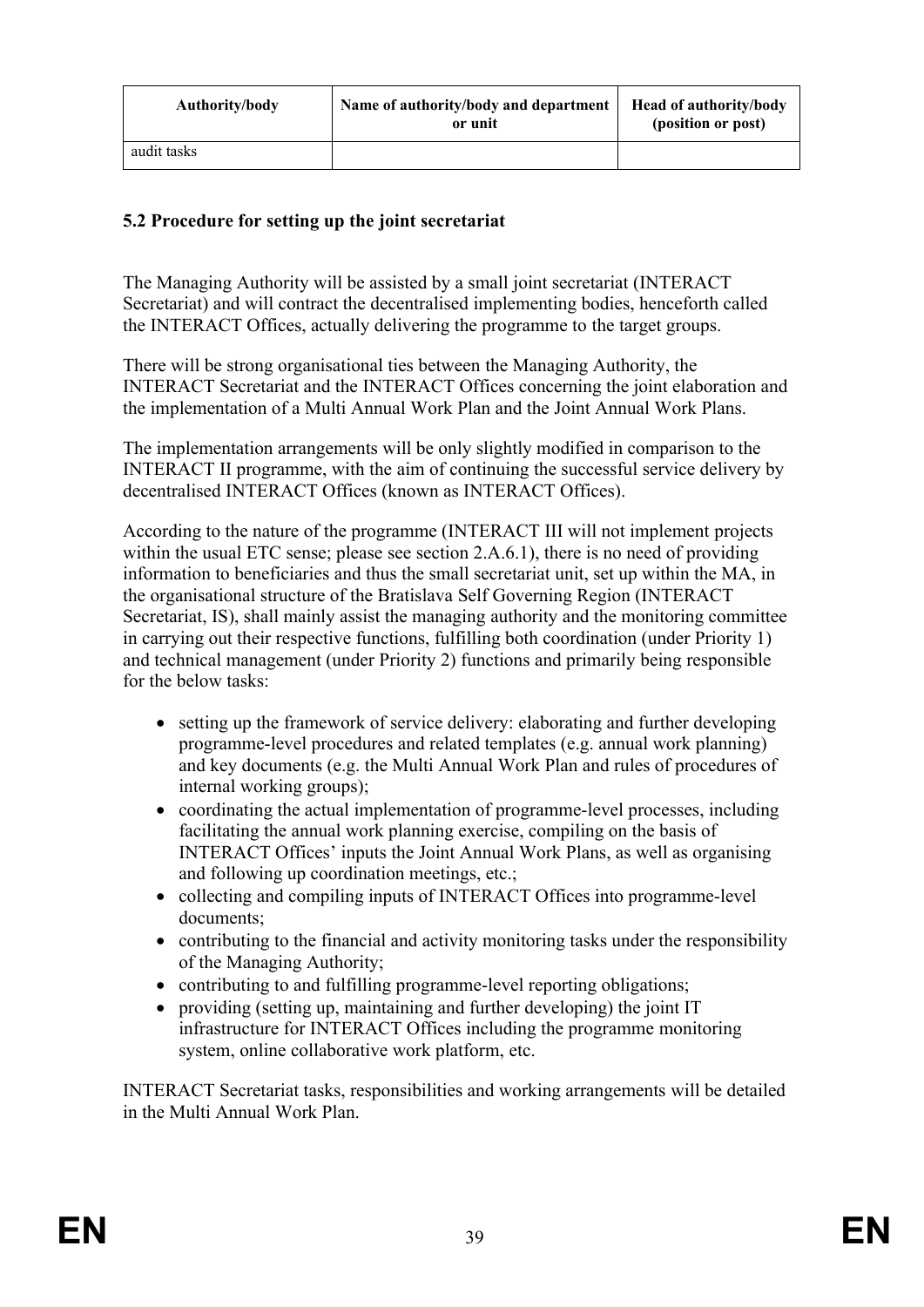| Authority/body | Name of authority/body and department or unit | Head of authority/body (position or post) |
|---|---|---|
| audit tasks | | |

### 5.2 Procedure for setting up the joint secretariat

The Managing Authority will be assisted by a small joint secretariat (INTERACT Secretariat) and will contract the decentralised implementing bodies, henceforth called the INTERACT Offices, actually delivering the programme to the target groups.

There will be strong organisational ties between the Managing Authority, the INTERACT Secretariat and the INTERACT Offices concerning the joint elaboration and the implementation of a Multi Annual Work Plan and the Joint Annual Work Plans.

The implementation arrangements will be only slightly modified in comparison to the INTERACT II programme, with the aim of continuing the successful service delivery by decentralised INTERACT Offices (known as INTERACT Offices).

According to the nature of the programme (INTERACT III will not implement projects within the usual ETC sense; please see section 2.A.6.1), there is no need of providing information to beneficiaries and thus the small secretariat unit, set up within the MA, in the organisational structure of the Bratislava Self Governing Region (INTERACT Secretariat, IS), shall mainly assist the managing authority and the monitoring committee in carrying out their respective functions, fulfilling both coordination (under Priority 1) and technical management (under Priority 2) functions and primarily being responsible for the below tasks:

- setting up the framework of service delivery: elaborating and further developing programme-level procedures and related templates (e.g. annual work planning) and key documents (e.g. the Multi Annual Work Plan and rules of procedures of internal working groups);
- coordinating the actual implementation of programme-level processes, including facilitating the annual work planning exercise, compiling on the basis of INTERACT Offices' inputs the Joint Annual Work Plans, as well as organising and following up coordination meetings, etc.;
- collecting and compiling inputs of INTERACT Offices into programme-level documents;
- contributing to the financial and activity monitoring tasks under the responsibility of the Managing Authority;
- contributing to and fulfilling programme-level reporting obligations;
- providing (setting up, maintaining and further developing) the joint IT infrastructure for INTERACT Offices including the programme monitoring system, online collaborative work platform, etc.

INTERACT Secretariat tasks, responsibilities and working arrangements will be detailed in the Multi Annual Work Plan.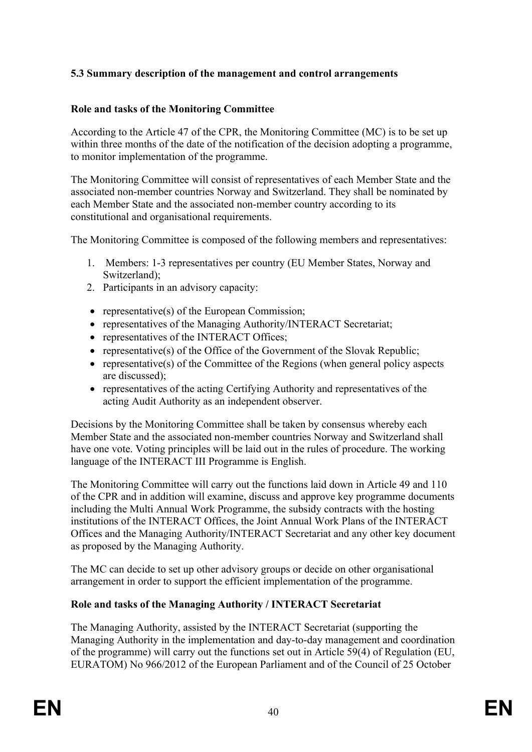### 5.3 Summary description of the management and control arrangements

**Role and tasks of the Monitoring Committee**

According to the Article 47 of the CPR, the Monitoring Committee (MC) is to be set up within three months of the date of the notification of the decision adopting a programme, to monitor implementation of the programme.

The Monitoring Committee will consist of representatives of each Member State and the associated non-member countries Norway and Switzerland. They shall be nominated by each Member State and the associated non-member country according to its constitutional and organisational requirements.

The Monitoring Committee is composed of the following members and representatives:

1. Members: 1-3 representatives per country (EU Member States, Norway and Switzerland);
2. Participants in an advisory capacity:

- representative(s) of the European Commission;
- representatives of the Managing Authority/INTERACT Secretariat;
- representatives of the INTERACT Offices;
- representative(s) of the Office of the Government of the Slovak Republic;
- representative(s) of the Committee of the Regions (when general policy aspects are discussed);
- representatives of the acting Certifying Authority and representatives of the acting Audit Authority as an independent observer.

Decisions by the Monitoring Committee shall be taken by consensus whereby each Member State and the associated non-member countries Norway and Switzerland shall have one vote. Voting principles will be laid out in the rules of procedure. The working language of the INTERACT III Programme is English.

The Monitoring Committee will carry out the functions laid down in Article 49 and 110 of the CPR and in addition will examine, discuss and approve key programme documents including the Multi Annual Work Programme, the subsidy contracts with the hosting institutions of the INTERACT Offices, the Joint Annual Work Plans of the INTERACT Offices and the Managing Authority/INTERACT Secretariat and any other key document as proposed by the Managing Authority.

The MC can decide to set up other advisory groups or decide on other organisational arrangement in order to support the efficient implementation of the programme.

**Role and tasks of the Managing Authority / INTERACT Secretariat**

The Managing Authority, assisted by the INTERACT Secretariat (supporting the Managing Authority in the implementation and day-to-day management and coordination of the programme) will carry out the functions set out in Article 59(4) of Regulation (EU, EURATOM) No 966/2012 of the European Parliament and of the Council of 25 October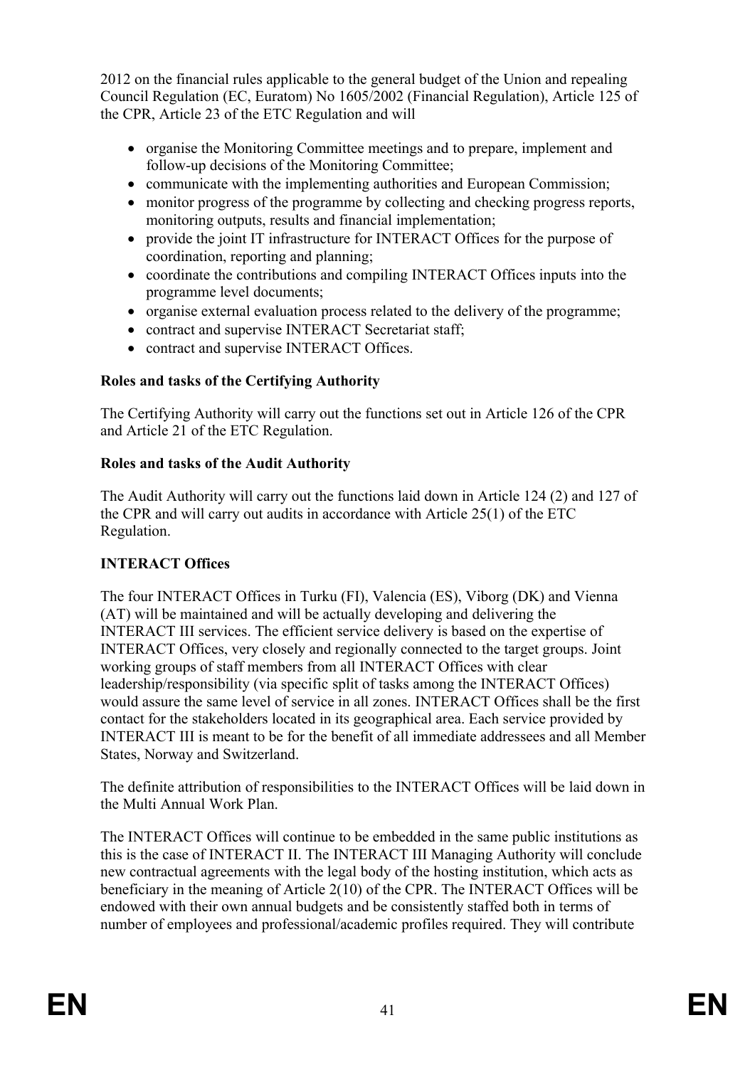2012 on the financial rules applicable to the general budget of the Union and repealing Council Regulation (EC, Euratom) No 1605/2002 (Financial Regulation), Article 125 of the CPR, Article 23 of the ETC Regulation and will

- organise the Monitoring Committee meetings and to prepare, implement and follow-up decisions of the Monitoring Committee;
- communicate with the implementing authorities and European Commission;
- monitor progress of the programme by collecting and checking progress reports, monitoring outputs, results and financial implementation;
- provide the joint IT infrastructure for INTERACT Offices for the purpose of coordination, reporting and planning;
- coordinate the contributions and compiling INTERACT Offices inputs into the programme level documents;
- organise external evaluation process related to the delivery of the programme;
- contract and supervise INTERACT Secretariat staff;
- contract and supervise INTERACT Offices.

**Roles and tasks of the Certifying Authority**

The Certifying Authority will carry out the functions set out in Article 126 of the CPR and Article 21 of the ETC Regulation.

**Roles and tasks of the Audit Authority**

The Audit Authority will carry out the functions laid down in Article 124 (2) and 127 of the CPR and will carry out audits in accordance with Article 25(1) of the ETC Regulation.

**INTERACT Offices**

The four INTERACT Offices in Turku (FI), Valencia (ES), Viborg (DK) and Vienna (AT) will be maintained and will be actually developing and delivering the INTERACT III services. The efficient service delivery is based on the expertise of INTERACT Offices, very closely and regionally connected to the target groups. Joint working groups of staff members from all INTERACT Offices with clear leadership/responsibility (via specific split of tasks among the INTERACT Offices) would assure the same level of service in all zones. INTERACT Offices shall be the first contact for the stakeholders located in its geographical area. Each service provided by INTERACT III is meant to be for the benefit of all immediate addressees and all Member States, Norway and Switzerland.

The definite attribution of responsibilities to the INTERACT Offices will be laid down in the Multi Annual Work Plan.

The INTERACT Offices will continue to be embedded in the same public institutions as this is the case of INTERACT II. The INTERACT III Managing Authority will conclude new contractual agreements with the legal body of the hosting institution, which acts as beneficiary in the meaning of Article 2(10) of the CPR. The INTERACT Offices will be endowed with their own annual budgets and be consistently staffed both in terms of number of employees and professional/academic profiles required. They will contribute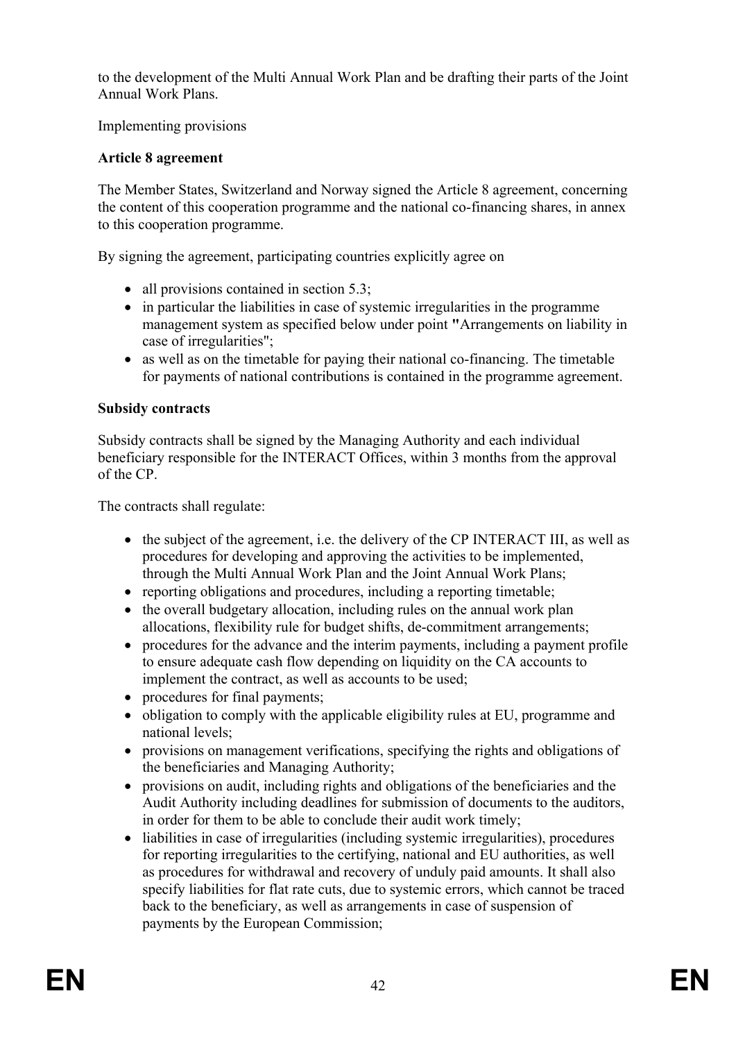to the development of the Multi Annual Work Plan and be drafting their parts of the Joint Annual Work Plans.

Implementing provisions

**Article 8 agreement**

The Member States, Switzerland and Norway signed the Article 8 agreement, concerning the content of this cooperation programme and the national co-financing shares, in annex to this cooperation programme.

By signing the agreement, participating countries explicitly agree on

- all provisions contained in section 5.3;
- in particular the liabilities in case of systemic irregularities in the programme management system as specified below under point "Arrangements on liability in case of irregularities";
- as well as on the timetable for paying their national co-financing. The timetable for payments of national contributions is contained in the programme agreement.

**Subsidy contracts**

Subsidy contracts shall be signed by the Managing Authority and each individual beneficiary responsible for the INTERACT Offices, within 3 months from the approval of the CP.

The contracts shall regulate:

- the subject of the agreement, i.e. the delivery of the CP INTERACT III, as well as procedures for developing and approving the activities to be implemented, through the Multi Annual Work Plan and the Joint Annual Work Plans;
- reporting obligations and procedures, including a reporting timetable;
- the overall budgetary allocation, including rules on the annual work plan allocations, flexibility rule for budget shifts, de-commitment arrangements;
- procedures for the advance and the interim payments, including a payment profile to ensure adequate cash flow depending on liquidity on the CA accounts to implement the contract, as well as accounts to be used;
- procedures for final payments;
- obligation to comply with the applicable eligibility rules at EU, programme and national levels;
- provisions on management verifications, specifying the rights and obligations of the beneficiaries and Managing Authority;
- provisions on audit, including rights and obligations of the beneficiaries and the Audit Authority including deadlines for submission of documents to the auditors, in order for them to be able to conclude their audit work timely;
- liabilities in case of irregularities (including systemic irregularities), procedures for reporting irregularities to the certifying, national and EU authorities, as well as procedures for withdrawal and recovery of unduly paid amounts. It shall also specify liabilities for flat rate cuts, due to systemic errors, which cannot be traced back to the beneficiary, as well as arrangements in case of suspension of payments by the European Commission;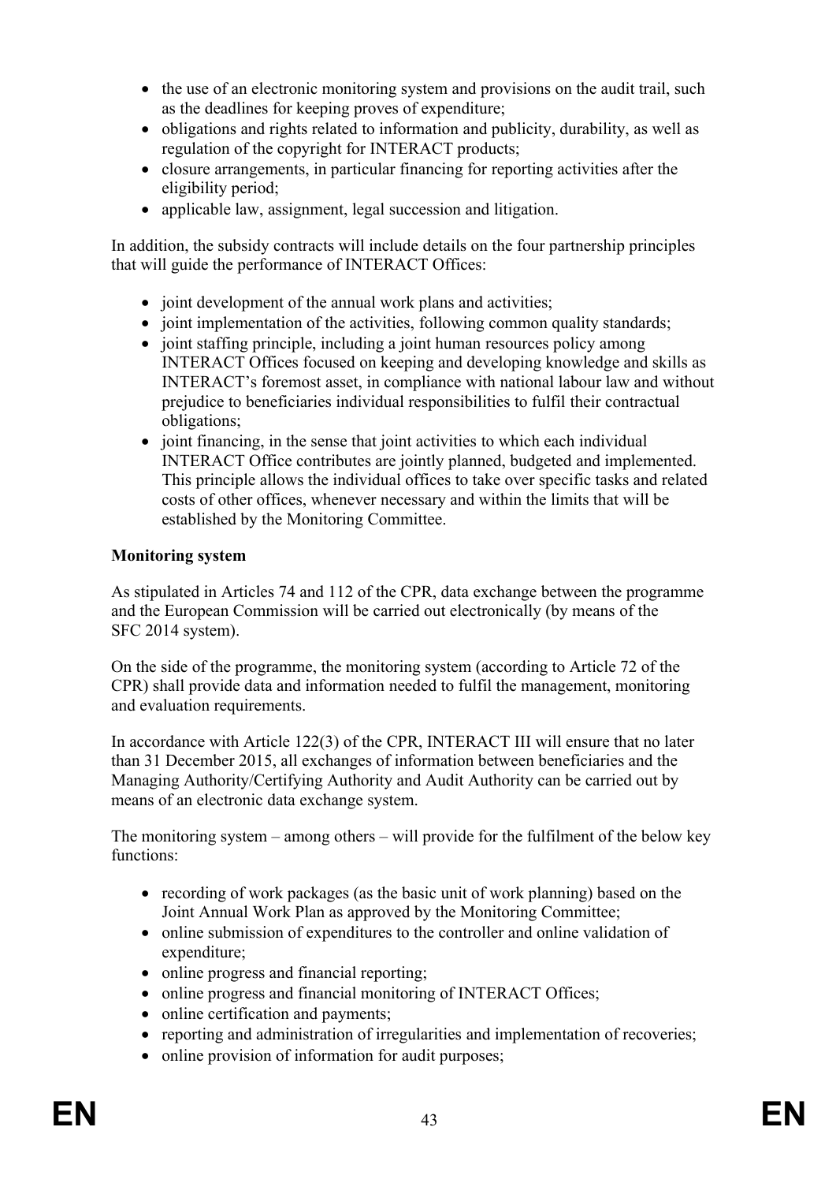- the use of an electronic monitoring system and provisions on the audit trail, such as the deadlines for keeping proves of expenditure;
- obligations and rights related to information and publicity, durability, as well as regulation of the copyright for INTERACT products;
- closure arrangements, in particular financing for reporting activities after the eligibility period;
- applicable law, assignment, legal succession and litigation.

In addition, the subsidy contracts will include details on the four partnership principles that will guide the performance of INTERACT Offices:

- joint development of the annual work plans and activities;
- joint implementation of the activities, following common quality standards;
- joint staffing principle, including a joint human resources policy among INTERACT Offices focused on keeping and developing knowledge and skills as INTERACT's foremost asset, in compliance with national labour law and without prejudice to beneficiaries individual responsibilities to fulfil their contractual obligations;
- joint financing, in the sense that joint activities to which each individual INTERACT Office contributes are jointly planned, budgeted and implemented. This principle allows the individual offices to take over specific tasks and related costs of other offices, whenever necessary and within the limits that will be established by the Monitoring Committee.

**Monitoring system**

As stipulated in Articles 74 and 112 of the CPR, data exchange between the programme and the European Commission will be carried out electronically (by means of the SFC 2014 system).

On the side of the programme, the monitoring system (according to Article 72 of the CPR) shall provide data and information needed to fulfil the management, monitoring and evaluation requirements.

In accordance with Article 122(3) of the CPR, INTERACT III will ensure that no later than 31 December 2015, all exchanges of information between beneficiaries and the Managing Authority/Certifying Authority and Audit Authority can be carried out by means of an electronic data exchange system.

The monitoring system – among others – will provide for the fulfilment of the below key functions:

- recording of work packages (as the basic unit of work planning) based on the Joint Annual Work Plan as approved by the Monitoring Committee;
- online submission of expenditures to the controller and online validation of expenditure;
- online progress and financial reporting;
- online progress and financial monitoring of INTERACT Offices;
- online certification and payments;
- reporting and administration of irregularities and implementation of recoveries;
- online provision of information for audit purposes;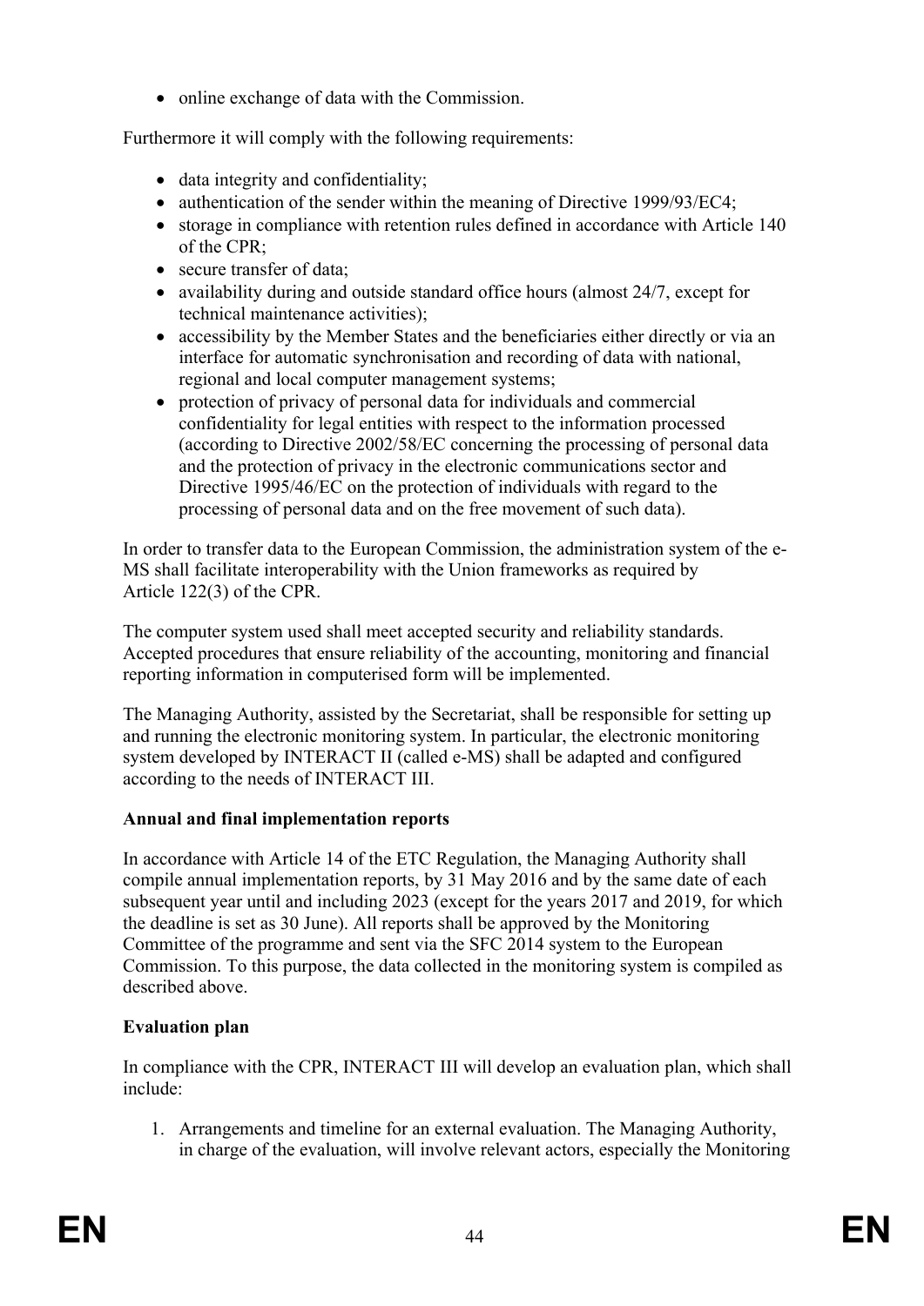- online exchange of data with the Commission.

Furthermore it will comply with the following requirements:

- data integrity and confidentiality;
- authentication of the sender within the meaning of Directive 1999/93/EC4;
- storage in compliance with retention rules defined in accordance with Article 140 of the CPR;
- secure transfer of data;
- availability during and outside standard office hours (almost 24/7, except for technical maintenance activities);
- accessibility by the Member States and the beneficiaries either directly or via an interface for automatic synchronisation and recording of data with national, regional and local computer management systems;
- protection of privacy of personal data for individuals and commercial confidentiality for legal entities with respect to the information processed (according to Directive 2002/58/EC concerning the processing of personal data and the protection of privacy in the electronic communications sector and Directive 1995/46/EC on the protection of individuals with regard to the processing of personal data and on the free movement of such data).

In order to transfer data to the European Commission, the administration system of the e-MS shall facilitate interoperability with the Union frameworks as required by Article 122(3) of the CPR.

The computer system used shall meet accepted security and reliability standards. Accepted procedures that ensure reliability of the accounting, monitoring and financial reporting information in computerised form will be implemented.

The Managing Authority, assisted by the Secretariat, shall be responsible for setting up and running the electronic monitoring system. In particular, the electronic monitoring system developed by INTERACT II (called e-MS) shall be adapted and configured according to the needs of INTERACT III.

**Annual and final implementation reports**

In accordance with Article 14 of the ETC Regulation, the Managing Authority shall compile annual implementation reports, by 31 May 2016 and by the same date of each subsequent year until and including 2023 (except for the years 2017 and 2019, for which the deadline is set as 30 June). All reports shall be approved by the Monitoring Committee of the programme and sent via the SFC 2014 system to the European Commission. To this purpose, the data collected in the monitoring system is compiled as described above.

**Evaluation plan**

In compliance with the CPR, INTERACT III will develop an evaluation plan, which shall include:

1. Arrangements and timeline for an external evaluation. The Managing Authority, in charge of the evaluation, will involve relevant actors, especially the Monitoring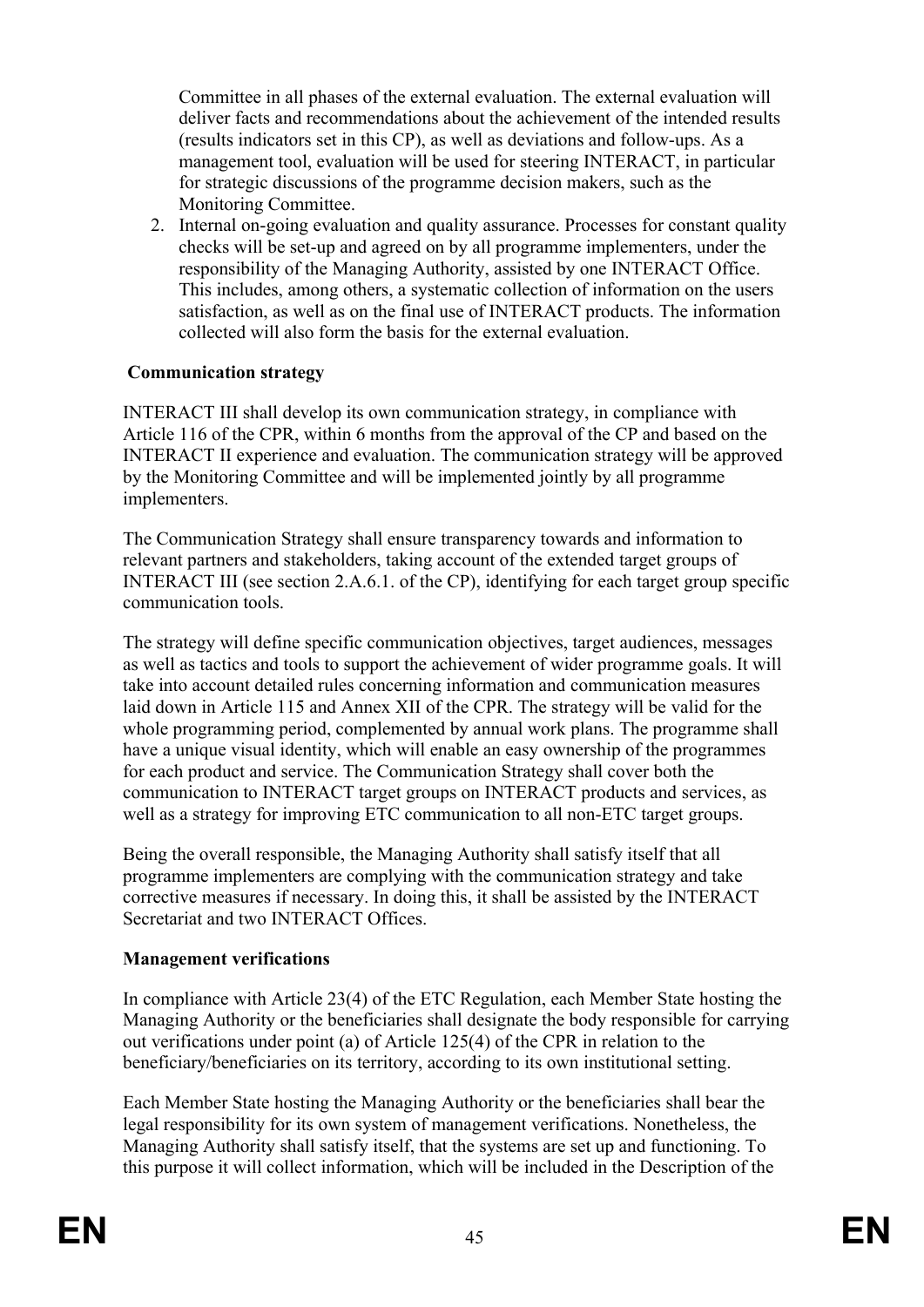Committee in all phases of the external evaluation. The external evaluation will deliver facts and recommendations about the achievement of the intended results (results indicators set in this CP), as well as deviations and follow-ups. As a management tool, evaluation will be used for steering INTERACT, in particular for strategic discussions of the programme decision makers, such as the Monitoring Committee.

2. Internal on-going evaluation and quality assurance. Processes for constant quality checks will be set-up and agreed on by all programme implementers, under the responsibility of the Managing Authority, assisted by one INTERACT Office. This includes, among others, a systematic collection of information on the users satisfaction, as well as on the final use of INTERACT products. The information collected will also form the basis for the external evaluation.

**Communication strategy**

INTERACT III shall develop its own communication strategy, in compliance with Article 116 of the CPR, within 6 months from the approval of the CP and based on the INTERACT II experience and evaluation. The communication strategy will be approved by the Monitoring Committee and will be implemented jointly by all programme implementers.

The Communication Strategy shall ensure transparency towards and information to relevant partners and stakeholders, taking account of the extended target groups of INTERACT III (see section 2.A.6.1. of the CP), identifying for each target group specific communication tools.

The strategy will define specific communication objectives, target audiences, messages as well as tactics and tools to support the achievement of wider programme goals. It will take into account detailed rules concerning information and communication measures laid down in Article 115 and Annex XII of the CPR. The strategy will be valid for the whole programming period, complemented by annual work plans. The programme shall have a unique visual identity, which will enable an easy ownership of the programmes for each product and service. The Communication Strategy shall cover both the communication to INTERACT target groups on INTERACT products and services, as well as a strategy for improving ETC communication to all non-ETC target groups.

Being the overall responsible, the Managing Authority shall satisfy itself that all programme implementers are complying with the communication strategy and take corrective measures if necessary. In doing this, it shall be assisted by the INTERACT Secretariat and two INTERACT Offices.

**Management verifications**

In compliance with Article 23(4) of the ETC Regulation, each Member State hosting the Managing Authority or the beneficiaries shall designate the body responsible for carrying out verifications under point (a) of Article 125(4) of the CPR in relation to the beneficiary/beneficiaries on its territory, according to its own institutional setting.

Each Member State hosting the Managing Authority or the beneficiaries shall bear the legal responsibility for its own system of management verifications. Nonetheless, the Managing Authority shall satisfy itself, that the systems are set up and functioning. To this purpose it will collect information, which will be included in the Description of the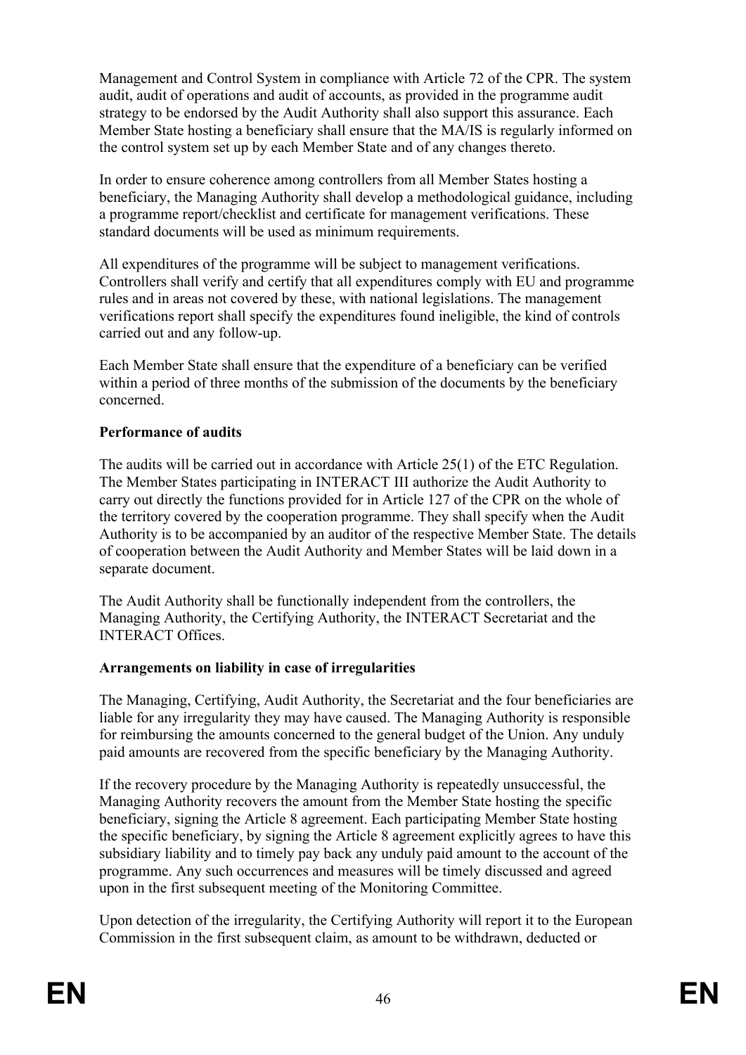Management and Control System in compliance with Article 72 of the CPR. The system audit, audit of operations and audit of accounts, as provided in the programme audit strategy to be endorsed by the Audit Authority shall also support this assurance. Each Member State hosting a beneficiary shall ensure that the MA/IS is regularly informed on the control system set up by each Member State and of any changes thereto.

In order to ensure coherence among controllers from all Member States hosting a beneficiary, the Managing Authority shall develop a methodological guidance, including a programme report/checklist and certificate for management verifications. These standard documents will be used as minimum requirements.

All expenditures of the programme will be subject to management verifications. Controllers shall verify and certify that all expenditures comply with EU and programme rules and in areas not covered by these, with national legislations. The management verifications report shall specify the expenditures found ineligible, the kind of controls carried out and any follow-up.

Each Member State shall ensure that the expenditure of a beneficiary can be verified within a period of three months of the submission of the documents by the beneficiary concerned.

**Performance of audits**

The audits will be carried out in accordance with Article 25(1) of the ETC Regulation. The Member States participating in INTERACT III authorize the Audit Authority to carry out directly the functions provided for in Article 127 of the CPR on the whole of the territory covered by the cooperation programme. They shall specify when the Audit Authority is to be accompanied by an auditor of the respective Member State. The details of cooperation between the Audit Authority and Member States will be laid down in a separate document.

The Audit Authority shall be functionally independent from the controllers, the Managing Authority, the Certifying Authority, the INTERACT Secretariat and the INTERACT Offices.

**Arrangements on liability in case of irregularities**

The Managing, Certifying, Audit Authority, the Secretariat and the four beneficiaries are liable for any irregularity they may have caused. The Managing Authority is responsible for reimbursing the amounts concerned to the general budget of the Union. Any unduly paid amounts are recovered from the specific beneficiary by the Managing Authority.

If the recovery procedure by the Managing Authority is repeatedly unsuccessful, the Managing Authority recovers the amount from the Member State hosting the specific beneficiary, signing the Article 8 agreement. Each participating Member State hosting the specific beneficiary, by signing the Article 8 agreement explicitly agrees to have this subsidiary liability and to timely pay back any unduly paid amount to the account of the programme. Any such occurrences and measures will be timely discussed and agreed upon in the first subsequent meeting of the Monitoring Committee.

Upon detection of the irregularity, the Certifying Authority will report it to the European Commission in the first subsequent claim, as amount to be withdrawn, deducted or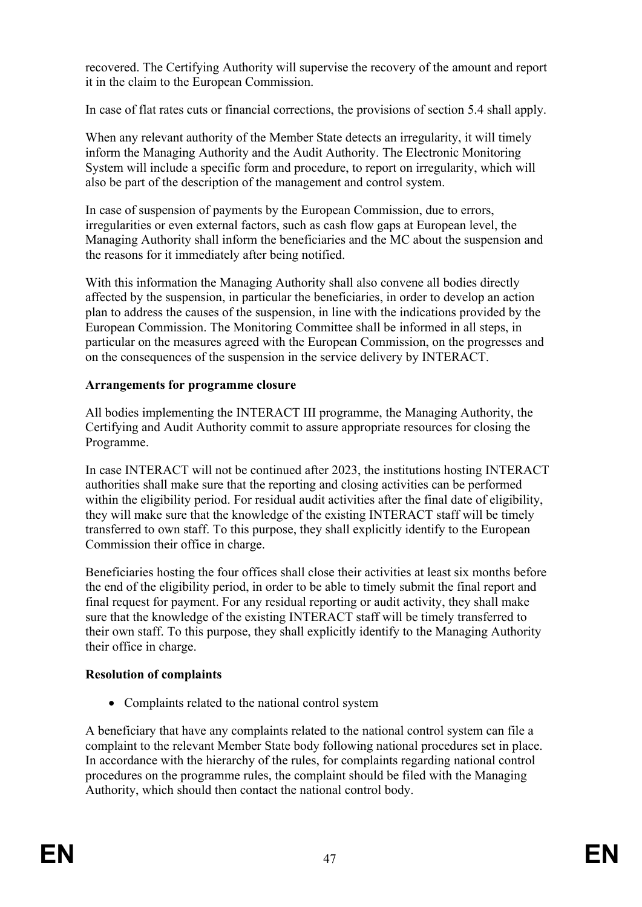recovered. The Certifying Authority will supervise the recovery of the amount and report it in the claim to the European Commission.

In case of flat rates cuts or financial corrections, the provisions of section 5.4 shall apply.

When any relevant authority of the Member State detects an irregularity, it will timely inform the Managing Authority and the Audit Authority. The Electronic Monitoring System will include a specific form and procedure, to report on irregularity, which will also be part of the description of the management and control system.

In case of suspension of payments by the European Commission, due to errors, irregularities or even external factors, such as cash flow gaps at European level, the Managing Authority shall inform the beneficiaries and the MC about the suspension and the reasons for it immediately after being notified.

With this information the Managing Authority shall also convene all bodies directly affected by the suspension, in particular the beneficiaries, in order to develop an action plan to address the causes of the suspension, in line with the indications provided by the European Commission. The Monitoring Committee shall be informed in all steps, in particular on the measures agreed with the European Commission, on the progresses and on the consequences of the suspension in the service delivery by INTERACT.

**Arrangements for programme closure**

All bodies implementing the INTERACT III programme, the Managing Authority, the Certifying and Audit Authority commit to assure appropriate resources for closing the Programme.

In case INTERACT will not be continued after 2023, the institutions hosting INTERACT authorities shall make sure that the reporting and closing activities can be performed within the eligibility period. For residual audit activities after the final date of eligibility, they will make sure that the knowledge of the existing INTERACT staff will be timely transferred to own staff. To this purpose, they shall explicitly identify to the European Commission their office in charge.

Beneficiaries hosting the four offices shall close their activities at least six months before the end of the eligibility period, in order to be able to timely submit the final report and final request for payment. For any residual reporting or audit activity, they shall make sure that the knowledge of the existing INTERACT staff will be timely transferred to their own staff. To this purpose, they shall explicitly identify to the Managing Authority their office in charge.

**Resolution of complaints**

- Complaints related to the national control system

A beneficiary that have any complaints related to the national control system can file a complaint to the relevant Member State body following national procedures set in place. In accordance with the hierarchy of the rules, for complaints regarding national control procedures on the programme rules, the complaint should be filed with the Managing Authority, which should then contact the national control body.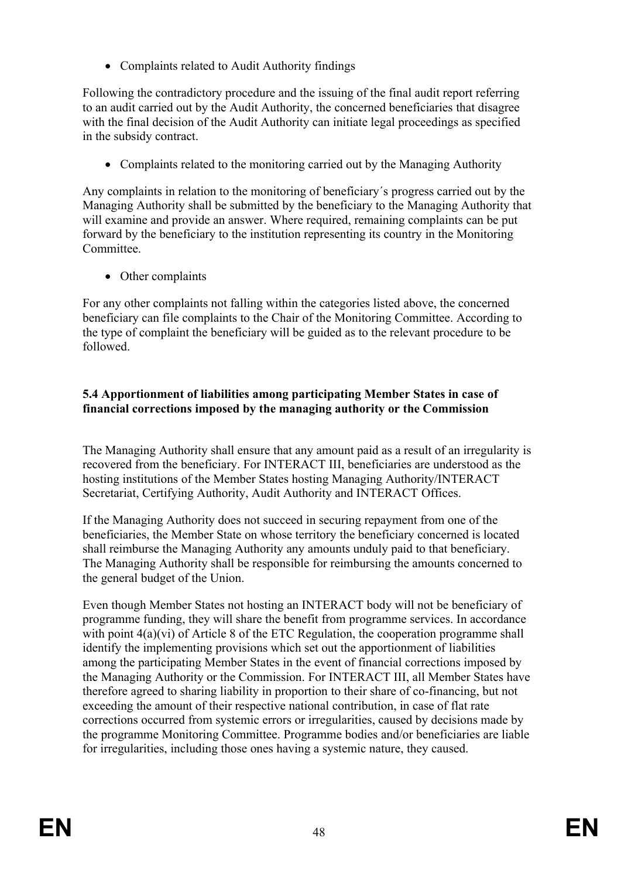- Complaints related to Audit Authority findings

Following the contradictory procedure and the issuing of the final audit report referring to an audit carried out by the Audit Authority, the concerned beneficiaries that disagree with the final decision of the Audit Authority can initiate legal proceedings as specified in the subsidy contract.

- Complaints related to the monitoring carried out by the Managing Authority

Any complaints in relation to the monitoring of beneficiary´s progress carried out by the Managing Authority shall be submitted by the beneficiary to the Managing Authority that will examine and provide an answer. Where required, remaining complaints can be put forward by the beneficiary to the institution representing its country in the Monitoring Committee.

- Other complaints

For any other complaints not falling within the categories listed above, the concerned beneficiary can file complaints to the Chair of the Monitoring Committee. According to the type of complaint the beneficiary will be guided as to the relevant procedure to be followed.

### 5.4 Apportionment of liabilities among participating Member States in case of financial corrections imposed by the managing authority or the Commission

The Managing Authority shall ensure that any amount paid as a result of an irregularity is recovered from the beneficiary. For INTERACT III, beneficiaries are understood as the hosting institutions of the Member States hosting Managing Authority/INTERACT Secretariat, Certifying Authority, Audit Authority and INTERACT Offices.

If the Managing Authority does not succeed in securing repayment from one of the beneficiaries, the Member State on whose territory the beneficiary concerned is located shall reimburse the Managing Authority any amounts unduly paid to that beneficiary. The Managing Authority shall be responsible for reimbursing the amounts concerned to the general budget of the Union.

Even though Member States not hosting an INTERACT body will not be beneficiary of programme funding, they will share the benefit from programme services. In accordance with point 4(a)(vi) of Article 8 of the ETC Regulation, the cooperation programme shall identify the implementing provisions which set out the apportionment of liabilities among the participating Member States in the event of financial corrections imposed by the Managing Authority or the Commission. For INTERACT III, all Member States have therefore agreed to sharing liability in proportion to their share of co-financing, but not exceeding the amount of their respective national contribution, in case of flat rate corrections occurred from systemic errors or irregularities, caused by decisions made by the programme Monitoring Committee. Programme bodies and/or beneficiaries are liable for irregularities, including those ones having a systemic nature, they caused.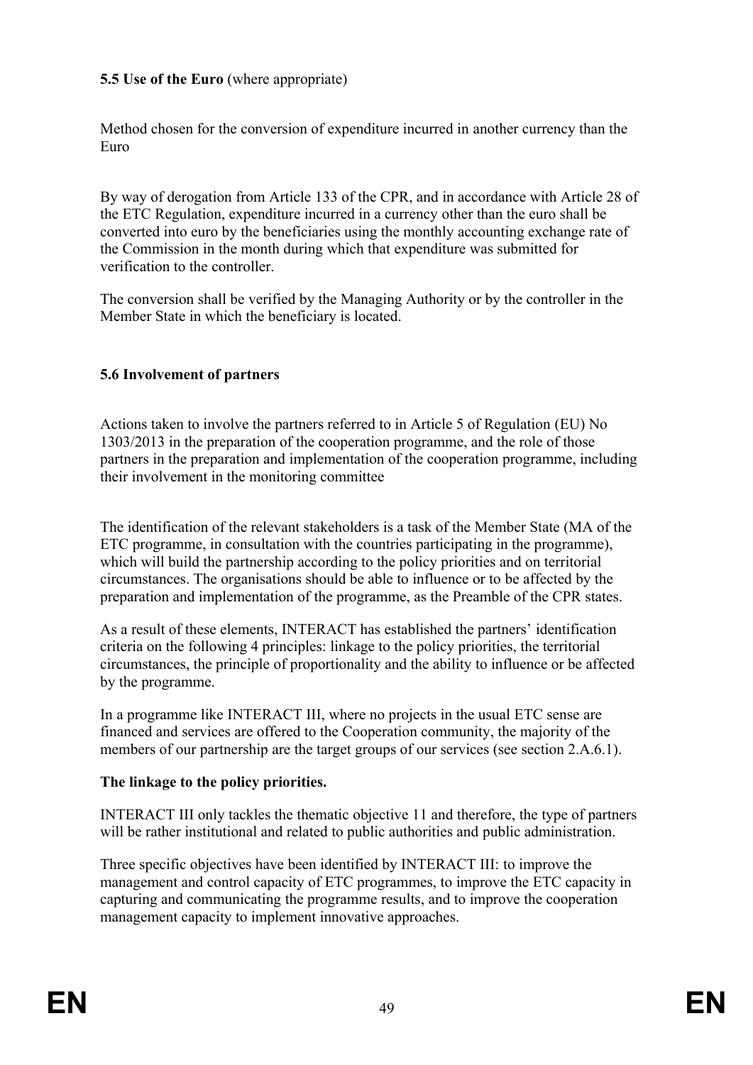**5.5 Use of the Euro** (where appropriate)

Method chosen for the conversion of expenditure incurred in another currency than the Euro

By way of derogation from Article 133 of the CPR, and in accordance with Article 28 of the ETC Regulation, expenditure incurred in a currency other than the euro shall be converted into euro by the beneficiaries using the monthly accounting exchange rate of the Commission in the month during which that expenditure was submitted for verification to the controller.

The conversion shall be verified by the Managing Authority or by the controller in the Member State in which the beneficiary is located.

**5.6 Involvement of partners**

Actions taken to involve the partners referred to in Article 5 of Regulation (EU) No 1303/2013 in the preparation of the cooperation programme, and the role of those partners in the preparation and implementation of the cooperation programme, including their involvement in the monitoring committee

The identification of the relevant stakeholders is a task of the Member State (MA of the ETC programme, in consultation with the countries participating in the programme), which will build the partnership according to the policy priorities and on territorial circumstances. The organisations should be able to influence or to be affected by the preparation and implementation of the programme, as the Preamble of the CPR states.

As a result of these elements, INTERACT has established the partners' identification criteria on the following 4 principles: linkage to the policy priorities, the territorial circumstances, the principle of proportionality and the ability to influence or be affected by the programme.

In a programme like INTERACT III, where no projects in the usual ETC sense are financed and services are offered to the Cooperation community, the majority of the members of our partnership are the target groups of our services (see section 2.A.6.1).

**The linkage to the policy priorities.**

INTERACT III only tackles the thematic objective 11 and therefore, the type of partners will be rather institutional and related to public authorities and public administration.

Three specific objectives have been identified by INTERACT III: to improve the management and control capacity of ETC programmes, to improve the ETC capacity in capturing and communicating the programme results, and to improve the cooperation management capacity to implement innovative approaches.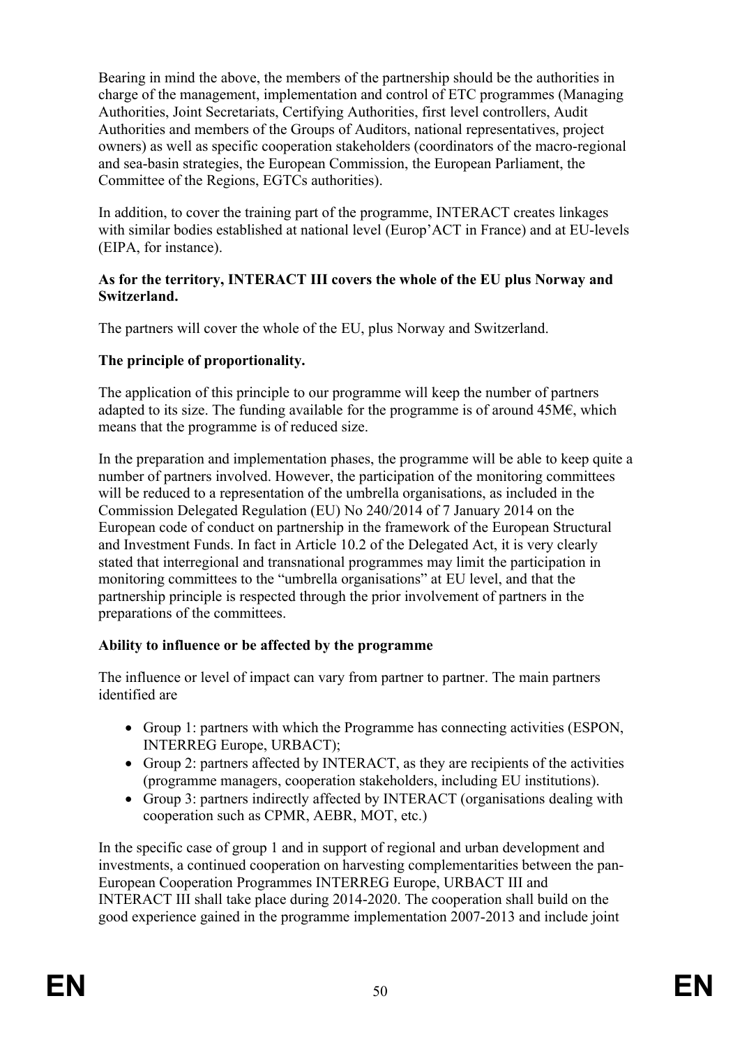Bearing in mind the above, the members of the partnership should be the authorities in charge of the management, implementation and control of ETC programmes (Managing Authorities, Joint Secretariats, Certifying Authorities, first level controllers, Audit Authorities and members of the Groups of Auditors, national representatives, project owners) as well as specific cooperation stakeholders (coordinators of the macro-regional and sea-basin strategies, the European Commission, the European Parliament, the Committee of the Regions, EGTCs authorities).

In addition, to cover the training part of the programme, INTERACT creates linkages with similar bodies established at national level (Europ'ACT in France) and at EU-levels (EIPA, for instance).

**As for the territory, INTERACT III covers the whole of the EU plus Norway and Switzerland.**

The partners will cover the whole of the EU, plus Norway and Switzerland.

**The principle of proportionality.**

The application of this principle to our programme will keep the number of partners adapted to its size. The funding available for the programme is of around 45M€, which means that the programme is of reduced size.

In the preparation and implementation phases, the programme will be able to keep quite a number of partners involved. However, the participation of the monitoring committees will be reduced to a representation of the umbrella organisations, as included in the Commission Delegated Regulation (EU) No 240/2014 of 7 January 2014 on the European code of conduct on partnership in the framework of the European Structural and Investment Funds. In fact in Article 10.2 of the Delegated Act, it is very clearly stated that interregional and transnational programmes may limit the participation in monitoring committees to the "umbrella organisations" at EU level, and that the partnership principle is respected through the prior involvement of partners in the preparations of the committees.

**Ability to influence or be affected by the programme**

The influence or level of impact can vary from partner to partner. The main partners identified are

- Group 1: partners with which the Programme has connecting activities (ESPON, INTERREG Europe, URBACT);
- Group 2: partners affected by INTERACT, as they are recipients of the activities (programme managers, cooperation stakeholders, including EU institutions).
- Group 3: partners indirectly affected by INTERACT (organisations dealing with cooperation such as CPMR, AEBR, MOT, etc.)

In the specific case of group 1 and in support of regional and urban development and investments, a continued cooperation on harvesting complementarities between the pan-European Cooperation Programmes INTERREG Europe, URBACT III and INTERACT III shall take place during 2014-2020. The cooperation shall build on the good experience gained in the programme implementation 2007-2013 and include joint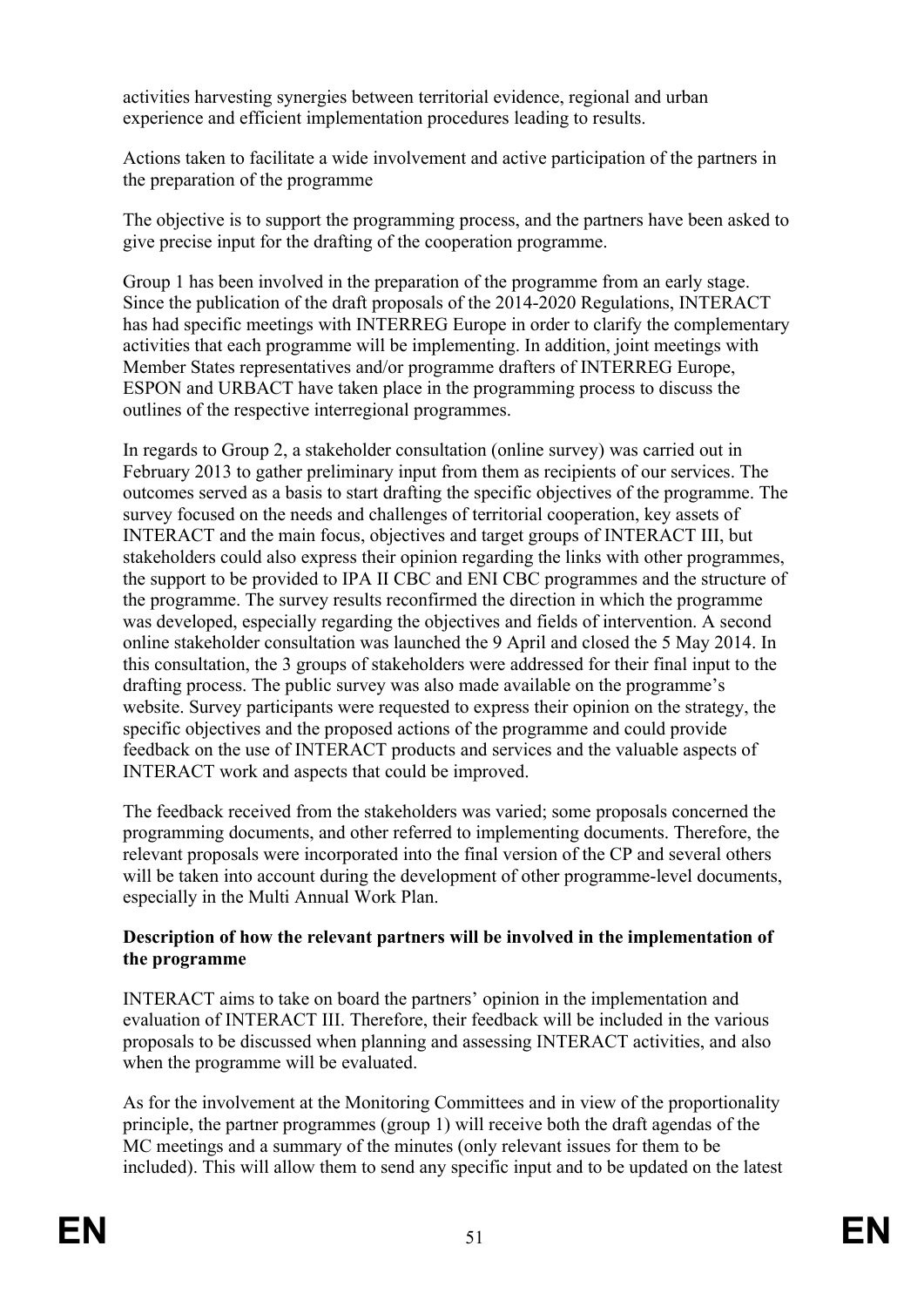activities harvesting synergies between territorial evidence, regional and urban experience and efficient implementation procedures leading to results.

Actions taken to facilitate a wide involvement and active participation of the partners in the preparation of the programme

The objective is to support the programming process, and the partners have been asked to give precise input for the drafting of the cooperation programme.

Group 1 has been involved in the preparation of the programme from an early stage. Since the publication of the draft proposals of the 2014-2020 Regulations, INTERACT has had specific meetings with INTERREG Europe in order to clarify the complementary activities that each programme will be implementing. In addition, joint meetings with Member States representatives and/or programme drafters of INTERREG Europe, ESPON and URBACT have taken place in the programming process to discuss the outlines of the respective interregional programmes.

In regards to Group 2, a stakeholder consultation (online survey) was carried out in February 2013 to gather preliminary input from them as recipients of our services. The outcomes served as a basis to start drafting the specific objectives of the programme. The survey focused on the needs and challenges of territorial cooperation, key assets of INTERACT and the main focus, objectives and target groups of INTERACT III, but stakeholders could also express their opinion regarding the links with other programmes, the support to be provided to IPA II CBC and ENI CBC programmes and the structure of the programme. The survey results reconfirmed the direction in which the programme was developed, especially regarding the objectives and fields of intervention. A second online stakeholder consultation was launched the 9 April and closed the 5 May 2014. In this consultation, the 3 groups of stakeholders were addressed for their final input to the drafting process. The public survey was also made available on the programme's website. Survey participants were requested to express their opinion on the strategy, the specific objectives and the proposed actions of the programme and could provide feedback on the use of INTERACT products and services and the valuable aspects of INTERACT work and aspects that could be improved.

The feedback received from the stakeholders was varied; some proposals concerned the programming documents, and other referred to implementing documents. Therefore, the relevant proposals were incorporated into the final version of the CP and several others will be taken into account during the development of other programme-level documents, especially in the Multi Annual Work Plan.

**Description of how the relevant partners will be involved in the implementation of the programme**

INTERACT aims to take on board the partners' opinion in the implementation and evaluation of INTERACT III. Therefore, their feedback will be included in the various proposals to be discussed when planning and assessing INTERACT activities, and also when the programme will be evaluated.

As for the involvement at the Monitoring Committees and in view of the proportionality principle, the partner programmes (group 1) will receive both the draft agendas of the MC meetings and a summary of the minutes (only relevant issues for them to be included). This will allow them to send any specific input and to be updated on the latest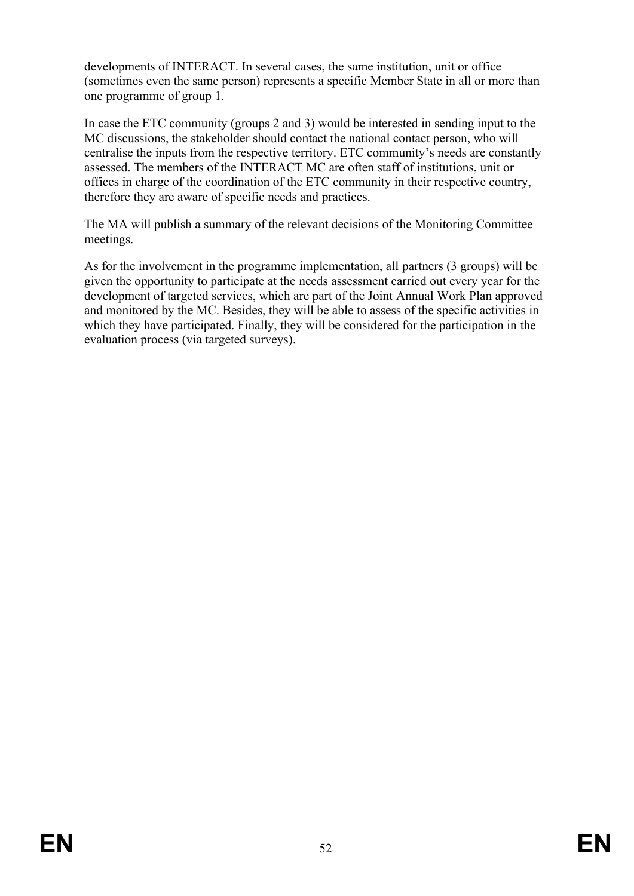developments of INTERACT. In several cases, the same institution, unit or office (sometimes even the same person) represents a specific Member State in all or more than one programme of group 1.

In case the ETC community (groups 2 and 3) would be interested in sending input to the MC discussions, the stakeholder should contact the national contact person, who will centralise the inputs from the respective territory. ETC community's needs are constantly assessed. The members of the INTERACT MC are often staff of institutions, unit or offices in charge of the coordination of the ETC community in their respective country, therefore they are aware of specific needs and practices.

The MA will publish a summary of the relevant decisions of the Monitoring Committee meetings.

As for the involvement in the programme implementation, all partners (3 groups) will be given the opportunity to participate at the needs assessment carried out every year for the development of targeted services, which are part of the Joint Annual Work Plan approved and monitored by the MC. Besides, they will be able to assess of the specific activities in which they have participated. Finally, they will be considered for the participation in the evaluation process (via targeted surveys).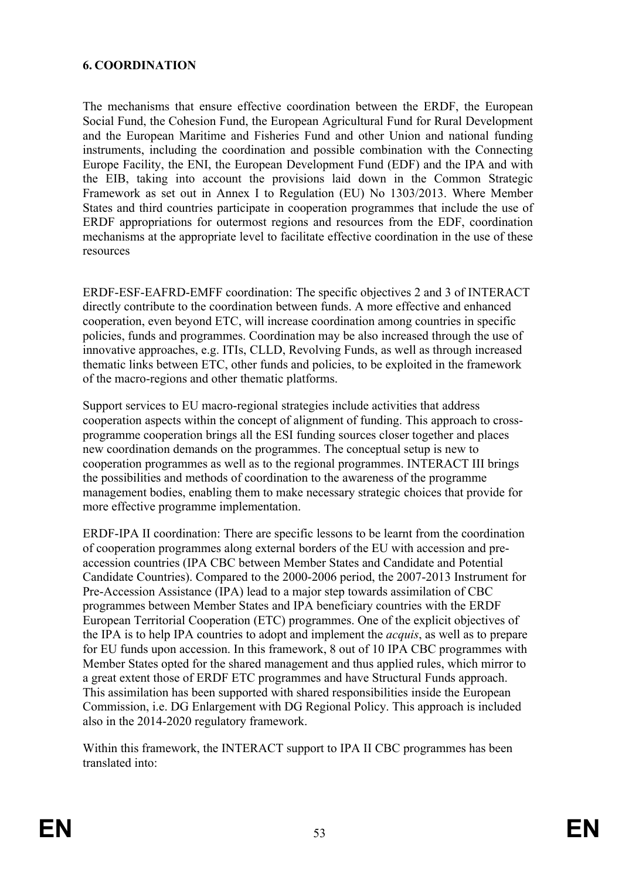## 6. COORDINATION

The mechanisms that ensure effective coordination between the ERDF, the European Social Fund, the Cohesion Fund, the European Agricultural Fund for Rural Development and the European Maritime and Fisheries Fund and other Union and national funding instruments, including the coordination and possible combination with the Connecting Europe Facility, the ENI, the European Development Fund (EDF) and the IPA and with the EIB, taking into account the provisions laid down in the Common Strategic Framework as set out in Annex I to Regulation (EU) No 1303/2013. Where Member States and third countries participate in cooperation programmes that include the use of ERDF appropriations for outermost regions and resources from the EDF, coordination mechanisms at the appropriate level to facilitate effective coordination in the use of these resources

ERDF-ESF-EAFRD-EMFF coordination: The specific objectives 2 and 3 of INTERACT directly contribute to the coordination between funds. A more effective and enhanced cooperation, even beyond ETC, will increase coordination among countries in specific policies, funds and programmes. Coordination may be also increased through the use of innovative approaches, e.g. ITIs, CLLD, Revolving Funds, as well as through increased thematic links between ETC, other funds and policies, to be exploited in the framework of the macro-regions and other thematic platforms.

Support services to EU macro-regional strategies include activities that address cooperation aspects within the concept of alignment of funding. This approach to cross-programme cooperation brings all the ESI funding sources closer together and places new coordination demands on the programmes. The conceptual setup is new to cooperation programmes as well as to the regional programmes. INTERACT III brings the possibilities and methods of coordination to the awareness of the programme management bodies, enabling them to make necessary strategic choices that provide for more effective programme implementation.

ERDF-IPA II coordination: There are specific lessons to be learnt from the coordination of cooperation programmes along external borders of the EU with accession and pre-accession countries (IPA CBC between Member States and Candidate and Potential Candidate Countries). Compared to the 2000-2006 period, the 2007-2013 Instrument for Pre-Accession Assistance (IPA) lead to a major step towards assimilation of CBC programmes between Member States and IPA beneficiary countries with the ERDF European Territorial Cooperation (ETC) programmes. One of the explicit objectives of the IPA is to help IPA countries to adopt and implement the *acquis*, as well as to prepare for EU funds upon accession. In this framework, 8 out of 10 IPA CBC programmes with Member States opted for the shared management and thus applied rules, which mirror to a great extent those of ERDF ETC programmes and have Structural Funds approach. This assimilation has been supported with shared responsibilities inside the European Commission, i.e. DG Enlargement with DG Regional Policy. This approach is included also in the 2014-2020 regulatory framework.

Within this framework, the INTERACT support to IPA II CBC programmes has been translated into: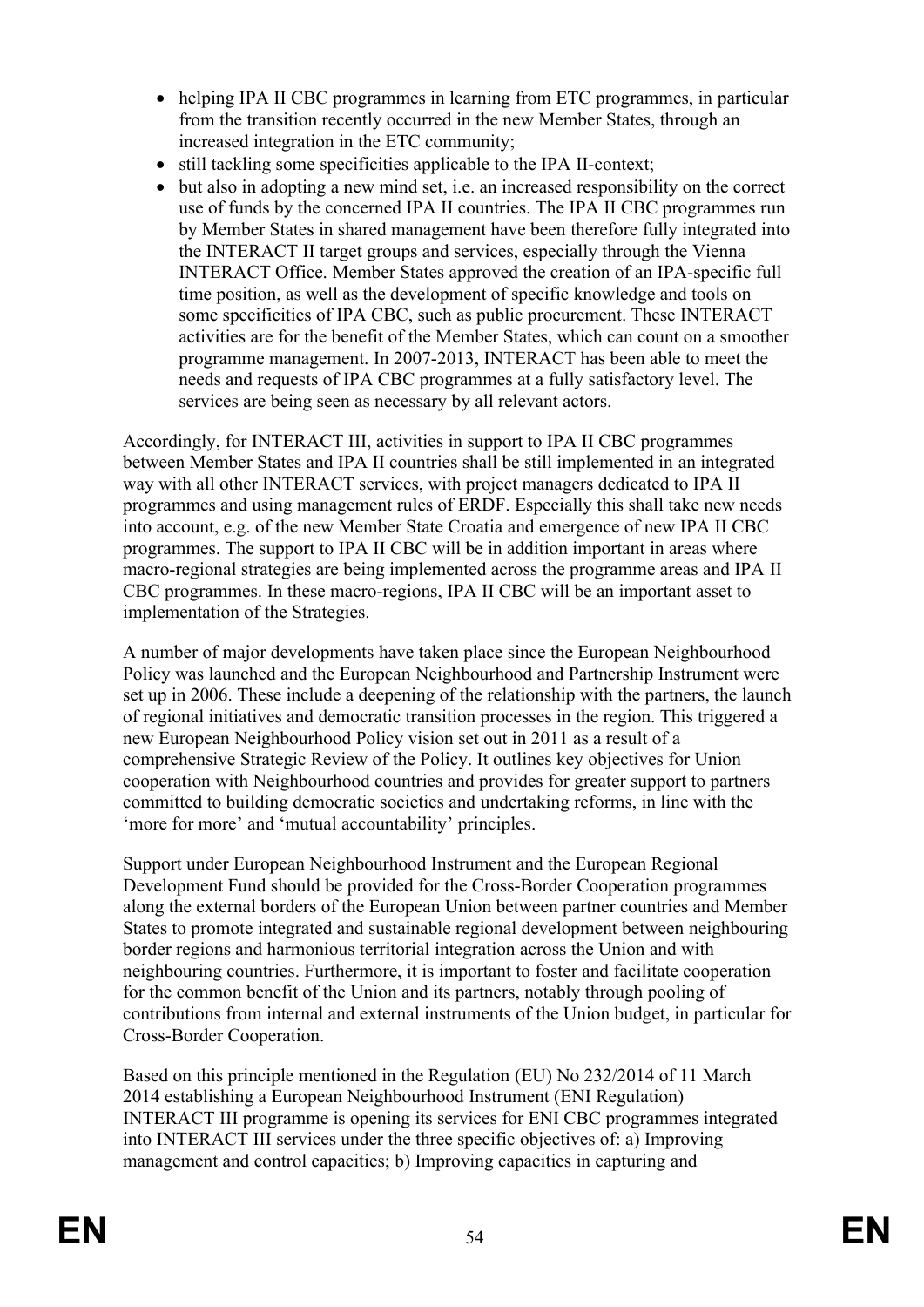- helping IPA II CBC programmes in learning from ETC programmes, in particular from the transition recently occurred in the new Member States, through an increased integration in the ETC community;
- still tackling some specificities applicable to the IPA II-context;
- but also in adopting a new mind set, i.e. an increased responsibility on the correct use of funds by the concerned IPA II countries. The IPA II CBC programmes run by Member States in shared management have been therefore fully integrated into the INTERACT II target groups and services, especially through the Vienna INTERACT Office. Member States approved the creation of an IPA-specific full time position, as well as the development of specific knowledge and tools on some specificities of IPA CBC, such as public procurement. These INTERACT activities are for the benefit of the Member States, which can count on a smoother programme management. In 2007-2013, INTERACT has been able to meet the needs and requests of IPA CBC programmes at a fully satisfactory level. The services are being seen as necessary by all relevant actors.

Accordingly, for INTERACT III, activities in support to IPA II CBC programmes between Member States and IPA II countries shall be still implemented in an integrated way with all other INTERACT services, with project managers dedicated to IPA II programmes and using management rules of ERDF. Especially this shall take new needs into account, e.g. of the new Member State Croatia and emergence of new IPA II CBC programmes. The support to IPA II CBC will be in addition important in areas where macro-regional strategies are being implemented across the programme areas and IPA II CBC programmes. In these macro-regions, IPA II CBC will be an important asset to implementation of the Strategies.

A number of major developments have taken place since the European Neighbourhood Policy was launched and the European Neighbourhood and Partnership Instrument were set up in 2006. These include a deepening of the relationship with the partners, the launch of regional initiatives and democratic transition processes in the region. This triggered a new European Neighbourhood Policy vision set out in 2011 as a result of a comprehensive Strategic Review of the Policy. It outlines key objectives for Union cooperation with Neighbourhood countries and provides for greater support to partners committed to building democratic societies and undertaking reforms, in line with the 'more for more' and 'mutual accountability' principles.

Support under European Neighbourhood Instrument and the European Regional Development Fund should be provided for the Cross-Border Cooperation programmes along the external borders of the European Union between partner countries and Member States to promote integrated and sustainable regional development between neighbouring border regions and harmonious territorial integration across the Union and with neighbouring countries. Furthermore, it is important to foster and facilitate cooperation for the common benefit of the Union and its partners, notably through pooling of contributions from internal and external instruments of the Union budget, in particular for Cross-Border Cooperation.

Based on this principle mentioned in the Regulation (EU) No 232/2014 of 11 March 2014 establishing a European Neighbourhood Instrument (ENI Regulation) INTERACT III programme is opening its services for ENI CBC programmes integrated into INTERACT III services under the three specific objectives of: a) Improving management and control capacities; b) Improving capacities in capturing and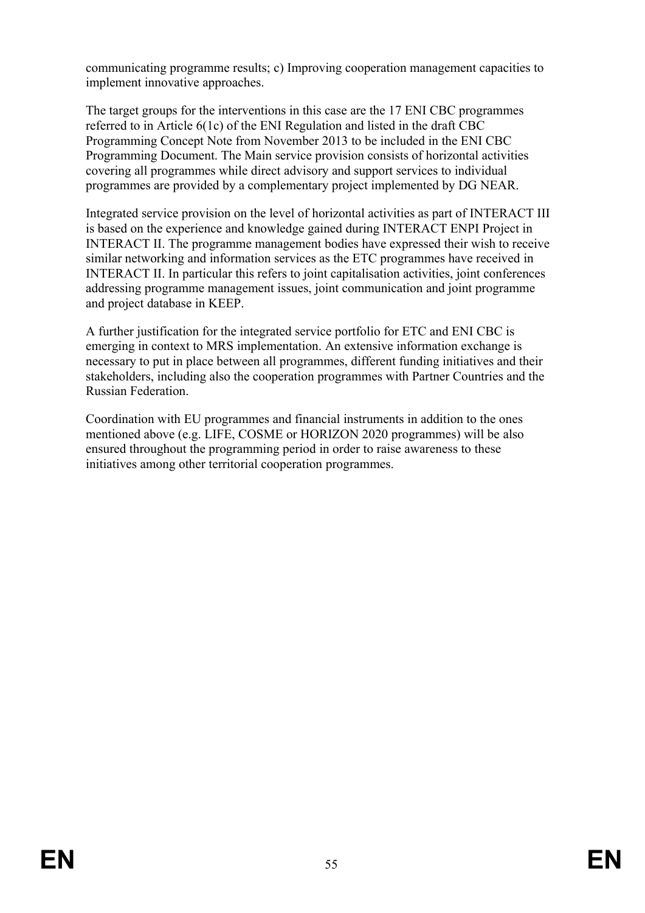communicating programme results; c) Improving cooperation management capacities to implement innovative approaches.

The target groups for the interventions in this case are the 17 ENI CBC programmes referred to in Article 6(1c) of the ENI Regulation and listed in the draft CBC Programming Concept Note from November 2013 to be included in the ENI CBC Programming Document. The Main service provision consists of horizontal activities covering all programmes while direct advisory and support services to individual programmes are provided by a complementary project implemented by DG NEAR.

Integrated service provision on the level of horizontal activities as part of INTERACT III is based on the experience and knowledge gained during INTERACT ENPI Project in INTERACT II. The programme management bodies have expressed their wish to receive similar networking and information services as the ETC programmes have received in INTERACT II. In particular this refers to joint capitalisation activities, joint conferences addressing programme management issues, joint communication and joint programme and project database in KEEP.

A further justification for the integrated service portfolio for ETC and ENI CBC is emerging in context to MRS implementation. An extensive information exchange is necessary to put in place between all programmes, different funding initiatives and their stakeholders, including also the cooperation programmes with Partner Countries and the Russian Federation.

Coordination with EU programmes and financial instruments in addition to the ones mentioned above (e.g. LIFE, COSME or HORIZON 2020 programmes) will be also ensured throughout the programming period in order to raise awareness to these initiatives among other territorial cooperation programmes.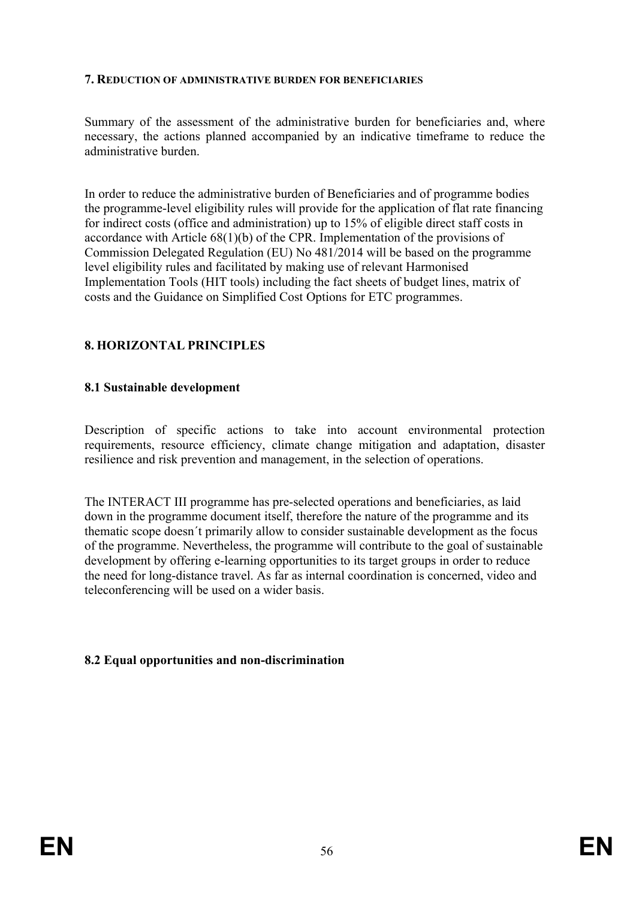## 7. REDUCTION OF ADMINISTRATIVE BURDEN FOR BENEFICIARIES

Summary of the assessment of the administrative burden for beneficiaries and, where necessary, the actions planned accompanied by an indicative timeframe to reduce the administrative burden.

In order to reduce the administrative burden of Beneficiaries and of programme bodies the programme-level eligibility rules will provide for the application of flat rate financing for indirect costs (office and administration) up to 15% of eligible direct staff costs in accordance with Article 68(1)(b) of the CPR. Implementation of the provisions of Commission Delegated Regulation (EU) No 481/2014 will be based on the programme level eligibility rules and facilitated by making use of relevant Harmonised Implementation Tools (HIT tools) including the fact sheets of budget lines, matrix of costs and the Guidance on Simplified Cost Options for ETC programmes.

## 8. HORIZONTAL PRINCIPLES

### 8.1 Sustainable development

Description of specific actions to take into account environmental protection requirements, resource efficiency, climate change mitigation and adaptation, disaster resilience and risk prevention and management, in the selection of operations.

The INTERACT III programme has pre-selected operations and beneficiaries, as laid down in the programme document itself, therefore the nature of the programme and its thematic scope doesn´t primarily allow to consider sustainable development as the focus of the programme. Nevertheless, the programme will contribute to the goal of sustainable development by offering e-learning opportunities to its target groups in order to reduce the need for long-distance travel. As far as internal coordination is concerned, video and teleconferencing will be used on a wider basis.

### 8.2 Equal opportunities and non-discrimination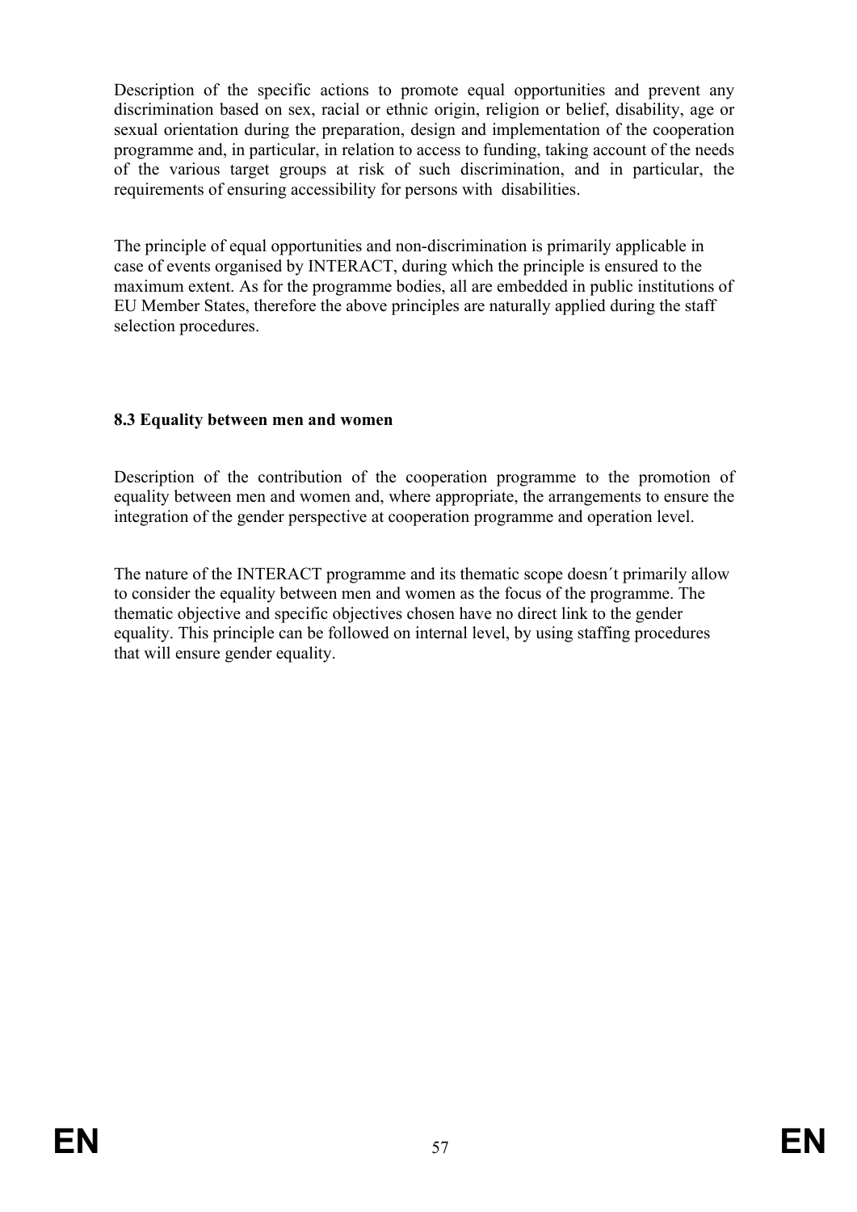Description of the specific actions to promote equal opportunities and prevent any discrimination based on sex, racial or ethnic origin, religion or belief, disability, age or sexual orientation during the preparation, design and implementation of the cooperation programme and, in particular, in relation to access to funding, taking account of the needs of the various target groups at risk of such discrimination, and in particular, the requirements of ensuring accessibility for persons with disabilities.

The principle of equal opportunities and non-discrimination is primarily applicable in case of events organised by INTERACT, during which the principle is ensured to the maximum extent. As for the programme bodies, all are embedded in public institutions of EU Member States, therefore the above principles are naturally applied during the staff selection procedures.

### 8.3 Equality between men and women

Description of the contribution of the cooperation programme to the promotion of equality between men and women and, where appropriate, the arrangements to ensure the integration of the gender perspective at cooperation programme and operation level.

The nature of the INTERACT programme and its thematic scope doesn´t primarily allow to consider the equality between men and women as the focus of the programme. The thematic objective and specific objectives chosen have no direct link to the gender equality. This principle can be followed on internal level, by using staffing procedures that will ensure gender equality.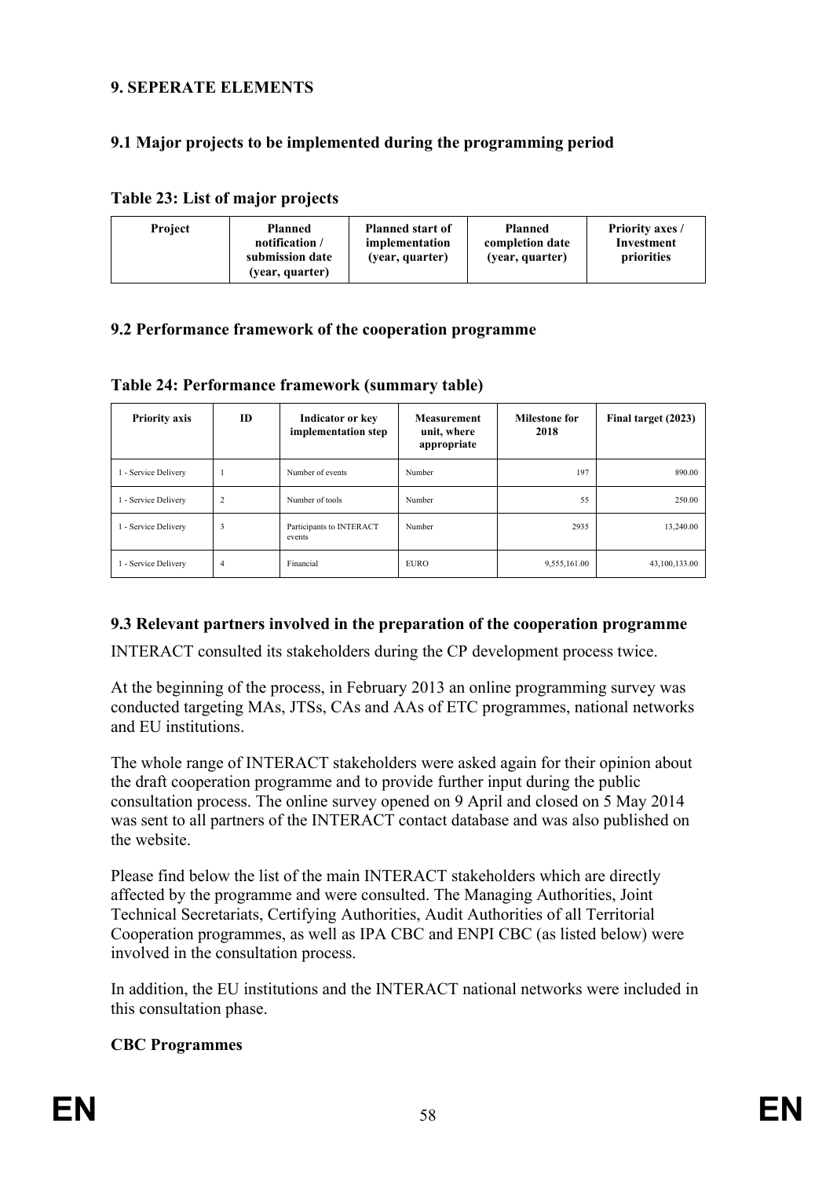## 9. SEPERATE ELEMENTS

### 9.1 Major projects to be implemented during the programming period

**Table 23: List of major projects**

| Project | Planned notification / submission date (year, quarter) | Planned start of implementation (year, quarter) | Planned completion date (year, quarter) | Priority axes / Investment priorities |
|---|---|---|---|---|

### 9.2 Performance framework of the cooperation programme

**Table 24: Performance framework (summary table)**

| Priority axis | ID | Indicator or key implementation step | Measurement unit, where appropriate | Milestone for 2018 | Final target (2023) |
|---|---|---|---|---|---|
| 1 - Service Delivery | 1 | Number of events | Number | 197 | 890.00 |
| 1 - Service Delivery | 2 | Number of tools | Number | 55 | 250.00 |
| 1 - Service Delivery | 3 | Participants to INTERACT events | Number | 2935 | 13,240.00 |
| 1 - Service Delivery | 4 | Financial | EURO | 9,555,161.00 | 43,100,133.00 |

### 9.3 Relevant partners involved in the preparation of the cooperation programme

INTERACT consulted its stakeholders during the CP development process twice.

At the beginning of the process, in February 2013 an online programming survey was conducted targeting MAs, JTSs, CAs and AAs of ETC programmes, national networks and EU institutions.

The whole range of INTERACT stakeholders were asked again for their opinion about the draft cooperation programme and to provide further input during the public consultation process. The online survey opened on 9 April and closed on 5 May 2014 was sent to all partners of the INTERACT contact database and was also published on the website.

Please find below the list of the main INTERACT stakeholders which are directly affected by the programme and were consulted. The Managing Authorities, Joint Technical Secretariats, Certifying Authorities, Audit Authorities of all Territorial Cooperation programmes, as well as IPA CBC and ENPI CBC (as listed below) were involved in the consultation process.

In addition, the EU institutions and the INTERACT national networks were included in this consultation phase.

**CBC Programmes**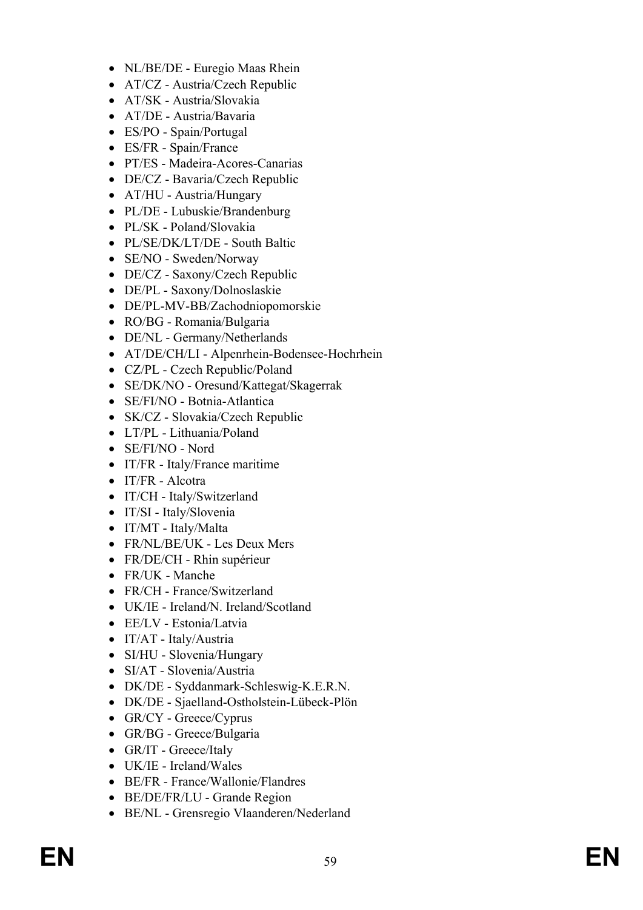- NL/BE/DE - Euregio Maas Rhein
- AT/CZ - Austria/Czech Republic
- AT/SK - Austria/Slovakia
- AT/DE - Austria/Bavaria
- ES/PO - Spain/Portugal
- ES/FR - Spain/France
- PT/ES - Madeira-Acores-Canarias
- DE/CZ - Bavaria/Czech Republic
- AT/HU - Austria/Hungary
- PL/DE - Lubuskie/Brandenburg
- PL/SK - Poland/Slovakia
- PL/SE/DK/LT/DE - South Baltic
- SE/NO - Sweden/Norway
- DE/CZ - Saxony/Czech Republic
- DE/PL - Saxony/Dolnoslaskie
- DE/PL-MV-BB/Zachodniopomorskie
- RO/BG - Romania/Bulgaria
- DE/NL - Germany/Netherlands
- AT/DE/CH/LI - Alpenrhein-Bodensee-Hochrhein
- CZ/PL - Czech Republic/Poland
- SE/DK/NO - Oresund/Kattegat/Skagerrak
- SE/FI/NO - Botnia-Atlantica
- SK/CZ - Slovakia/Czech Republic
- LT/PL - Lithuania/Poland
- SE/FI/NO - Nord
- IT/FR - Italy/France maritime
- IT/FR - Alcotra
- IT/CH - Italy/Switzerland
- IT/SI - Italy/Slovenia
- IT/MT - Italy/Malta
- FR/NL/BE/UK - Les Deux Mers
- FR/DE/CH - Rhin supérieur
- FR/UK - Manche
- FR/CH - France/Switzerland
- UK/IE - Ireland/N. Ireland/Scotland
- EE/LV - Estonia/Latvia
- IT/AT - Italy/Austria
- SI/HU - Slovenia/Hungary
- SI/AT - Slovenia/Austria
- DK/DE - Syddanmark-Schleswig-K.E.R.N.
- DK/DE - Sjaelland-Ostholstein-Lübeck-Plön
- GR/CY - Greece/Cyprus
- GR/BG - Greece/Bulgaria
- GR/IT - Greece/Italy
- UK/IE - Ireland/Wales
- BE/FR - France/Wallonie/Flandres
- BE/DE/FR/LU - Grande Region
- BE/NL - Grensregio Vlaanderen/Nederland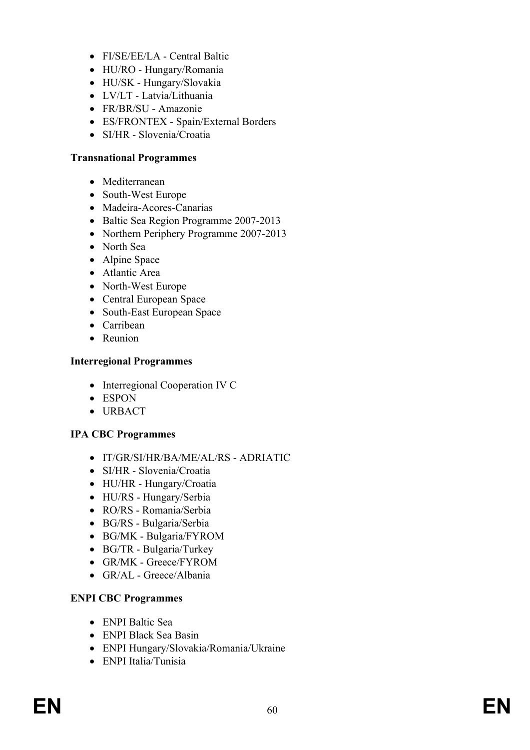- FI/SE/EE/LA - Central Baltic
- HU/RO - Hungary/Romania
- HU/SK - Hungary/Slovakia
- LV/LT - Latvia/Lithuania
- FR/BR/SU - Amazonie
- ES/FRONTEX - Spain/External Borders
- SI/HR - Slovenia/Croatia

**Transnational Programmes**

- Mediterranean
- South-West Europe
- Madeira-Acores-Canarias
- Baltic Sea Region Programme 2007-2013
- Northern Periphery Programme 2007-2013
- North Sea
- Alpine Space
- Atlantic Area
- North-West Europe
- Central European Space
- South-East European Space
- Carribean
- Reunion

**Interregional Programmes**

- Interregional Cooperation IV C
- ESPON
- URBACT

**IPA CBC Programmes**

- IT/GR/SI/HR/BA/ME/AL/RS - ADRIATIC
- SI/HR - Slovenia/Croatia
- HU/HR - Hungary/Croatia
- HU/RS - Hungary/Serbia
- RO/RS - Romania/Serbia
- BG/RS - Bulgaria/Serbia
- BG/MK - Bulgaria/FYROM
- BG/TR - Bulgaria/Turkey
- GR/MK - Greece/FYROM
- GR/AL - Greece/Albania

**ENPI CBC Programmes**

- ENPI Baltic Sea
- ENPI Black Sea Basin
- ENPI Hungary/Slovakia/Romania/Ukraine
- ENPI Italia/Tunisia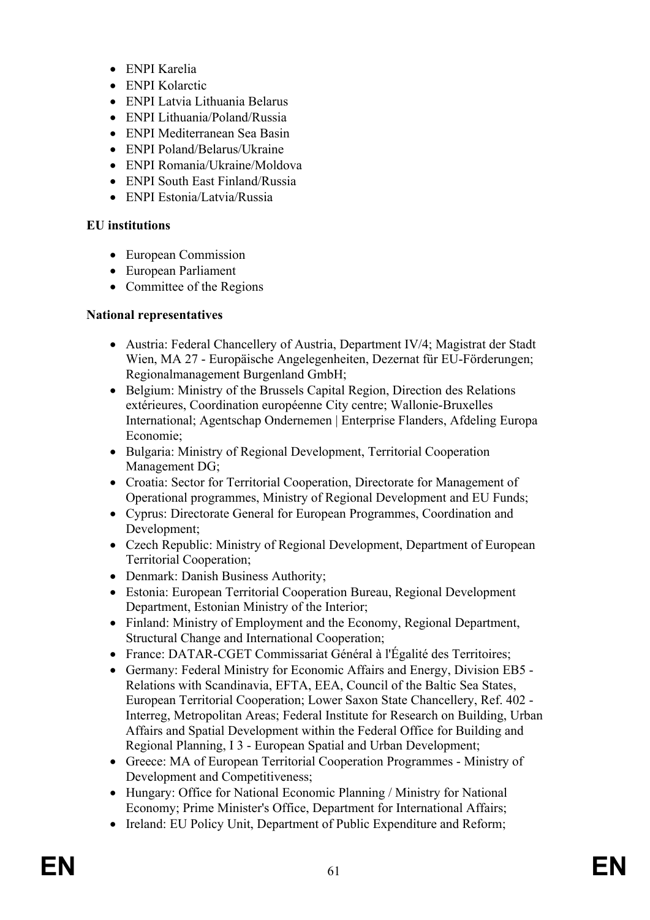- ENPI Karelia
- ENPI Kolarctic
- ENPI Latvia Lithuania Belarus
- ENPI Lithuania/Poland/Russia
- ENPI Mediterranean Sea Basin
- ENPI Poland/Belarus/Ukraine
- ENPI Romania/Ukraine/Moldova
- ENPI South East Finland/Russia
- ENPI Estonia/Latvia/Russia

**EU institutions**

- European Commission
- European Parliament
- Committee of the Regions

**National representatives**

- Austria: Federal Chancellery of Austria, Department IV/4; Magistrat der Stadt Wien, MA 27 - Europäische Angelegenheiten, Dezernat für EU-Förderungen; Regionalmanagement Burgenland GmbH;
- Belgium: Ministry of the Brussels Capital Region, Direction des Relations extérieures, Coordination européenne City centre; Wallonie-Bruxelles International; Agentschap Ondernemen | Enterprise Flanders, Afdeling Europa Economie;
- Bulgaria: Ministry of Regional Development, Territorial Cooperation Management DG;
- Croatia: Sector for Territorial Cooperation, Directorate for Management of Operational programmes, Ministry of Regional Development and EU Funds;
- Cyprus: Directorate General for European Programmes, Coordination and Development;
- Czech Republic: Ministry of Regional Development, Department of European Territorial Cooperation;
- Denmark: Danish Business Authority;
- Estonia: European Territorial Cooperation Bureau, Regional Development Department, Estonian Ministry of the Interior;
- Finland: Ministry of Employment and the Economy, Regional Department, Structural Change and International Cooperation;
- France: DATAR-CGET Commissariat Général à l'Égalité des Territoires;
- Germany: Federal Ministry for Economic Affairs and Energy, Division EB5 - Relations with Scandinavia, EFTA, EEA, Council of the Baltic Sea States, European Territorial Cooperation; Lower Saxon State Chancellery, Ref. 402 - Interreg, Metropolitan Areas; Federal Institute for Research on Building, Urban Affairs and Spatial Development within the Federal Office for Building and Regional Planning, I 3 - European Spatial and Urban Development;
- Greece: MA of European Territorial Cooperation Programmes - Ministry of Development and Competitiveness;
- Hungary: Office for National Economic Planning / Ministry for National Economy; Prime Minister's Office, Department for International Affairs;
- Ireland: EU Policy Unit, Department of Public Expenditure and Reform;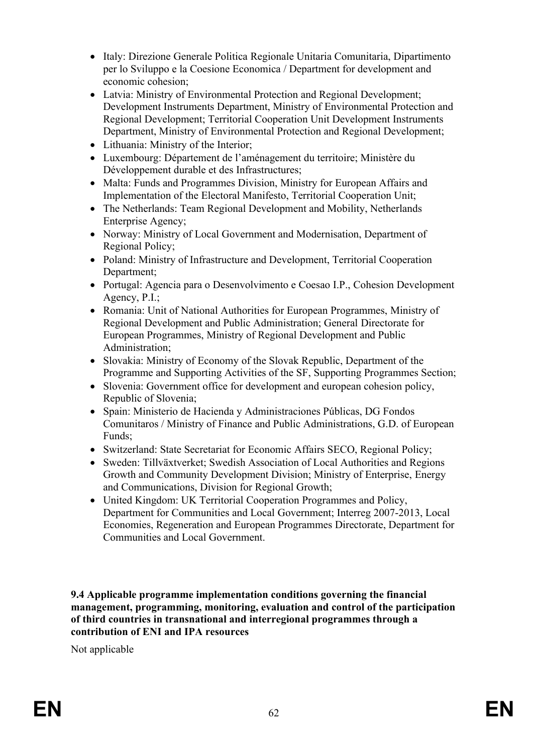- Italy: Direzione Generale Politica Regionale Unitaria Comunitaria, Dipartimento per lo Sviluppo e la Coesione Economica / Department for development and economic cohesion;
- Latvia: Ministry of Environmental Protection and Regional Development; Development Instruments Department, Ministry of Environmental Protection and Regional Development; Territorial Cooperation Unit Development Instruments Department, Ministry of Environmental Protection and Regional Development;
- Lithuania: Ministry of the Interior;
- Luxembourg: Département de l'aménagement du territoire; Ministère du Développement durable et des Infrastructures;
- Malta: Funds and Programmes Division, Ministry for European Affairs and Implementation of the Electoral Manifesto, Territorial Cooperation Unit;
- The Netherlands: Team Regional Development and Mobility, Netherlands Enterprise Agency;
- Norway: Ministry of Local Government and Modernisation, Department of Regional Policy;
- Poland: Ministry of Infrastructure and Development, Territorial Cooperation Department;
- Portugal: Agencia para o Desenvolvimento e Coesao I.P., Cohesion Development Agency, P.I.;
- Romania: Unit of National Authorities for European Programmes, Ministry of Regional Development and Public Administration; General Directorate for European Programmes, Ministry of Regional Development and Public Administration;
- Slovakia: Ministry of Economy of the Slovak Republic, Department of the Programme and Supporting Activities of the SF, Supporting Programmes Section;
- Slovenia: Government office for development and european cohesion policy, Republic of Slovenia;
- Spain: Ministerio de Hacienda y Administraciones Públicas, DG Fondos Comunitaros / Ministry of Finance and Public Administrations, G.D. of European Funds;
- Switzerland: State Secretariat for Economic Affairs SECO, Regional Policy;
- Sweden: Tillväxtverket; Swedish Association of Local Authorities and Regions Growth and Community Development Division; Ministry of Enterprise, Energy and Communications, Division for Regional Growth;
- United Kingdom: UK Territorial Cooperation Programmes and Policy, Department for Communities and Local Government; Interreg 2007-2013, Local Economies, Regeneration and European Programmes Directorate, Department for Communities and Local Government.

**9.4 Applicable programme implementation conditions governing the financial management, programming, monitoring, evaluation and control of the participation of third countries in transnational and interregional programmes through a contribution of ENI and IPA resources**

Not applicable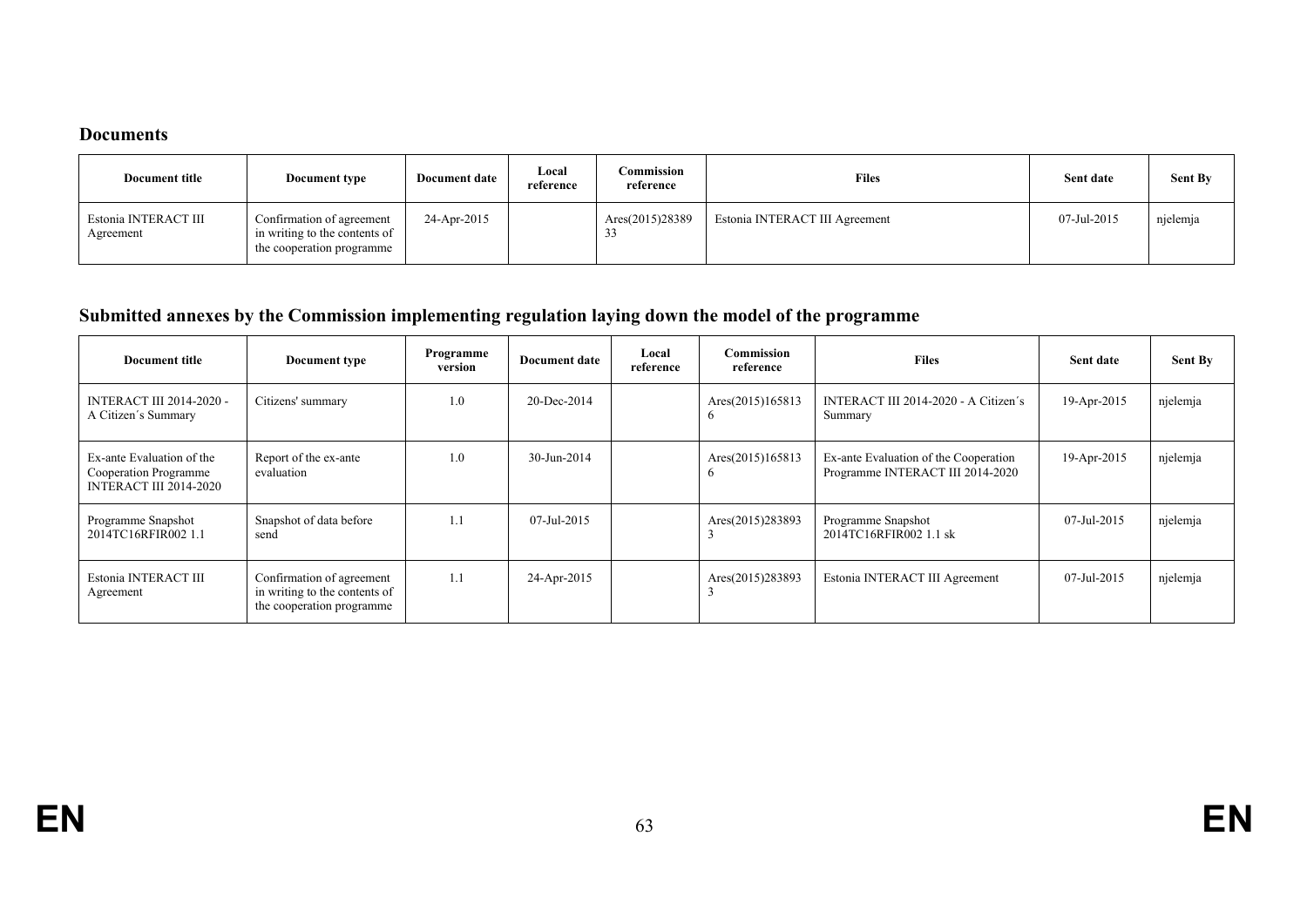## Documents

| Document title | Document type | Document date | Local reference | Commission reference | Files | Sent date | Sent By |
|---|---|---|---|---|---|---|---|
| Estonia INTERACT III Agreement | Confirmation of agreement in writing to the contents of the cooperation programme | 24-Apr-2015 | | Ares(2015)2838933 | Estonia INTERACT III Agreement | 07-Jul-2015 | njelemja |

## Submitted annexes by the Commission implementing regulation laying down the model of the programme

| Document title | Document type | Programme version | Document date | Local reference | Commission reference | Files | Sent date | Sent By |
|---|---|---|---|---|---|---|---|---|
| INTERACT III 2014-2020 - A Citizen´s Summary | Citizens' summary | 1.0 | 20-Dec-2014 | | Ares(2015)1658136 | INTERACT III 2014-2020 - A Citizen´s Summary | 19-Apr-2015 | njelemja |
| Ex-ante Evaluation of the Cooperation Programme INTERACT III 2014-2020 | Report of the ex-ante evaluation | 1.0 | 30-Jun-2014 | | Ares(2015)1658136 | Ex-ante Evaluation of the Cooperation Programme INTERACT III 2014-2020 | 19-Apr-2015 | njelemja |
| Programme Snapshot 2014TC16RFIR002 1.1 | Snapshot of data before send | 1.1 | 07-Jul-2015 | | Ares(2015)2838933 | Programme Snapshot 2014TC16RFIR002 1.1 sk | 07-Jul-2015 | njelemja |
| Estonia INTERACT III Agreement | Confirmation of agreement in writing to the contents of the cooperation programme | 1.1 | 24-Apr-2015 | | Ares(2015)2838933 | Estonia INTERACT III Agreement | 07-Jul-2015 | njelemja |